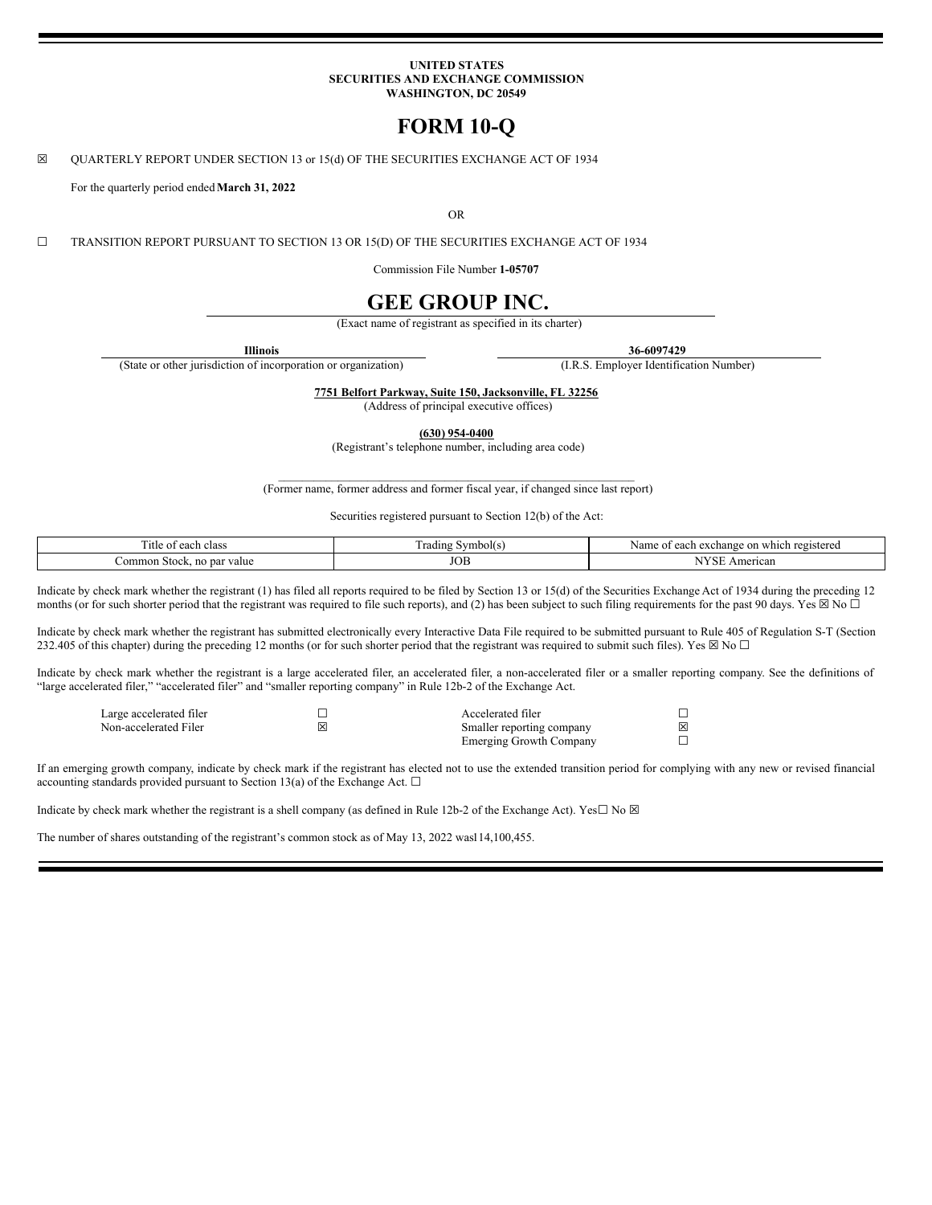**UNITED STATES**
**SECURITIES AND EXCHANGE COMMISSION**
**WASHINGTON, DC 20549**

# FORM 10-Q

☒ QUARTERLY REPORT UNDER SECTION 13 or 15(d) OF THE SECURITIES EXCHANGE ACT OF 1934

For the quarterly period ended **March 31, 2022**

OR

☐ TRANSITION REPORT PURSUANT TO SECTION 13 OR 15(D) OF THE SECURITIES EXCHANGE ACT OF 1934

Commission File Number **1-05707**

# GEE GROUP INC.

(Exact name of registrant as specified in its charter)

| **Illinois** | **36-6097429** |
|---|---|
| (State or other jurisdiction of incorporation or organization) | (I.R.S. Employer Identification Number) |

**7751 Belfort Parkway, Suite 150, Jacksonville, FL 32256**
(Address of principal executive offices)

**(630) 954-0400**
(Registrant's telephone number, including area code)

\_\_\_\_\_\_\_\_\_\_\_\_\_\_\_\_\_\_\_\_\_\_\_\_\_\_\_\_\_\_\_\_\_\_\_\_\_\_\_\_\_\_\_\_\_\_\_\_\_\_\_\_\_\_\_\_\_\_
(Former name, former address and former fiscal year, if changed since last report)

Securities registered pursuant to Section 12(b) of the Act:

| Title of each class | Trading Symbol(s) | Name of each exchange on which registered |
|---|---|---|
| Common Stock, no par value | JOB | NYSE American |

Indicate by check mark whether the registrant (1) has filed all reports required to be filed by Section 13 or 15(d) of the Securities Exchange Act of 1934 during the preceding 12 months (or for such shorter period that the registrant was required to file such reports), and (2) has been subject to such filing requirements for the past 90 days. Yes ☒ No ☐

Indicate by check mark whether the registrant has submitted electronically every Interactive Data File required to be submitted pursuant to Rule 405 of Regulation S-T (Section 232.405 of this chapter) during the preceding 12 months (or for such shorter period that the registrant was required to submit such files). Yes ☒ No ☐

Indicate by check mark whether the registrant is a large accelerated filer, an accelerated filer, a non-accelerated filer or a smaller reporting company. See the definitions of "large accelerated filer," "accelerated filer" and "smaller reporting company" in Rule 12b-2 of the Exchange Act.

| | | | |
|---|---|---|---|
| Large accelerated filer | ☐ | Accelerated filer | ☐ |
| Non-accelerated Filer | ☒ | Smaller reporting company | ☒ |
| | | Emerging Growth Company | ☐ |

If an emerging growth company, indicate by check mark if the registrant has elected not to use the extended transition period for complying with any new or revised financial accounting standards provided pursuant to Section 13(a) of the Exchange Act. ☐

Indicate by check mark whether the registrant is a shell company (as defined in Rule 12b-2 of the Exchange Act). Yes☐ No ☒

The number of shares outstanding of the registrant's common stock as of May 13, 2022 was114,100,455.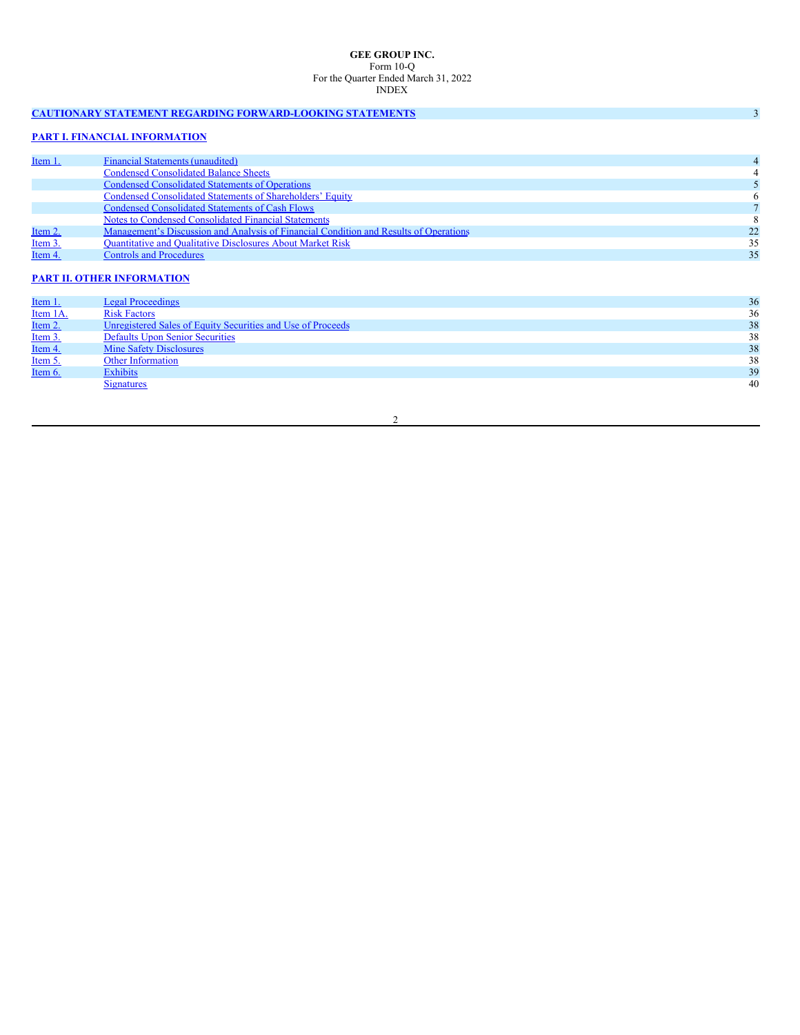**GEE GROUP INC.**
Form 10-Q
For the Quarter Ended March 31, 2022
INDEX

| | | |
|---|---|---|
| **CAUTIONARY STATEMENT REGARDING FORWARD-LOOKING STATEMENTS** | | 3 |
| **PART I. FINANCIAL INFORMATION** | | |
| Item 1. | Financial Statements (unaudited) | 4 |
| | Condensed Consolidated Balance Sheets | 4 |
| | Condensed Consolidated Statements of Operations | 5 |
| | Condensed Consolidated Statements of Shareholders' Equity | 6 |
| | Condensed Consolidated Statements of Cash Flows | 7 |
| | Notes to Condensed Consolidated Financial Statements | 8 |
| Item 2. | Management's Discussion and Analysis of Financial Condition and Results of Operations | 22 |
| Item 3. | Quantitative and Qualitative Disclosures About Market Risk | 35 |
| Item 4. | Controls and Procedures | 35 |
| **PART II. OTHER INFORMATION** | | |
| Item 1. | Legal Proceedings | 36 |
| Item 1A. | Risk Factors | 36 |
| Item 2. | Unregistered Sales of Equity Securities and Use of Proceeds | 38 |
| Item 3. | Defaults Upon Senior Securities | 38 |
| Item 4. | Mine Safety Disclosures | 38 |
| Item 5. | Other Information | 38 |
| Item 6. | Exhibits | 39 |
| | Signatures | 40 |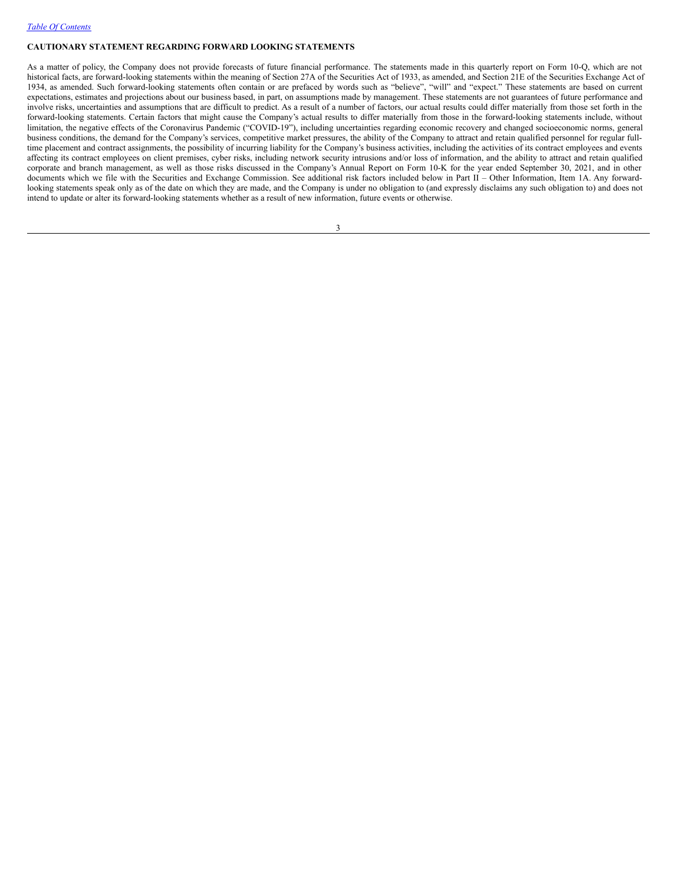[Table Of Contents](#)

**CAUTIONARY STATEMENT REGARDING FORWARD LOOKING STATEMENTS**

As a matter of policy, the Company does not provide forecasts of future financial performance. The statements made in this quarterly report on Form 10-Q, which are not historical facts, are forward-looking statements within the meaning of Section 27A of the Securities Act of 1933, as amended, and Section 21E of the Securities Exchange Act of 1934, as amended. Such forward-looking statements often contain or are prefaced by words such as "believe", "will" and "expect." These statements are based on current expectations, estimates and projections about our business based, in part, on assumptions made by management. These statements are not guarantees of future performance and involve risks, uncertainties and assumptions that are difficult to predict. As a result of a number of factors, our actual results could differ materially from those set forth in the forward-looking statements. Certain factors that might cause the Company's actual results to differ materially from those in the forward-looking statements include, without limitation, the negative effects of the Coronavirus Pandemic ("COVID-19"), including uncertainties regarding economic recovery and changed socioeconomic norms, general business conditions, the demand for the Company's services, competitive market pressures, the ability of the Company to attract and retain qualified personnel for regular full-time placement and contract assignments, the possibility of incurring liability for the Company's business activities, including the activities of its contract employees and events affecting its contract employees on client premises, cyber risks, including network security intrusions and/or loss of information, and the ability to attract and retain qualified corporate and branch management, as well as those risks discussed in the Company's Annual Report on Form 10-K for the year ended September 30, 2021, and in other documents which we file with the Securities and Exchange Commission. See additional risk factors included below in Part II – Other Information, Item 1A. Any forward-looking statements speak only as of the date on which they are made, and the Company is under no obligation to (and expressly disclaims any such obligation to) and does not intend to update or alter its forward-looking statements whether as a result of new information, future events or otherwise.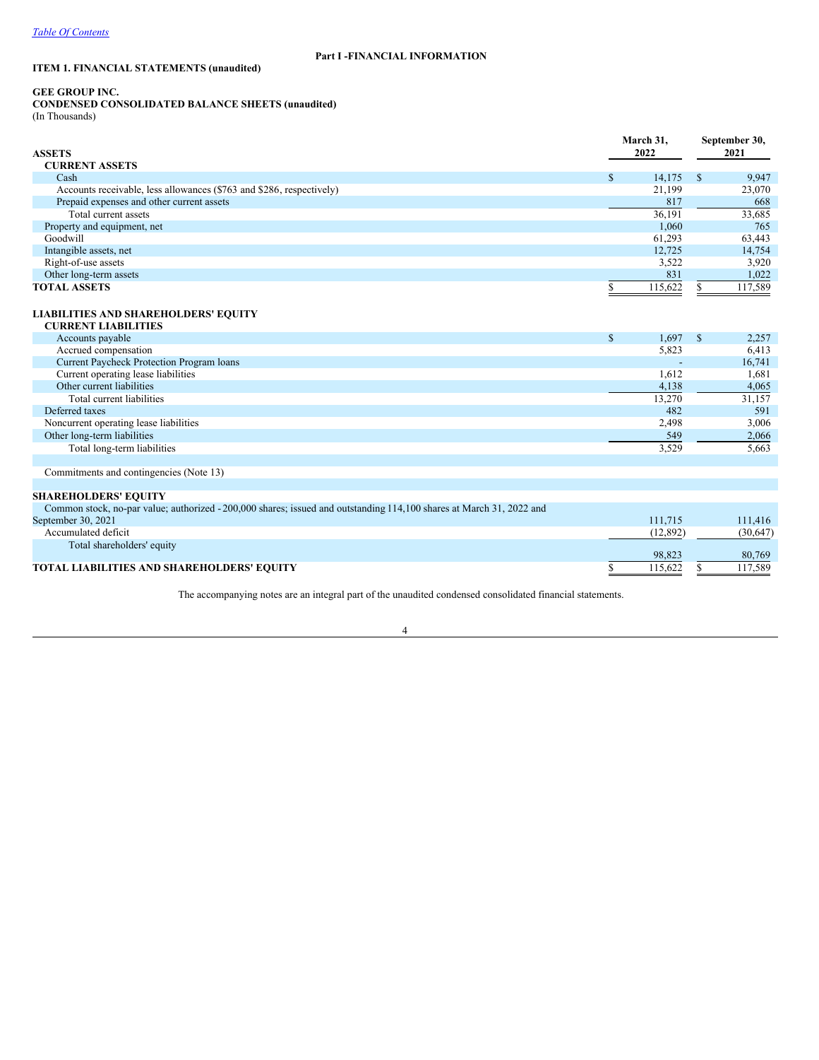*Table Of Contents*

**Part I -FINANCIAL INFORMATION**

**ITEM 1. FINANCIAL STATEMENTS (unaudited)**

**GEE GROUP INC.**
**CONDENSED CONSOLIDATED BALANCE SHEETS (unaudited)**
(In Thousands)

| ASSETS | March 31, 2022 | September 30, 2021 |
|---|---|---|
| **CURRENT ASSETS** | | |
| Cash | $ 14,175 | $ 9,947 |
| Accounts receivable, less allowances ($763 and $286, respectively) | 21,199 | 23,070 |
| Prepaid expenses and other current assets | 817 | 668 |
| Total current assets | 36,191 | 33,685 |
| Property and equipment, net | 1,060 | 765 |
| Goodwill | 61,293 | 63,443 |
| Intangible assets, net | 12,725 | 14,754 |
| Right-of-use assets | 3,522 | 3,920 |
| Other long-term assets | 831 | 1,022 |
| **TOTAL ASSETS** | $ 115,622 | $ 117,589 |
| | | |
| **LIABILITIES AND SHAREHOLDERS' EQUITY** | | |
| **CURRENT LIABILITIES** | | |
| Accounts payable | $ 1,697 | $ 2,257 |
| Accrued compensation | 5,823 | 6,413 |
| Current Paycheck Protection Program loans | - | 16,741 |
| Current operating lease liabilities | 1,612 | 1,681 |
| Other current liabilities | 4,138 | 4,065 |
| Total current liabilities | 13,270 | 31,157 |
| Deferred taxes | 482 | 591 |
| Noncurrent operating lease liabilities | 2,498 | 3,006 |
| Other long-term liabilities | 549 | 2,066 |
| Total long-term liabilities | 3,529 | 5,663 |
| | | |
| Commitments and contingencies (Note 13) | | |
| | | |
| **SHAREHOLDERS' EQUITY** | | |
| Common stock, no-par value; authorized - 200,000 shares; issued and outstanding 114,100 shares at March 31, 2022 and September 30, 2021 | 111,715 | 111,416 |
| Accumulated deficit | (12,892) | (30,647) |
| Total shareholders' equity | 98,823 | 80,769 |
| **TOTAL LIABILITIES AND SHAREHOLDERS' EQUITY** | $ 115,622 | $ 117,589 |

The accompanying notes are an integral part of the unaudited condensed consolidated financial statements.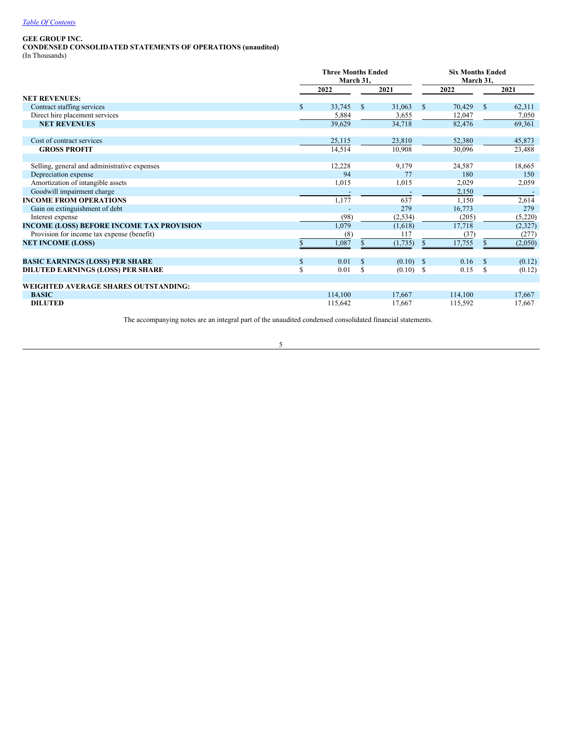[Table Of Contents](#)

**GEE GROUP INC.**
**CONDENSED CONSOLIDATED STATEMENTS OF OPERATIONS (unaudited)**
(In Thousands)

| | Three Months Ended March 31, | | Six Months Ended March 31, | |
|---|---|---|---|---|
| | 2022 | 2021 | 2022 | 2021 |
| **NET REVENUES:** | | | | |
| Contract staffing services | $ 33,745 | $ 31,063 | $ 70,429 | $ 62,311 |
| Direct hire placement services | 5,884 | 3,655 | 12,047 | 7,050 |
| **NET REVENUES** | 39,629 | 34,718 | 82,476 | 69,361 |
| | | | | |
| Cost of contract services | 25,115 | 23,810 | 52,380 | 45,873 |
| **GROSS PROFIT** | 14,514 | 10,908 | 30,096 | 23,488 |
| | | | | |
| Selling, general and administrative expenses | 12,228 | 9,179 | 24,587 | 18,665 |
| Depreciation expense | 94 | 77 | 180 | 150 |
| Amortization of intangible assets | 1,015 | 1,015 | 2,029 | 2,059 |
| Goodwill impairment charge | - | - | 2,150 | - |
| **INCOME FROM OPERATIONS** | 1,177 | 637 | 1,150 | 2,614 |
| Gain on extinguishment of debt | - | 279 | 16,773 | 279 |
| Interest expense | (98) | (2,534) | (205) | (5,220) |
| **INCOME (LOSS) BEFORE INCOME TAX PROVISION** | 1,079 | (1,618) | 17,718 | (2,327) |
| Provision for income tax expense (benefit) | (8) | 117 | (37) | (277) |
| **NET INCOME (LOSS)** | $ 1,087 | $ (1,735) | $ 17,755 | $ (2,050) |
| | | | | |
| **BASIC EARNINGS (LOSS) PER SHARE** | $ 0.01 | $ (0.10) | $ 0.16 | $ (0.12) |
| **DILUTED EARNINGS (LOSS) PER SHARE** | $ 0.01 | $ (0.10) | $ 0.15 | $ (0.12) |
| | | | | |
| **WEIGHTED AVERAGE SHARES OUTSTANDING:** | | | | |
| **BASIC** | 114,100 | 17,667 | 114,100 | 17,667 |
| **DILUTED** | 115,642 | 17,667 | 115,592 | 17,667 |

The accompanying notes are an integral part of the unaudited condensed consolidated financial statements.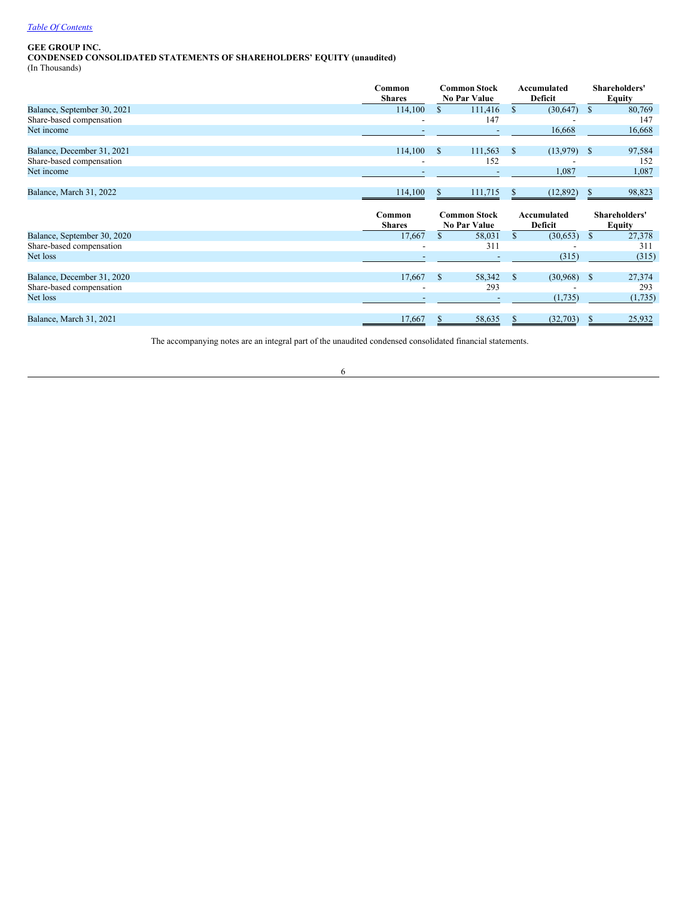[Table Of Contents](#)

**GEE GROUP INC.**
**CONDENSED CONSOLIDATED STATEMENTS OF SHAREHOLDERS' EQUITY (unaudited)**
(In Thousands)

| | Common Shares | Common Stock No Par Value | Accumulated Deficit | Shareholders' Equity |
|---|---|---|---|---|
| Balance, September 30, 2021 | 114,100 | $ 111,416 | $ (30,647) | $ 80,769 |
| Share-based compensation | - | 147 | - | 147 |
| Net income | - | - | 16,668 | 16,668 |
| | | | | |
| Balance, December 31, 2021 | 114,100 | $ 111,563 | $ (13,979) | $ 97,584 |
| Share-based compensation | - | 152 | - | 152 |
| Net income | - | - | 1,087 | 1,087 |
| | | | | |
| Balance, March 31, 2022 | 114,100 | $ 111,715 | $ (12,892) | $ 98,823 |

| | Common Shares | Common Stock No Par Value | Accumulated Deficit | Shareholders' Equity |
|---|---|---|---|---|
| Balance, September 30, 2020 | 17,667 | $ 58,031 | $ (30,653) | $ 27,378 |
| Share-based compensation | - | 311 | - | 311 |
| Net loss | - | - | (315) | (315) |
| | | | | |
| Balance, December 31, 2020 | 17,667 | $ 58,342 | $ (30,968) | $ 27,374 |
| Share-based compensation | - | 293 | - | 293 |
| Net loss | - | - | (1,735) | (1,735) |
| | | | | |
| Balance, March 31, 2021 | 17,667 | $ 58,635 | $ (32,703) | $ 25,932 |

The accompanying notes are an integral part of the unaudited condensed consolidated financial statements.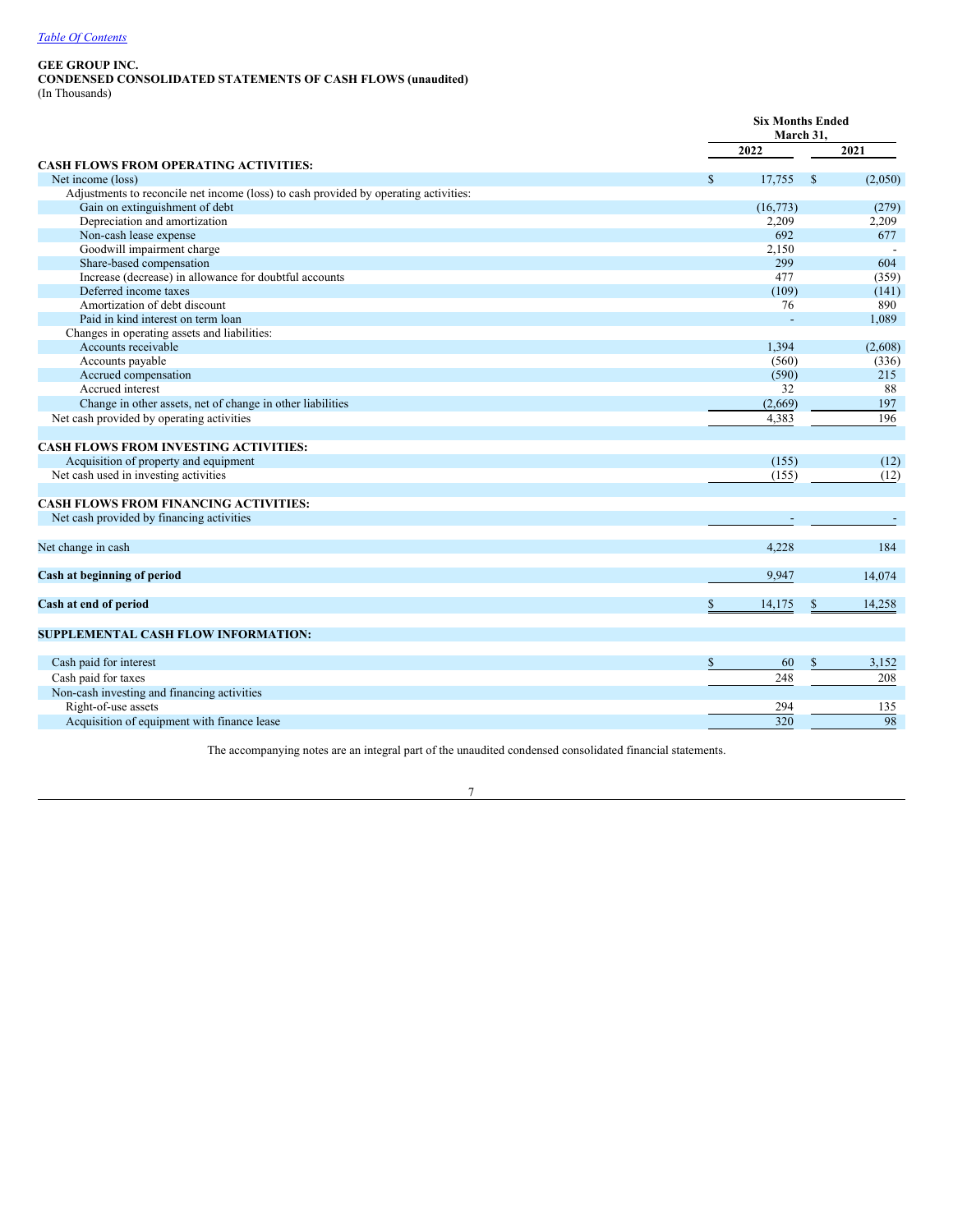[Table Of Contents](#)

**GEE GROUP INC.**
**CONDENSED CONSOLIDATED STATEMENTS OF CASH FLOWS (unaudited)**
(In Thousands)

| | Six Months Ended March 31, | |
|---|---|---|
| | **2022** | **2021** |
| **CASH FLOWS FROM OPERATING ACTIVITIES:** | | |
| Net income (loss) | $ 17,755 | $ (2,050) |
| Adjustments to reconcile net income (loss) to cash provided by operating activities: | | |
| Gain on extinguishment of debt | (16,773) | (279) |
| Depreciation and amortization | 2,209 | 2,209 |
| Non-cash lease expense | 692 | 677 |
| Goodwill impairment charge | 2,150 | - |
| Share-based compensation | 299 | 604 |
| Increase (decrease) in allowance for doubtful accounts | 477 | (359) |
| Deferred income taxes | (109) | (141) |
| Amortization of debt discount | 76 | 890 |
| Paid in kind interest on term loan | - | 1,089 |
| Changes in operating assets and liabilities: | | |
| Accounts receivable | 1,394 | (2,608) |
| Accounts payable | (560) | (336) |
| Accrued compensation | (590) | 215 |
| Accrued interest | 32 | 88 |
| Change in other assets, net of change in other liabilities | (2,669) | 197 |
| Net cash provided by operating activities | 4,383 | 196 |
| | | |
| **CASH FLOWS FROM INVESTING ACTIVITIES:** | | |
| Acquisition of property and equipment | (155) | (12) |
| Net cash used in investing activities | (155) | (12) |
| | | |
| **CASH FLOWS FROM FINANCING ACTIVITIES:** | | |
| Net cash provided by financing activities | - | - |
| | | |
| Net change in cash | 4,228 | 184 |
| | | |
| **Cash at beginning of period** | 9,947 | 14,074 |
| | | |
| **Cash at end of period** | $ 14,175 | $ 14,258 |
| | | |
| **SUPPLEMENTAL CASH FLOW INFORMATION:** | | |
| | | |
| Cash paid for interest | $ 60 | $ 3,152 |
| Cash paid for taxes | 248 | 208 |
| Non-cash investing and financing activities | | |
| Right-of-use assets | 294 | 135 |
| Acquisition of equipment with finance lease | 320 | 98 |

The accompanying notes are an integral part of the unaudited condensed consolidated financial statements.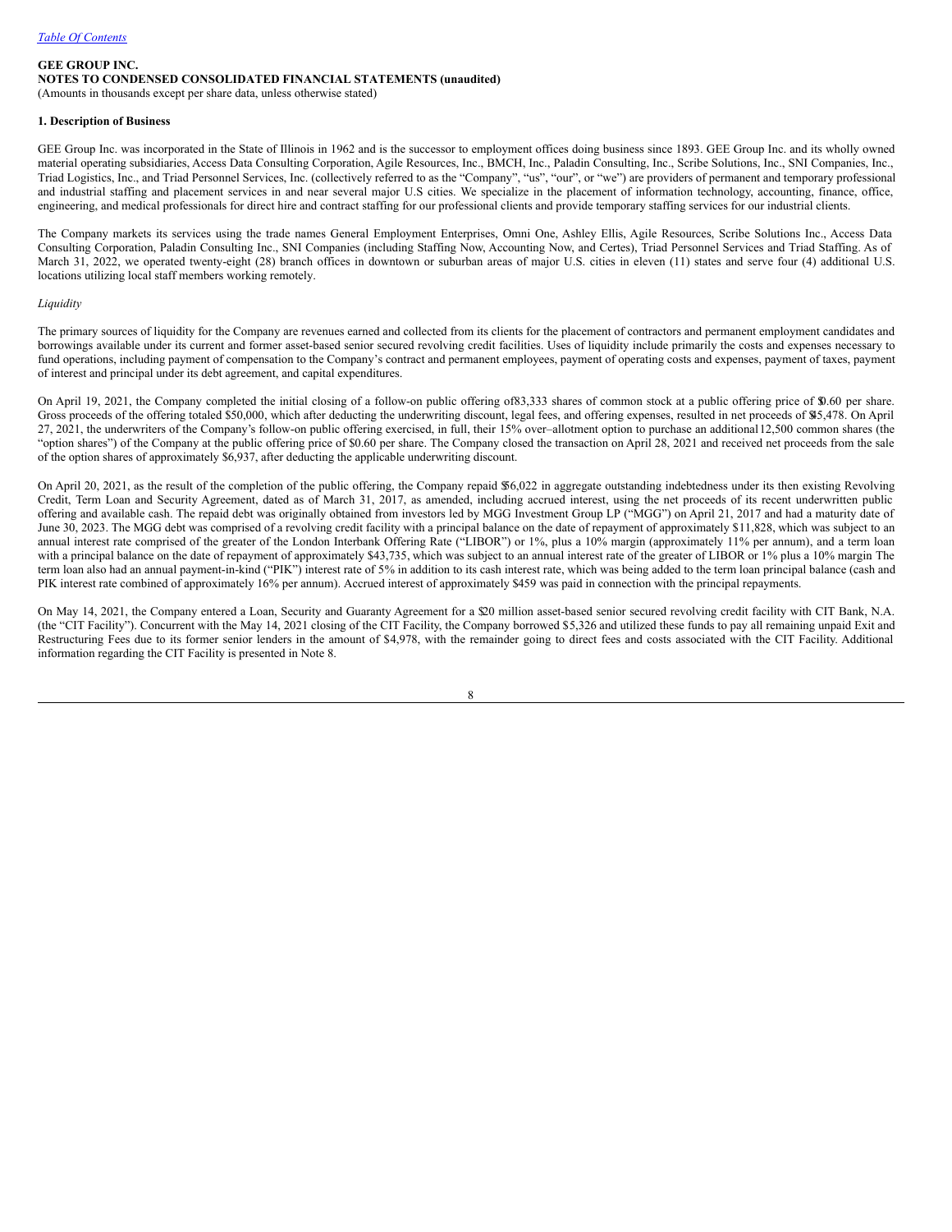*Table Of Contents*

**GEE GROUP INC.**
**NOTES TO CONDENSED CONSOLIDATED FINANCIAL STATEMENTS (unaudited)**
(Amounts in thousands except per share data, unless otherwise stated)

**1. Description of Business**

GEE Group Inc. was incorporated in the State of Illinois in 1962 and is the successor to employment offices doing business since 1893. GEE Group Inc. and its wholly owned material operating subsidiaries, Access Data Consulting Corporation, Agile Resources, Inc., BMCH, Inc., Paladin Consulting, Inc., Scribe Solutions, Inc., SNI Companies, Inc., Triad Logistics, Inc., and Triad Personnel Services, Inc. (collectively referred to as the "Company", "us", "our", or "we") are providers of permanent and temporary professional and industrial staffing and placement services in and near several major U.S cities. We specialize in the placement of information technology, accounting, finance, office, engineering, and medical professionals for direct hire and contract staffing for our professional clients and provide temporary staffing services for our industrial clients.

The Company markets its services using the trade names General Employment Enterprises, Omni One, Ashley Ellis, Agile Resources, Scribe Solutions Inc., Access Data Consulting Corporation, Paladin Consulting Inc., SNI Companies (including Staffing Now, Accounting Now, and Certes), Triad Personnel Services and Triad Staffing. As of March 31, 2022, we operated twenty-eight (28) branch offices in downtown or suburban areas of major U.S. cities in eleven (11) states and serve four (4) additional U.S. locations utilizing local staff members working remotely.

*Liquidity*

The primary sources of liquidity for the Company are revenues earned and collected from its clients for the placement of contractors and permanent employment candidates and borrowings available under its current and former asset-based senior secured revolving credit facilities. Uses of liquidity include primarily the costs and expenses necessary to fund operations, including payment of compensation to the Company's contract and permanent employees, payment of operating costs and expenses, payment of taxes, payment of interest and principal under its debt agreement, and capital expenditures.

On April 19, 2021, the Company completed the initial closing of a follow-on public offering of 83,333 shares of common stock at a public offering price of $0.60 per share. Gross proceeds of the offering totaled $50,000, which after deducting the underwriting discount, legal fees, and offering expenses, resulted in net proceeds of $45,478. On April 27, 2021, the underwriters of the Company's follow-on public offering exercised, in full, their 15% over–allotment option to purchase an additional 12,500 common shares (the "option shares") of the Company at the public offering price of $0.60 per share. The Company closed the transaction on April 28, 2021 and received net proceeds from the sale of the option shares of approximately $6,937, after deducting the applicable underwriting discount.

On April 20, 2021, as the result of the completion of the public offering, the Company repaid $56,022 in aggregate outstanding indebtedness under its then existing Revolving Credit, Term Loan and Security Agreement, dated as of March 31, 2017, as amended, including accrued interest, using the net proceeds of its recent underwritten public offering and available cash. The repaid debt was originally obtained from investors led by MGG Investment Group LP ("MGG") on April 21, 2017 and had a maturity date of June 30, 2023. The MGG debt was comprised of a revolving credit facility with a principal balance on the date of repayment of approximately $11,828, which was subject to an annual interest rate comprised of the greater of the London Interbank Offering Rate ("LIBOR") or 1%, plus a 10% margin (approximately 11% per annum), and a term loan with a principal balance on the date of repayment of approximately $43,735, which was subject to an annual interest rate of the greater of LIBOR or 1% plus a 10% margin The term loan also had an annual payment-in-kind ("PIK") interest rate of 5% in addition to its cash interest rate, which was being added to the term loan principal balance (cash and PIK interest rate combined of approximately 16% per annum). Accrued interest of approximately $459 was paid in connection with the principal repayments.

On May 14, 2021, the Company entered a Loan, Security and Guaranty Agreement for a $20 million asset-based senior secured revolving credit facility with CIT Bank, N.A. (the "CIT Facility"). Concurrent with the May 14, 2021 closing of the CIT Facility, the Company borrowed $5,326 and utilized these funds to pay all remaining unpaid Exit and Restructuring Fees due to its former senior lenders in the amount of $4,978, with the remainder going to direct fees and costs associated with the CIT Facility. Additional information regarding the CIT Facility is presented in Note 8.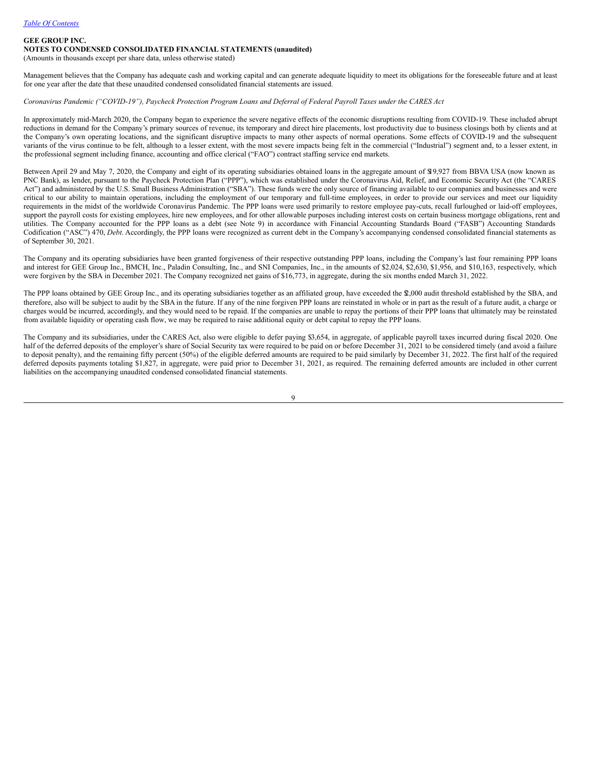**GEE GROUP INC.**
**NOTES TO CONDENSED CONSOLIDATED FINANCIAL STATEMENTS (unaudited)**
(Amounts in thousands except per share data, unless otherwise stated)

Management believes that the Company has adequate cash and working capital and can generate adequate liquidity to meet its obligations for the foreseeable future and at least for one year after the date that these unaudited condensed consolidated financial statements are issued.

*Coronavirus Pandemic ("COVID-19"), Paycheck Protection Program Loans and Deferral of Federal Payroll Taxes under the CARES Act*

In approximately mid-March 2020, the Company began to experience the severe negative effects of the economic disruptions resulting from COVID-19. These included abrupt reductions in demand for the Company's primary sources of revenue, its temporary and direct hire placements, lost productivity due to business closings both by clients and at the Company's own operating locations, and the significant disruptive impacts to many other aspects of normal operations. Some effects of COVID-19 and the subsequent variants of the virus continue to be felt, although to a lesser extent, with the most severe impacts being felt in the commercial ("Industrial") segment and, to a lesser extent, in the professional segment including finance, accounting and office clerical ("FAO") contract staffing service end markets.

Between April 29 and May 7, 2020, the Company and eight of its operating subsidiaries obtained loans in the aggregate amount of $19,927 from BBVA USA (now known as PNC Bank), as lender, pursuant to the Paycheck Protection Plan ("PPP"), which was established under the Coronavirus Aid, Relief, and Economic Security Act (the "CARES Act") and administered by the U.S. Small Business Administration ("SBA"). These funds were the only source of financing available to our companies and businesses and were critical to our ability to maintain operations, including the employment of our temporary and full-time employees, in order to provide our services and meet our liquidity requirements in the midst of the worldwide Coronavirus Pandemic. The PPP loans were used primarily to restore employee pay-cuts, recall furloughed or laid-off employees, support the payroll costs for existing employees, hire new employees, and for other allowable purposes including interest costs on certain business mortgage obligations, rent and utilities. The Company accounted for the PPP loans as a debt (see Note 9) in accordance with Financial Accounting Standards Board ("FASB") Accounting Standards Codification ("ASC") 470, *Debt*. Accordingly, the PPP loans were recognized as current debt in the Company's accompanying condensed consolidated financial statements as of September 30, 2021.

The Company and its operating subsidiaries have been granted forgiveness of their respective outstanding PPP loans, including the Company's last four remaining PPP loans and interest for GEE Group Inc., BMCH, Inc., Paladin Consulting, Inc., and SNI Companies, Inc., in the amounts of $2,024, $2,630, $1,956, and $10,163, respectively, which were forgiven by the SBA in December 2021. The Company recognized net gains of $16,773, in aggregate, during the six months ended March 31, 2022.

The PPP loans obtained by GEE Group Inc., and its operating subsidiaries together as an affiliated group, have exceeded the $2,000 audit threshold established by the SBA, and therefore, also will be subject to audit by the SBA in the future. If any of the nine forgiven PPP loans are reinstated in whole or in part as the result of a future audit, a charge or charges would be incurred, accordingly, and they would need to be repaid. If the companies are unable to repay the portions of their PPP loans that ultimately may be reinstated from available liquidity or operating cash flow, we may be required to raise additional equity or debt capital to repay the PPP loans.

The Company and its subsidiaries, under the CARES Act, also were eligible to defer paying $3,654, in aggregate, of applicable payroll taxes incurred during fiscal 2020. One half of the deferred deposits of the employer's share of Social Security tax were required to be paid on or before December 31, 2021 to be considered timely (and avoid a failure to deposit penalty), and the remaining fifty percent (50%) of the eligible deferred amounts are required to be paid similarly by December 31, 2022. The first half of the required deferred deposits payments totaling $1,827, in aggregate, were paid prior to December 31, 2021, as required. The remaining deferred amounts are included in other current liabilities on the accompanying unaudited condensed consolidated financial statements.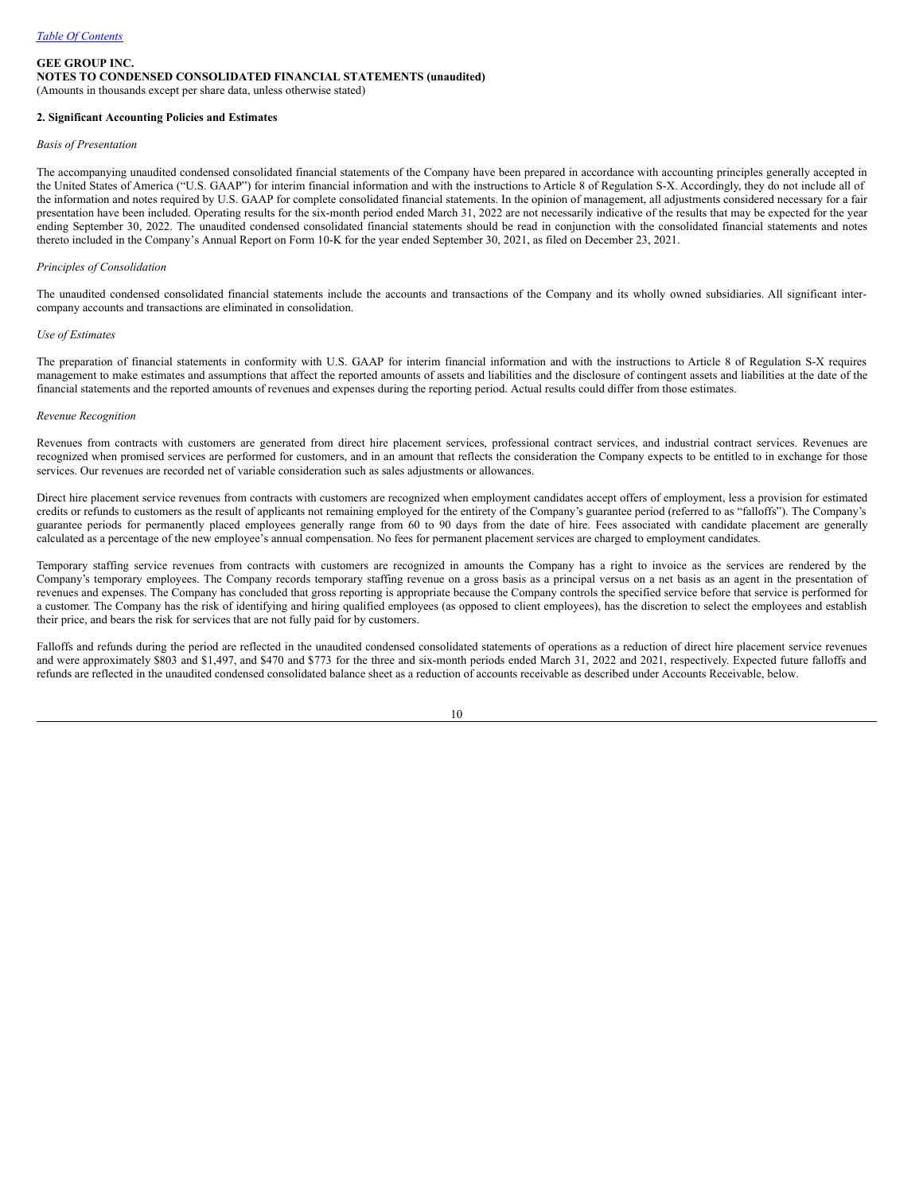**GEE GROUP INC.**
**NOTES TO CONDENSED CONSOLIDATED FINANCIAL STATEMENTS (unaudited)**
(Amounts in thousands except per share data, unless otherwise stated)

**2. Significant Accounting Policies and Estimates**

*Basis of Presentation*

The accompanying unaudited condensed consolidated financial statements of the Company have been prepared in accordance with accounting principles generally accepted in the United States of America ("U.S. GAAP") for interim financial information and with the instructions to Article 8 of Regulation S-X. Accordingly, they do not include all of the information and notes required by U.S. GAAP for complete consolidated financial statements. In the opinion of management, all adjustments considered necessary for a fair presentation have been included. Operating results for the six-month period ended March 31, 2022 are not necessarily indicative of the results that may be expected for the year ending September 30, 2022. The unaudited condensed consolidated financial statements should be read in conjunction with the consolidated financial statements and notes thereto included in the Company's Annual Report on Form 10-K for the year ended September 30, 2021, as filed on December 23, 2021.

*Principles of Consolidation*

The unaudited condensed consolidated financial statements include the accounts and transactions of the Company and its wholly owned subsidiaries. All significant inter-company accounts and transactions are eliminated in consolidation.

*Use of Estimates*

The preparation of financial statements in conformity with U.S. GAAP for interim financial information and with the instructions to Article 8 of Regulation S-X requires management to make estimates and assumptions that affect the reported amounts of assets and liabilities and the disclosure of contingent assets and liabilities at the date of the financial statements and the reported amounts of revenues and expenses during the reporting period. Actual results could differ from those estimates.

*Revenue Recognition*

Revenues from contracts with customers are generated from direct hire placement services, professional contract services, and industrial contract services. Revenues are recognized when promised services are performed for customers, and in an amount that reflects the consideration the Company expects to be entitled to in exchange for those services. Our revenues are recorded net of variable consideration such as sales adjustments or allowances.

Direct hire placement service revenues from contracts with customers are recognized when employment candidates accept offers of employment, less a provision for estimated credits or refunds to customers as the result of applicants not remaining employed for the entirety of the Company's guarantee period (referred to as "falloffs"). The Company's guarantee periods for permanently placed employees generally range from 60 to 90 days from the date of hire. Fees associated with candidate placement are generally calculated as a percentage of the new employee's annual compensation. No fees for permanent placement services are charged to employment candidates.

Temporary staffing service revenues from contracts with customers are recognized in amounts the Company has a right to invoice as the services are rendered by the Company's temporary employees. The Company records temporary staffing revenue on a gross basis as a principal versus on a net basis as an agent in the presentation of revenues and expenses. The Company has concluded that gross reporting is appropriate because the Company controls the specified service before that service is performed for a customer. The Company has the risk of identifying and hiring qualified employees (as opposed to client employees), has the discretion to select the employees and establish their price, and bears the risk for services that are not fully paid for by customers.

Falloffs and refunds during the period are reflected in the unaudited condensed consolidated statements of operations as a reduction of direct hire placement service revenues and were approximately $803 and $1,497, and $470 and $773 for the three and six-month periods ended March 31, 2022 and 2021, respectively. Expected future falloffs and refunds are reflected in the unaudited condensed consolidated balance sheet as a reduction of accounts receivable as described under Accounts Receivable, below.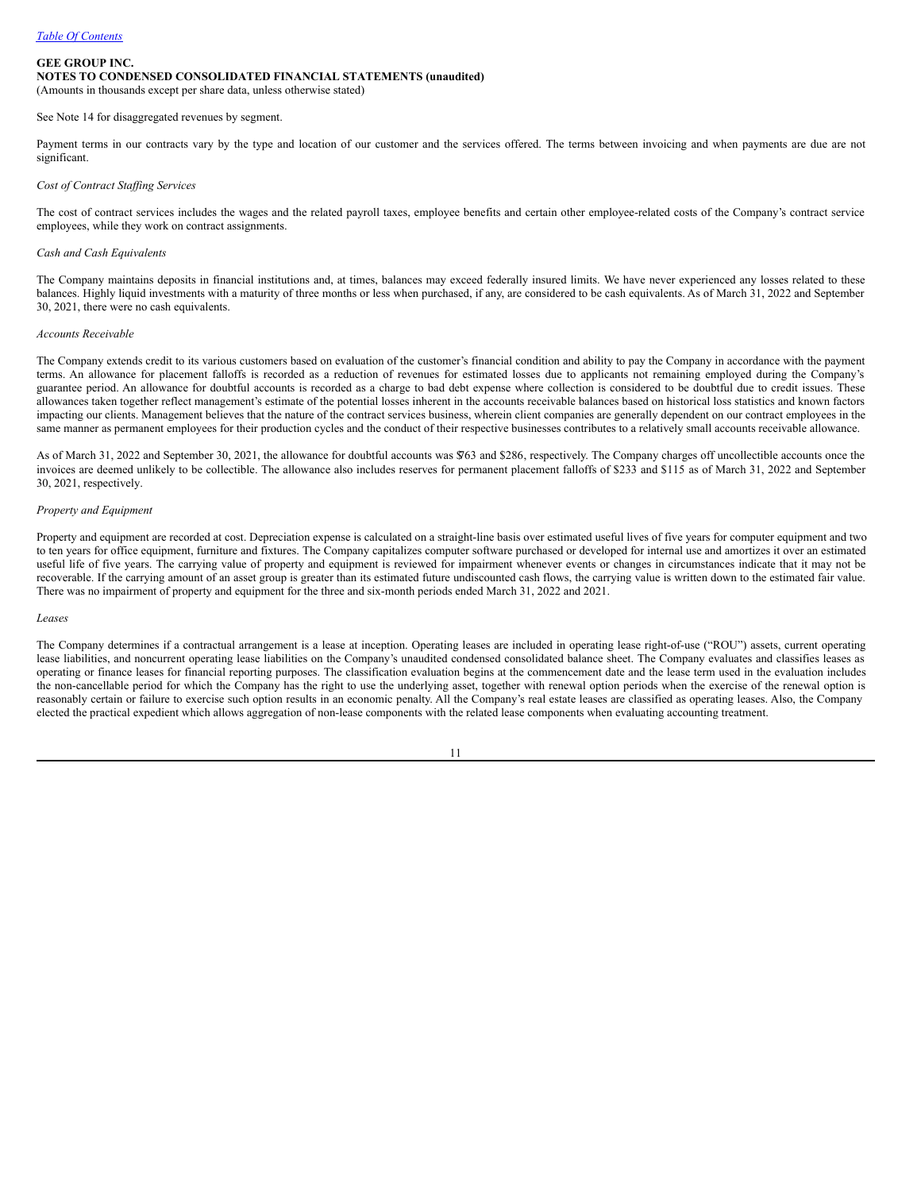**GEE GROUP INC.**
**NOTES TO CONDENSED CONSOLIDATED FINANCIAL STATEMENTS (unaudited)**
(Amounts in thousands except per share data, unless otherwise stated)

See Note 14 for disaggregated revenues by segment.

Payment terms in our contracts vary by the type and location of our customer and the services offered. The terms between invoicing and when payments are due are not significant.

*Cost of Contract Staffing Services*

The cost of contract services includes the wages and the related payroll taxes, employee benefits and certain other employee-related costs of the Company's contract service employees, while they work on contract assignments.

*Cash and Cash Equivalents*

The Company maintains deposits in financial institutions and, at times, balances may exceed federally insured limits. We have never experienced any losses related to these balances. Highly liquid investments with a maturity of three months or less when purchased, if any, are considered to be cash equivalents. As of March 31, 2022 and September 30, 2021, there were no cash equivalents.

*Accounts Receivable*

The Company extends credit to its various customers based on evaluation of the customer's financial condition and ability to pay the Company in accordance with the payment terms. An allowance for placement falloffs is recorded as a reduction of revenues for estimated losses due to applicants not remaining employed during the Company's guarantee period. An allowance for doubtful accounts is recorded as a charge to bad debt expense where collection is considered to be doubtful due to credit issues. These allowances taken together reflect management's estimate of the potential losses inherent in the accounts receivable balances based on historical loss statistics and known factors impacting our clients. Management believes that the nature of the contract services business, wherein client companies are generally dependent on our contract employees in the same manner as permanent employees for their production cycles and the conduct of their respective businesses contributes to a relatively small accounts receivable allowance.

As of March 31, 2022 and September 30, 2021, the allowance for doubtful accounts was $763 and $286, respectively. The Company charges off uncollectible accounts once the invoices are deemed unlikely to be collectible. The allowance also includes reserves for permanent placement falloffs of $233 and $115 as of March 31, 2022 and September 30, 2021, respectively.

*Property and Equipment*

Property and equipment are recorded at cost. Depreciation expense is calculated on a straight-line basis over estimated useful lives of five years for computer equipment and two to ten years for office equipment, furniture and fixtures. The Company capitalizes computer software purchased or developed for internal use and amortizes it over an estimated useful life of five years. The carrying value of property and equipment is reviewed for impairment whenever events or changes in circumstances indicate that it may not be recoverable. If the carrying amount of an asset group is greater than its estimated future undiscounted cash flows, the carrying value is written down to the estimated fair value. There was no impairment of property and equipment for the three and six-month periods ended March 31, 2022 and 2021.

*Leases*

The Company determines if a contractual arrangement is a lease at inception. Operating leases are included in operating lease right-of-use ("ROU") assets, current operating lease liabilities, and noncurrent operating lease liabilities on the Company's unaudited condensed consolidated balance sheet. The Company evaluates and classifies leases as operating or finance leases for financial reporting purposes. The classification evaluation begins at the commencement date and the lease term used in the evaluation includes the non-cancellable period for which the Company has the right to use the underlying asset, together with renewal option periods when the exercise of the renewal option is reasonably certain or failure to exercise such option results in an economic penalty. All the Company's real estate leases are classified as operating leases. Also, the Company elected the practical expedient which allows aggregation of non-lease components with the related lease components when evaluating accounting treatment.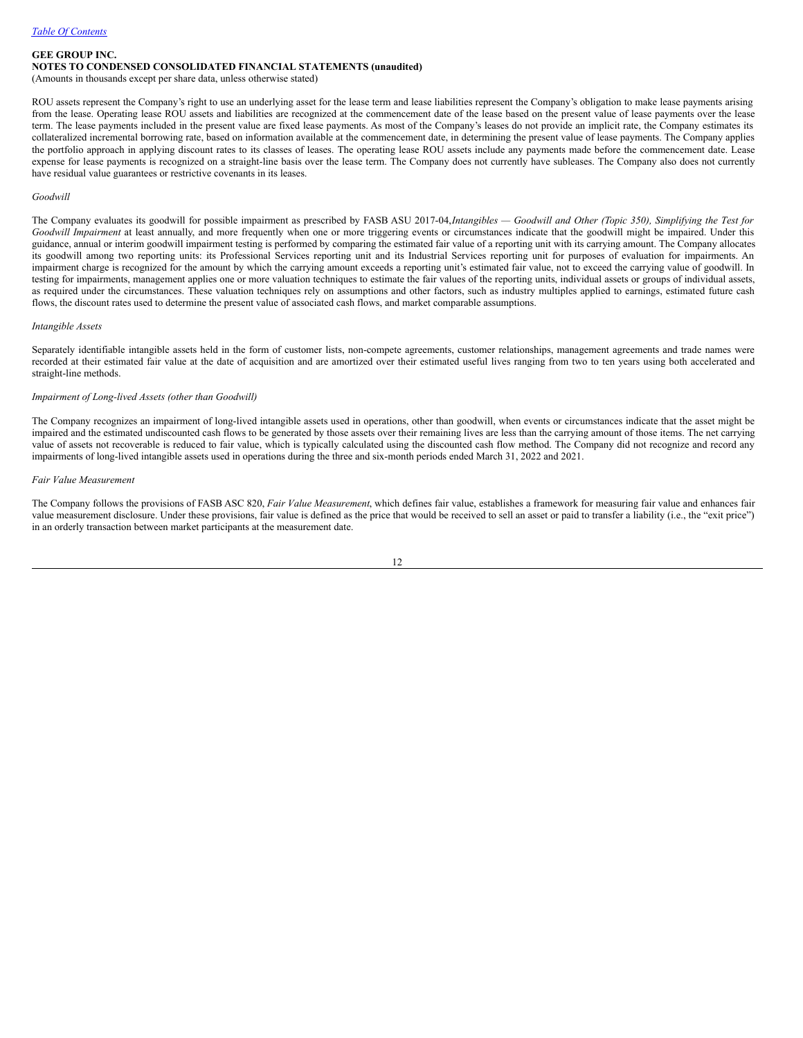ROU assets represent the Company's right to use an underlying asset for the lease term and lease liabilities represent the Company's obligation to make lease payments arising from the lease. Operating lease ROU assets and liabilities are recognized at the commencement date of the lease based on the present value of lease payments over the lease term. The lease payments included in the present value are fixed lease payments. As most of the Company's leases do not provide an implicit rate, the Company estimates its collateralized incremental borrowing rate, based on information available at the commencement date, in determining the present value of lease payments. The Company applies the portfolio approach in applying discount rates to its classes of leases. The operating lease ROU assets include any payments made before the commencement date. Lease expense for lease payments is recognized on a straight-line basis over the lease term. The Company does not currently have subleases. The Company also does not currently have residual value guarantees or restrictive covenants in its leases.

*Goodwill*

The Company evaluates its goodwill for possible impairment as prescribed by FASB ASU 2017-04, *Intangibles — Goodwill and Other (Topic 350), Simplifying the Test for Goodwill Impairment* at least annually, and more frequently when one or more triggering events or circumstances indicate that the goodwill might be impaired. Under this guidance, annual or interim goodwill impairment testing is performed by comparing the estimated fair value of a reporting unit with its carrying amount. The Company allocates its goodwill among two reporting units: its Professional Services reporting unit and its Industrial Services reporting unit for purposes of evaluation for impairments. An impairment charge is recognized for the amount by which the carrying amount exceeds a reporting unit's estimated fair value, not to exceed the carrying value of goodwill. In testing for impairments, management applies one or more valuation techniques to estimate the fair values of the reporting units, individual assets or groups of individual assets, as required under the circumstances. These valuation techniques rely on assumptions and other factors, such as industry multiples applied to earnings, estimated future cash flows, the discount rates used to determine the present value of associated cash flows, and market comparable assumptions.

*Intangible Assets*

Separately identifiable intangible assets held in the form of customer lists, non-compete agreements, customer relationships, management agreements and trade names were recorded at their estimated fair value at the date of acquisition and are amortized over their estimated useful lives ranging from two to ten years using both accelerated and straight-line methods.

*Impairment of Long-lived Assets (other than Goodwill)*

The Company recognizes an impairment of long-lived intangible assets used in operations, other than goodwill, when events or circumstances indicate that the asset might be impaired and the estimated undiscounted cash flows to be generated by those assets over their remaining lives are less than the carrying amount of those items. The net carrying value of assets not recoverable is reduced to fair value, which is typically calculated using the discounted cash flow method. The Company did not recognize and record any impairments of long-lived intangible assets used in operations during the three and six-month periods ended March 31, 2022 and 2021.

*Fair Value Measurement*

The Company follows the provisions of FASB ASC 820, *Fair Value Measurement*, which defines fair value, establishes a framework for measuring fair value and enhances fair value measurement disclosure. Under these provisions, fair value is defined as the price that would be received to sell an asset or paid to transfer a liability (i.e., the "exit price") in an orderly transaction between market participants at the measurement date.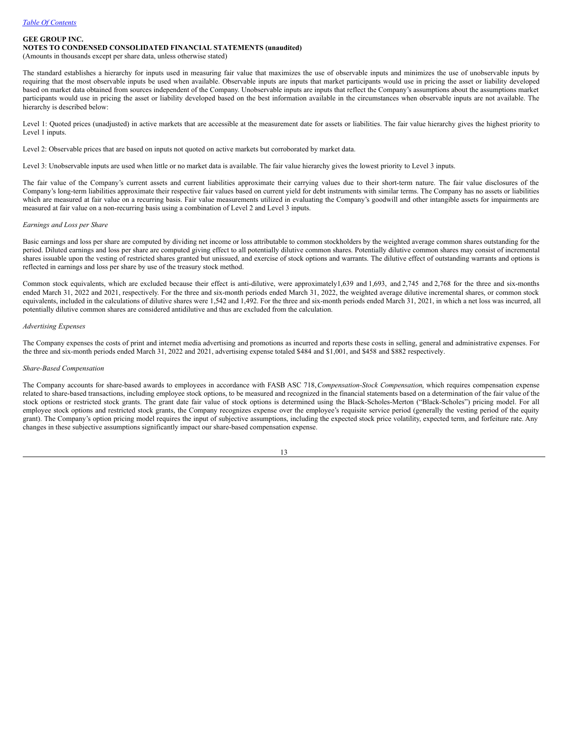**GEE GROUP INC.**
**NOTES TO CONDENSED CONSOLIDATED FINANCIAL STATEMENTS (unaudited)**
(Amounts in thousands except per share data, unless otherwise stated)

The standard establishes a hierarchy for inputs used in measuring fair value that maximizes the use of observable inputs and minimizes the use of unobservable inputs by requiring that the most observable inputs be used when available. Observable inputs are inputs that market participants would use in pricing the asset or liability developed based on market data obtained from sources independent of the Company. Unobservable inputs are inputs that reflect the Company's assumptions about the assumptions market participants would use in pricing the asset or liability developed based on the best information available in the circumstances when observable inputs are not available. The hierarchy is described below:

Level 1: Quoted prices (unadjusted) in active markets that are accessible at the measurement date for assets or liabilities. The fair value hierarchy gives the highest priority to Level 1 inputs.

Level 2: Observable prices that are based on inputs not quoted on active markets but corroborated by market data.

Level 3: Unobservable inputs are used when little or no market data is available. The fair value hierarchy gives the lowest priority to Level 3 inputs.

The fair value of the Company's current assets and current liabilities approximate their carrying values due to their short-term nature. The fair value disclosures of the Company's long-term liabilities approximate their respective fair values based on current yield for debt instruments with similar terms. The Company has no assets or liabilities which are measured at fair value on a recurring basis. Fair value measurements utilized in evaluating the Company's goodwill and other intangible assets for impairments are measured at fair value on a non-recurring basis using a combination of Level 2 and Level 3 inputs.

*Earnings and Loss per Share*

Basic earnings and loss per share are computed by dividing net income or loss attributable to common stockholders by the weighted average common shares outstanding for the period. Diluted earnings and loss per share are computed giving effect to all potentially dilutive common shares. Potentially dilutive common shares may consist of incremental shares issuable upon the vesting of restricted shares granted but unissued, and exercise of stock options and warrants. The dilutive effect of outstanding warrants and options is reflected in earnings and loss per share by use of the treasury stock method.

Common stock equivalents, which are excluded because their effect is anti-dilutive, were approximately1,639 and 1,693, and 2,745 and 2,768 for the three and six-months ended March 31, 2022 and 2021, respectively. For the three and six-month periods ended March 31, 2022, the weighted average dilutive incremental shares, or common stock equivalents, included in the calculations of dilutive shares were 1,542 and 1,492. For the three and six-month periods ended March 31, 2021, in which a net loss was incurred, all potentially dilutive common shares are considered antidilutive and thus are excluded from the calculation.

*Advertising Expenses*

The Company expenses the costs of print and internet media advertising and promotions as incurred and reports these costs in selling, general and administrative expenses. For the three and six-month periods ended March 31, 2022 and 2021, advertising expense totaled $484 and $1,001, and $458 and $882 respectively.

*Share-Based Compensation*

The Company accounts for share-based awards to employees in accordance with FASB ASC 718, *Compensation-Stock Compensation*, which requires compensation expense related to share-based transactions, including employee stock options, to be measured and recognized in the financial statements based on a determination of the fair value of the stock options or restricted stock grants. The grant date fair value of stock options is determined using the Black-Scholes-Merton ("Black-Scholes") pricing model. For all employee stock options and restricted stock grants, the Company recognizes expense over the employee's requisite service period (generally the vesting period of the equity grant). The Company's option pricing model requires the input of subjective assumptions, including the expected stock price volatility, expected term, and forfeiture rate. Any changes in these subjective assumptions significantly impact our share-based compensation expense.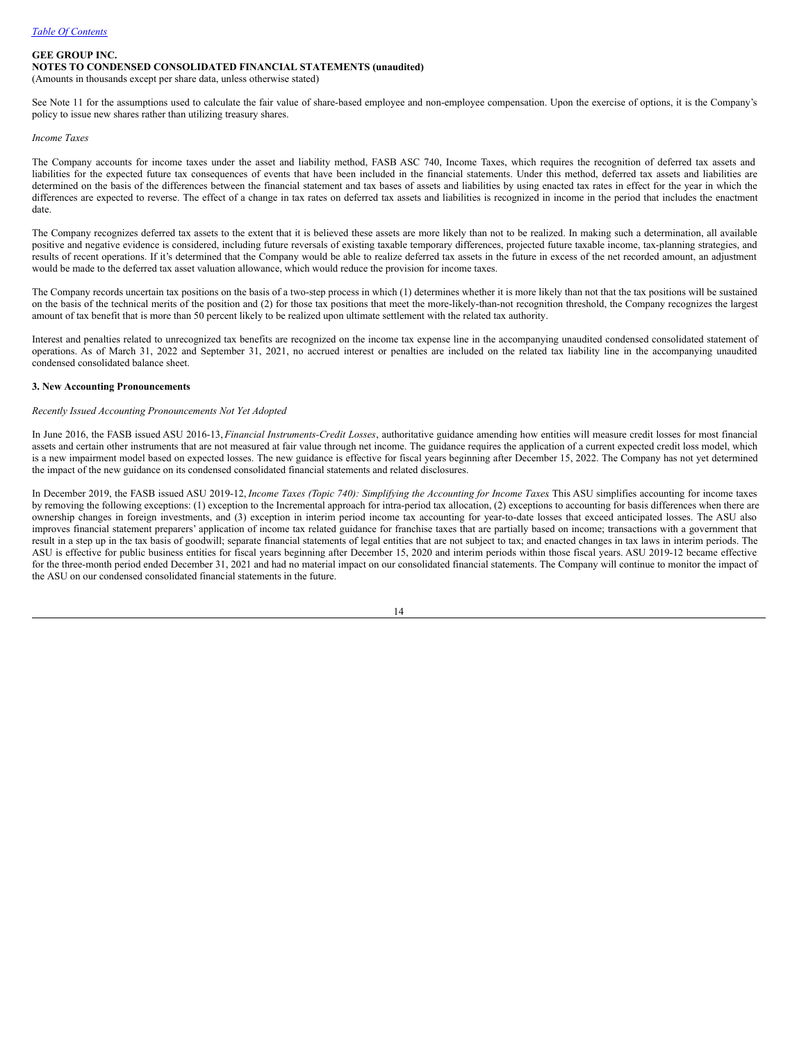See Note 11 for the assumptions used to calculate the fair value of share-based employee and non-employee compensation. Upon the exercise of options, it is the Company's policy to issue new shares rather than utilizing treasury shares.

*Income Taxes*

The Company accounts for income taxes under the asset and liability method, FASB ASC 740, Income Taxes, which requires the recognition of deferred tax assets and liabilities for the expected future tax consequences of events that have been included in the financial statements. Under this method, deferred tax assets and liabilities are determined on the basis of the differences between the financial statement and tax bases of assets and liabilities by using enacted tax rates in effect for the year in which the differences are expected to reverse. The effect of a change in tax rates on deferred tax assets and liabilities is recognized in income in the period that includes the enactment date.

The Company recognizes deferred tax assets to the extent that it is believed these assets are more likely than not to be realized. In making such a determination, all available positive and negative evidence is considered, including future reversals of existing taxable temporary differences, projected future taxable income, tax-planning strategies, and results of recent operations. If it's determined that the Company would be able to realize deferred tax assets in the future in excess of the net recorded amount, an adjustment would be made to the deferred tax asset valuation allowance, which would reduce the provision for income taxes.

The Company records uncertain tax positions on the basis of a two-step process in which (1) determines whether it is more likely than not that the tax positions will be sustained on the basis of the technical merits of the position and (2) for those tax positions that meet the more-likely-than-not recognition threshold, the Company recognizes the largest amount of tax benefit that is more than 50 percent likely to be realized upon ultimate settlement with the related tax authority.

Interest and penalties related to unrecognized tax benefits are recognized on the income tax expense line in the accompanying unaudited condensed consolidated statement of operations. As of March 31, 2022 and September 31, 2021, no accrued interest or penalties are included on the related tax liability line in the accompanying unaudited condensed consolidated balance sheet.

## 3. New Accounting Pronouncements

*Recently Issued Accounting Pronouncements Not Yet Adopted*

In June 2016, the FASB issued ASU 2016-13, *Financial Instruments-Credit Losses*, authoritative guidance amending how entities will measure credit losses for most financial assets and certain other instruments that are not measured at fair value through net income. The guidance requires the application of a current expected credit loss model, which is a new impairment model based on expected losses. The new guidance is effective for fiscal years beginning after December 15, 2022. The Company has not yet determined the impact of the new guidance on its condensed consolidated financial statements and related disclosures.

In December 2019, the FASB issued ASU 2019-12, *Income Taxes (Topic 740): Simplifying the Accounting for Income Taxes* This ASU simplifies accounting for income taxes by removing the following exceptions: (1) exception to the Incremental approach for intra-period tax allocation, (2) exceptions to accounting for basis differences when there are ownership changes in foreign investments, and (3) exception in interim period income tax accounting for year-to-date losses that exceed anticipated losses. The ASU also improves financial statement preparers' application of income tax related guidance for franchise taxes that are partially based on income; transactions with a government that result in a step up in the tax basis of goodwill; separate financial statements of legal entities that are not subject to tax; and enacted changes in tax laws in interim periods. The ASU is effective for public business entities for fiscal years beginning after December 15, 2020 and interim periods within those fiscal years. ASU 2019-12 became effective for the three-month period ended December 31, 2021 and had no material impact on our consolidated financial statements. The Company will continue to monitor the impact of the ASU on our condensed consolidated financial statements in the future.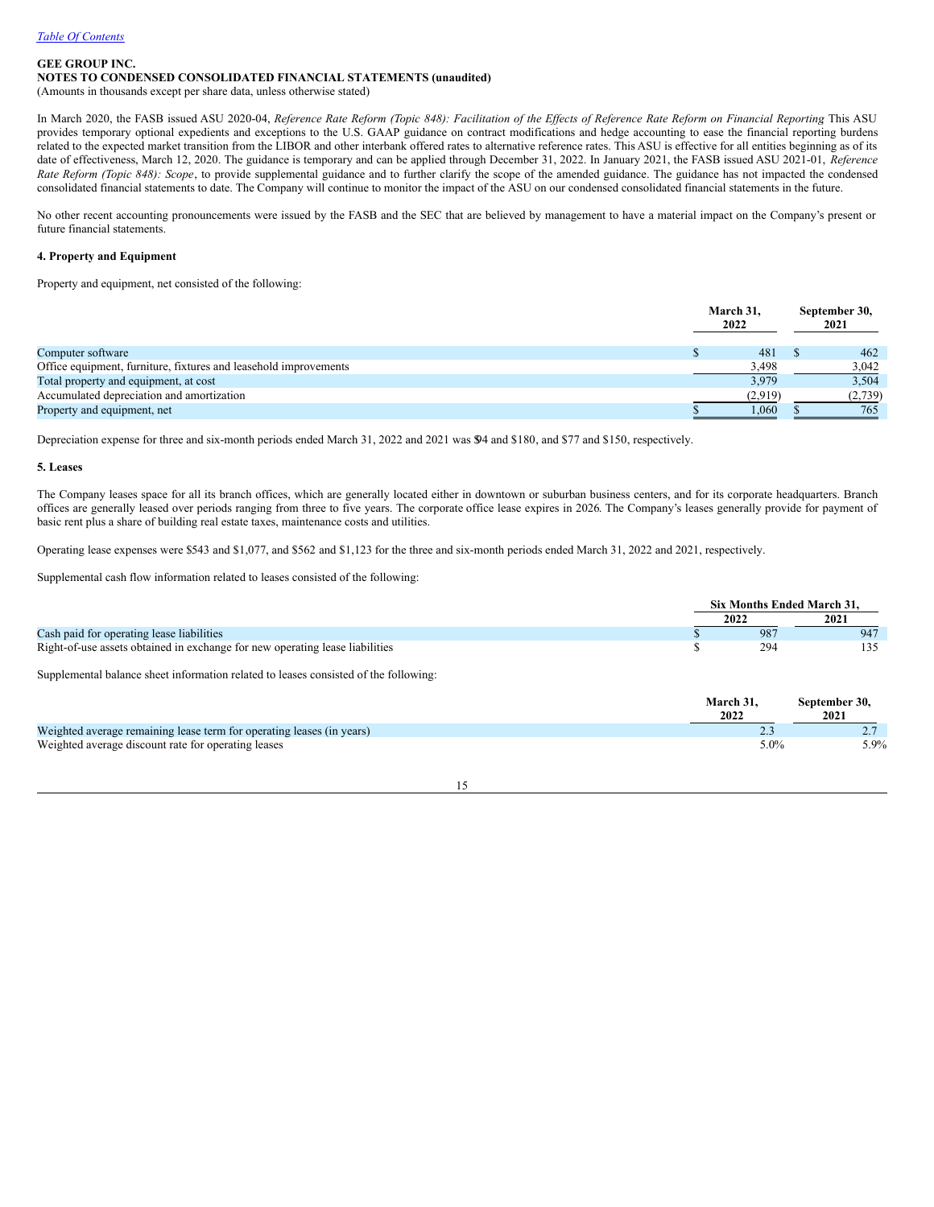**GEE GROUP INC.**
**NOTES TO CONDENSED CONSOLIDATED FINANCIAL STATEMENTS (unaudited)**
(Amounts in thousands except per share data, unless otherwise stated)

In March 2020, the FASB issued ASU 2020-04, *Reference Rate Reform (Topic 848): Facilitation of the Effects of Reference Rate Reform on Financial Reporting* This ASU provides temporary optional expedients and exceptions to the U.S. GAAP guidance on contract modifications and hedge accounting to ease the financial reporting burdens related to the expected market transition from the LIBOR and other interbank offered rates to alternative reference rates. This ASU is effective for all entities beginning as of its date of effectiveness, March 12, 2020. The guidance is temporary and can be applied through December 31, 2022. In January 2021, the FASB issued ASU 2021-01, *Reference Rate Reform (Topic 848): Scope*, to provide supplemental guidance and to further clarify the scope of the amended guidance. The guidance has not impacted the condensed consolidated financial statements to date. The Company will continue to monitor the impact of the ASU on our condensed consolidated financial statements in the future.

No other recent accounting pronouncements were issued by the FASB and the SEC that are believed by management to have a material impact on the Company's present or future financial statements.

**4. Property and Equipment**

Property and equipment, net consisted of the following:

| | March 31, 2022 | September 30, 2021 |
|---|---|---|
| Computer software | $ 481 | $ 462 |
| Office equipment, furniture, fixtures and leasehold improvements | 3,498 | 3,042 |
| Total property and equipment, at cost | 3,979 | 3,504 |
| Accumulated depreciation and amortization | (2,919) | (2,739) |
| Property and equipment, net | $ 1,060 | $ 765 |

Depreciation expense for three and six-month periods ended March 31, 2022 and 2021 was $94 and $180, and $77 and $150, respectively.

**5. Leases**

The Company leases space for all its branch offices, which are generally located either in downtown or suburban business centers, and for its corporate headquarters. Branch offices are generally leased over periods ranging from three to five years. The corporate office lease expires in 2026. The Company's leases generally provide for payment of basic rent plus a share of building real estate taxes, maintenance costs and utilities.

Operating lease expenses were $543 and $1,077, and $562 and $1,123 for the three and six-month periods ended March 31, 2022 and 2021, respectively.

Supplemental cash flow information related to leases consisted of the following:

| | Six Months Ended March 31, | |
|---|---|---|
| | 2022 | 2021 |
| Cash paid for operating lease liabilities | $ 987 | 947 |
| Right-of-use assets obtained in exchange for new operating lease liabilities | $ 294 | 135 |

Supplemental balance sheet information related to leases consisted of the following:

| | March 31, 2022 | September 30, 2021 |
|---|---|---|
| Weighted average remaining lease term for operating leases (in years) | 2.3 | 2.7 |
| Weighted average discount rate for operating leases | 5.0% | 5.9% |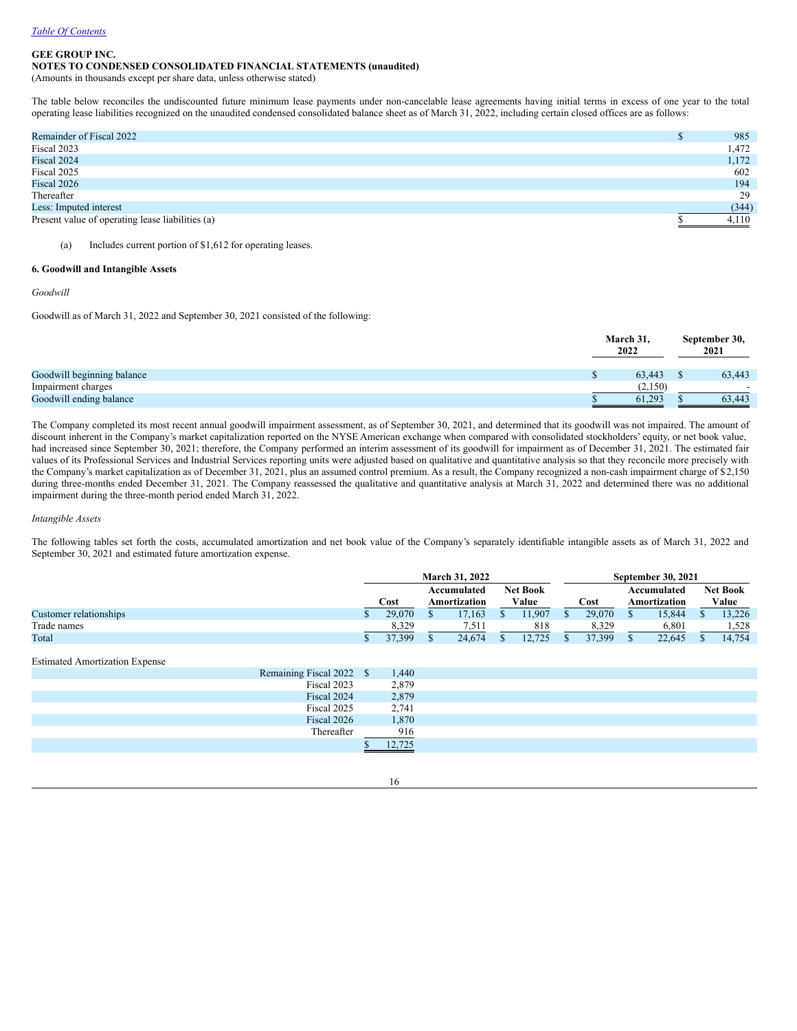[Table Of Contents](#)

**GEE GROUP INC.**
**NOTES TO CONDENSED CONSOLIDATED FINANCIAL STATEMENTS (unaudited)**
(Amounts in thousands except per share data, unless otherwise stated)

The table below reconciles the undiscounted future minimum lease payments under non-cancelable lease agreements having initial terms in excess of one year to the total operating lease liabilities recognized on the unaudited condensed consolidated balance sheet as of March 31, 2022, including certain closed offices are as follows:

| | |
|---|---|
| Remainder of Fiscal 2022 | $ 985 |
| Fiscal 2023 | 1,472 |
| Fiscal 2024 | 1,172 |
| Fiscal 2025 | 602 |
| Fiscal 2026 | 194 |
| Thereafter | 29 |
| Less: Imputed interest | (344) |
| Present value of operating lease liabilities (a) | $ 4,110 |

(a) Includes current portion of $1,612 for operating leases.

### 6. Goodwill and Intangible Assets

*Goodwill*

Goodwill as of March 31, 2022 and September 30, 2021 consisted of the following:

| | March 31, 2022 | September 30, 2021 |
|---|---|---|
| Goodwill beginning balance | $ 63,443 | $ 63,443 |
| Impairment charges | (2,150) | - |
| Goodwill ending balance | $ 61,293 | $ 63,443 |

The Company completed its most recent annual goodwill impairment assessment, as of September 30, 2021, and determined that its goodwill was not impaired. The amount of discount inherent in the Company's market capitalization reported on the NYSE American exchange when compared with consolidated stockholders' equity, or net book value, had increased since September 30, 2021; therefore, the Company performed an interim assessment of its goodwill for impairment as of December 31, 2021. The estimated fair values of its Professional Services and Industrial Services reporting units were adjusted based on qualitative and quantitative analysis so that they reconcile more precisely with the Company's market capitalization as of December 31, 2021, plus an assumed control premium. As a result, the Company recognized a non-cash impairment charge of $2,150 during three-months ended December 31, 2021. The Company reassessed the qualitative and quantitative analysis at March 31, 2022 and determined there was no additional impairment during the three-month period ended March 31, 2022.

*Intangible Assets*

The following tables set forth the costs, accumulated amortization and net book value of the Company's separately identifiable intangible assets as of March 31, 2022 and September 30, 2021 and estimated future amortization expense.

| | March 31, 2022 | | | September 30, 2021 | | |
|---|---|---|---|---|---|---|
| | Cost | Accumulated Amortization | Net Book Value | Cost | Accumulated Amortization | Net Book Value |
| Customer relationships | $ 29,070 | $ 17,163 | $ 11,907 | $ 29,070 | $ 15,844 | $ 13,226 |
| Trade names | 8,329 | 7,511 | 818 | 8,329 | 6,801 | 1,528 |
| Total | $ 37,399 | $ 24,674 | $ 12,725 | $ 37,399 | $ 22,645 | $ 14,754 |

Estimated Amortization Expense

| | |
|---|---|
| Remaining Fiscal 2022 | $ 1,440 |
| Fiscal 2023 | 2,879 |
| Fiscal 2024 | 2,879 |
| Fiscal 2025 | 2,741 |
| Fiscal 2026 | 1,870 |
| Thereafter | 916 |
| | $ 12,725 |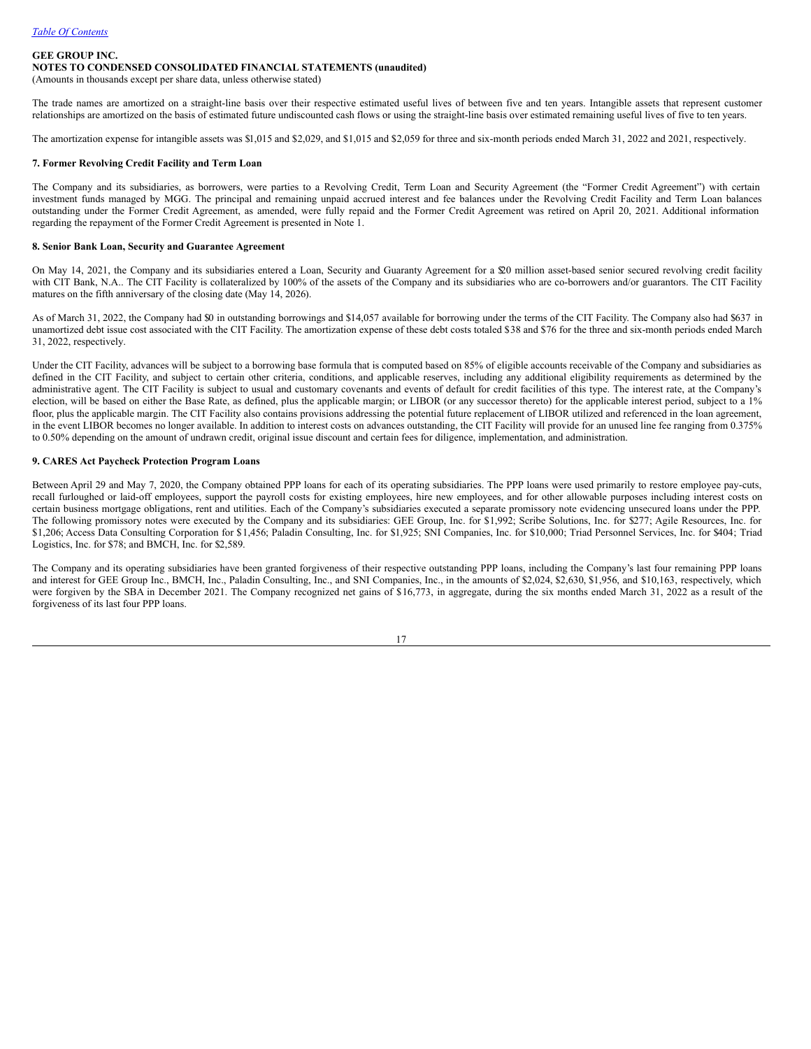GEE GROUP INC.
**NOTES TO CONDENSED CONSOLIDATED FINANCIAL STATEMENTS (unaudited)**
(Amounts in thousands except per share data, unless otherwise stated)

The trade names are amortized on a straight-line basis over their respective estimated useful lives of between five and ten years. Intangible assets that represent customer relationships are amortized on the basis of estimated future undiscounted cash flows or using the straight-line basis over estimated remaining useful lives of five to ten years.

The amortization expense for intangible assets was $1,015 and $2,029, and $1,015 and $2,059 for three and six-month periods ended March 31, 2022 and 2021, respectively.

### 7. Former Revolving Credit Facility and Term Loan

The Company and its subsidiaries, as borrowers, were parties to a Revolving Credit, Term Loan and Security Agreement (the "Former Credit Agreement") with certain investment funds managed by MGG. The principal and remaining unpaid accrued interest and fee balances under the Revolving Credit Facility and Term Loan balances outstanding under the Former Credit Agreement, as amended, were fully repaid and the Former Credit Agreement was retired on April 20, 2021. Additional information regarding the repayment of the Former Credit Agreement is presented in Note 1.

### 8. Senior Bank Loan, Security and Guarantee Agreement

On May 14, 2021, the Company and its subsidiaries entered a Loan, Security and Guaranty Agreement for a $20 million asset-based senior secured revolving credit facility with CIT Bank, N.A.. The CIT Facility is collateralized by 100% of the assets of the Company and its subsidiaries who are co-borrowers and/or guarantors. The CIT Facility matures on the fifth anniversary of the closing date (May 14, 2026).

As of March 31, 2022, the Company had $0 in outstanding borrowings and $14,057 available for borrowing under the terms of the CIT Facility. The Company also had $637 in unamortized debt issue cost associated with the CIT Facility. The amortization expense of these debt costs totaled $38 and $76 for the three and six-month periods ended March 31, 2022, respectively.

Under the CIT Facility, advances will be subject to a borrowing base formula that is computed based on 85% of eligible accounts receivable of the Company and subsidiaries as defined in the CIT Facility, and subject to certain other criteria, conditions, and applicable reserves, including any additional eligibility requirements as determined by the administrative agent. The CIT Facility is subject to usual and customary covenants and events of default for credit facilities of this type. The interest rate, at the Company's election, will be based on either the Base Rate, as defined, plus the applicable margin; or LIBOR (or any successor thereto) for the applicable interest period, subject to a 1% floor, plus the applicable margin. The CIT Facility also contains provisions addressing the potential future replacement of LIBOR utilized and referenced in the loan agreement, in the event LIBOR becomes no longer available. In addition to interest costs on advances outstanding, the CIT Facility will provide for an unused line fee ranging from 0.375% to 0.50% depending on the amount of undrawn credit, original issue discount and certain fees for diligence, implementation, and administration.

### 9. CARES Act Paycheck Protection Program Loans

Between April 29 and May 7, 2020, the Company obtained PPP loans for each of its operating subsidiaries. The PPP loans were used primarily to restore employee pay-cuts, recall furloughed or laid-off employees, support the payroll costs for existing employees, hire new employees, and for other allowable purposes including interest costs on certain business mortgage obligations, rent and utilities. Each of the Company's subsidiaries executed a separate promissory note evidencing unsecured loans under the PPP. The following promissory notes were executed by the Company and its subsidiaries: GEE Group, Inc. for $1,992; Scribe Solutions, Inc. for $277; Agile Resources, Inc. for $1,206; Access Data Consulting Corporation for $1,456; Paladin Consulting, Inc. for $1,925; SNI Companies, Inc. for $10,000; Triad Personnel Services, Inc. for $404; Triad Logistics, Inc. for $78; and BMCH, Inc. for $2,589.

The Company and its operating subsidiaries have been granted forgiveness of their respective outstanding PPP loans, including the Company's last four remaining PPP loans and interest for GEE Group Inc., BMCH, Inc., Paladin Consulting, Inc., and SNI Companies, Inc., in the amounts of $2,024, $2,630, $1,956, and $10,163, respectively, which were forgiven by the SBA in December 2021. The Company recognized net gains of $16,773, in aggregate, during the six months ended March 31, 2022 as a result of the forgiveness of its last four PPP loans.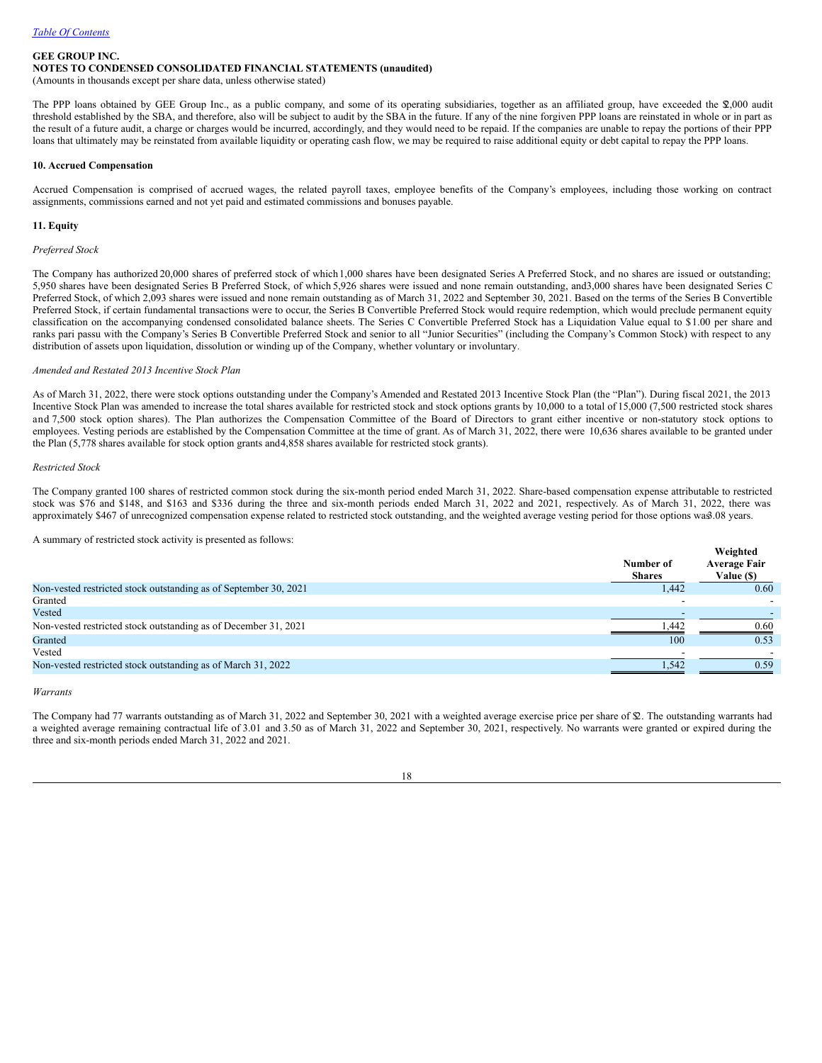**GEE GROUP INC.**
**NOTES TO CONDENSED CONSOLIDATED FINANCIAL STATEMENTS (unaudited)**
(Amounts in thousands except per share data, unless otherwise stated)

The PPP loans obtained by GEE Group Inc., as a public company, and some of its operating subsidiaries, together as an affiliated group, have exceeded the $2,000 audit threshold established by the SBA, and therefore, also will be subject to audit by the SBA in the future. If any of the nine forgiven PPP loans are reinstated in whole or in part as the result of a future audit, a charge or charges would be incurred, accordingly, and they would need to be repaid. If the companies are unable to repay the portions of their PPP loans that ultimately may be reinstated from available liquidity or operating cash flow, we may be required to raise additional equity or debt capital to repay the PPP loans.

**10. Accrued Compensation**

Accrued Compensation is comprised of accrued wages, the related payroll taxes, employee benefits of the Company's employees, including those working on contract assignments, commissions earned and not yet paid and estimated commissions and bonuses payable.

**11. Equity**

*Preferred Stock*

The Company has authorized 20,000 shares of preferred stock of which 1,000 shares have been designated Series A Preferred Stock, and no shares are issued or outstanding; 5,950 shares have been designated Series B Preferred Stock, of which 5,926 shares were issued and none remain outstanding, and 3,000 shares have been designated Series C Preferred Stock, of which 2,093 shares were issued and none remain outstanding as of March 31, 2022 and September 30, 2021. Based on the terms of the Series B Convertible Preferred Stock, if certain fundamental transactions were to occur, the Series B Convertible Preferred Stock would require redemption, which would preclude permanent equity classification on the accompanying condensed consolidated balance sheets. The Series C Convertible Preferred Stock has a Liquidation Value equal to $1.00 per share and ranks pari passu with the Company's Series B Convertible Preferred Stock and senior to all "Junior Securities" (including the Company's Common Stock) with respect to any distribution of assets upon liquidation, dissolution or winding up of the Company, whether voluntary or involuntary.

*Amended and Restated 2013 Incentive Stock Plan*

As of March 31, 2022, there were stock options outstanding under the Company's Amended and Restated 2013 Incentive Stock Plan (the "Plan"). During fiscal 2021, the 2013 Incentive Stock Plan was amended to increase the total shares available for restricted stock and stock options grants by 10,000 to a total of 15,000 (7,500 restricted stock shares and 7,500 stock option shares). The Plan authorizes the Compensation Committee of the Board of Directors to grant either incentive or non-statutory stock options to employees. Vesting periods are established by the Compensation Committee at the time of grant. As of March 31, 2022, there were 10,636 shares available to be granted under the Plan (5,778 shares available for stock option grants and 4,858 shares available for restricted stock grants).

*Restricted Stock*

The Company granted 100 shares of restricted common stock during the six-month period ended March 31, 2022. Share-based compensation expense attributable to restricted stock was $76 and $148, and $163 and $336 during the three and six-month periods ended March 31, 2022 and 2021, respectively. As of March 31, 2022, there was approximately $467 of unrecognized compensation expense related to restricted stock outstanding, and the weighted average vesting period for those options was 3.08 years.

A summary of restricted stock activity is presented as follows:

| | Number of Shares | Weighted Average Fair Value ($) |
|---|---|---|
| Non-vested restricted stock outstanding as of September 30, 2021 | 1,442 | 0.60 |
| Granted | - | - |
| Vested | - | - |
| Non-vested restricted stock outstanding as of December 31, 2021 | 1,442 | 0.60 |
| Granted | 100 | 0.53 |
| Vested | - | - |
| Non-vested restricted stock outstanding as of March 31, 2022 | 1,542 | 0.59 |

*Warrants*

The Company had 77 warrants outstanding as of March 31, 2022 and September 30, 2021 with a weighted average exercise price per share of $2. The outstanding warrants had a weighted average remaining contractual life of 3.01 and 3.50 as of March 31, 2022 and September 30, 2021, respectively. No warrants were granted or expired during the three and six-month periods ended March 31, 2022 and 2021.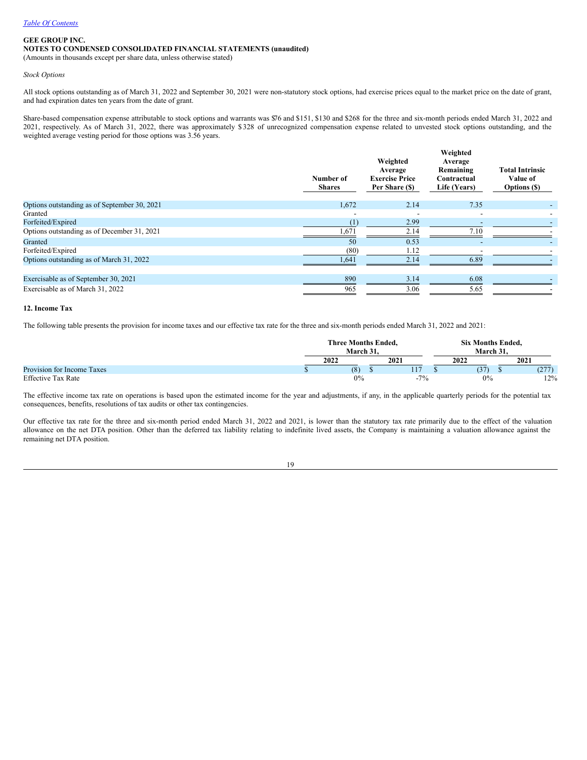[Table Of Contents](#)

**GEE GROUP INC.**
**NOTES TO CONDENSED CONSOLIDATED FINANCIAL STATEMENTS (unaudited)**
(Amounts in thousands except per share data, unless otherwise stated)

*Stock Options*

All stock options outstanding as of March 31, 2022 and September 30, 2021 were non-statutory stock options, had exercise prices equal to the market price on the date of grant, and had expiration dates ten years from the date of grant.

Share-based compensation expense attributable to stock options and warrants was $76 and $151, $130 and $268 for the three and six-month periods ended March 31, 2022 and 2021, respectively. As of March 31, 2022, there was approximately $328 of unrecognized compensation expense related to unvested stock options outstanding, and the weighted average vesting period for those options was 3.56 years.

| | Number of Shares | Weighted Average Exercise Price Per Share ($) | Weighted Average Remaining Contractual Life (Years) | Total Intrinsic Value of Options ($) |
|---|---|---|---|---|
| Options outstanding as of September 30, 2021 | 1,672 | 2.14 | 7.35 | - |
| Granted | - | - | - | - |
| Forfeited/Expired | (1) | 2.99 | - | - |
| Options outstanding as of December 31, 2021 | 1,671 | 2.14 | 7.10 | - |
| Granted | 50 | 0.53 | - | - |
| Forfeited/Expired | (80) | 1.12 | - | - |
| Options outstanding as of March 31, 2022 | 1,641 | 2.14 | 6.89 | - |
| | | | | |
| Exercisable as of September 30, 2021 | 890 | 3.14 | 6.08 | - |
| Exercisable as of March 31, 2022 | 965 | 3.06 | 5.65 | - |

**12. Income Tax**

The following table presents the provision for income taxes and our effective tax rate for the three and six-month periods ended March 31, 2022 and 2021:

| | Three Months Ended, March 31, | | Six Months Ended, March 31, | |
|---|---|---|---|---|
| | 2022 | 2021 | 2022 | 2021 |
| Provision for Income Taxes | $ (8) | $ 117 | $ (37) | $ (277) |
| Effective Tax Rate | 0% | -7% | 0% | 12% |

The effective income tax rate on operations is based upon the estimated income for the year and adjustments, if any, in the applicable quarterly periods for the potential tax consequences, benefits, resolutions of tax audits or other tax contingencies.

Our effective tax rate for the three and six-month period ended March 31, 2022 and 2021, is lower than the statutory tax rate primarily due to the effect of the valuation allowance on the net DTA position. Other than the deferred tax liability relating to indefinite lived assets, the Company is maintaining a valuation allowance against the remaining net DTA position.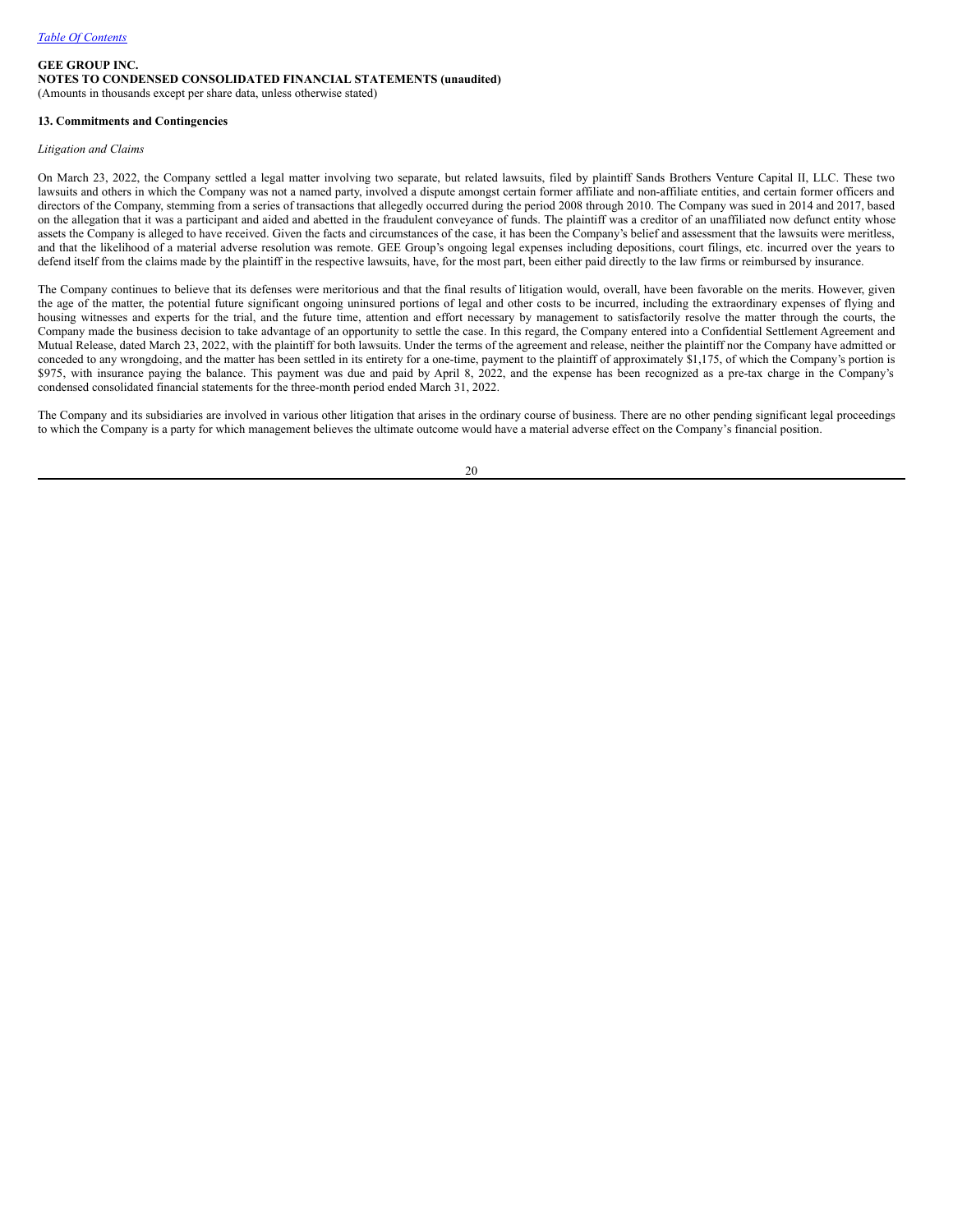**GEE GROUP INC.**
**NOTES TO CONDENSED CONSOLIDATED FINANCIAL STATEMENTS (unaudited)**
(Amounts in thousands except per share data, unless otherwise stated)

**13. Commitments and Contingencies**

*Litigation and Claims*

On March 23, 2022, the Company settled a legal matter involving two separate, but related lawsuits, filed by plaintiff Sands Brothers Venture Capital II, LLC. These two lawsuits and others in which the Company was not a named party, involved a dispute amongst certain former affiliate and non-affiliate entities, and certain former officers and directors of the Company, stemming from a series of transactions that allegedly occurred during the period 2008 through 2010. The Company was sued in 2014 and 2017, based on the allegation that it was a participant and aided and abetted in the fraudulent conveyance of funds. The plaintiff was a creditor of an unaffiliated now defunct entity whose assets the Company is alleged to have received. Given the facts and circumstances of the case, it has been the Company's belief and assessment that the lawsuits were meritless, and that the likelihood of a material adverse resolution was remote. GEE Group's ongoing legal expenses including depositions, court filings, etc. incurred over the years to defend itself from the claims made by the plaintiff in the respective lawsuits, have, for the most part, been either paid directly to the law firms or reimbursed by insurance.

The Company continues to believe that its defenses were meritorious and that the final results of litigation would, overall, have been favorable on the merits. However, given the age of the matter, the potential future significant ongoing uninsured portions of legal and other costs to be incurred, including the extraordinary expenses of flying and housing witnesses and experts for the trial, and the future time, attention and effort necessary by management to satisfactorily resolve the matter through the courts, the Company made the business decision to take advantage of an opportunity to settle the case. In this regard, the Company entered into a Confidential Settlement Agreement and Mutual Release, dated March 23, 2022, with the plaintiff for both lawsuits. Under the terms of the agreement and release, neither the plaintiff nor the Company have admitted or conceded to any wrongdoing, and the matter has been settled in its entirety for a one-time, payment to the plaintiff of approximately $1,175, of which the Company's portion is $975, with insurance paying the balance. This payment was due and paid by April 8, 2022, and the expense has been recognized as a pre-tax charge in the Company's condensed consolidated financial statements for the three-month period ended March 31, 2022.

The Company and its subsidiaries are involved in various other litigation that arises in the ordinary course of business. There are no other pending significant legal proceedings to which the Company is a party for which management believes the ultimate outcome would have a material adverse effect on the Company's financial position.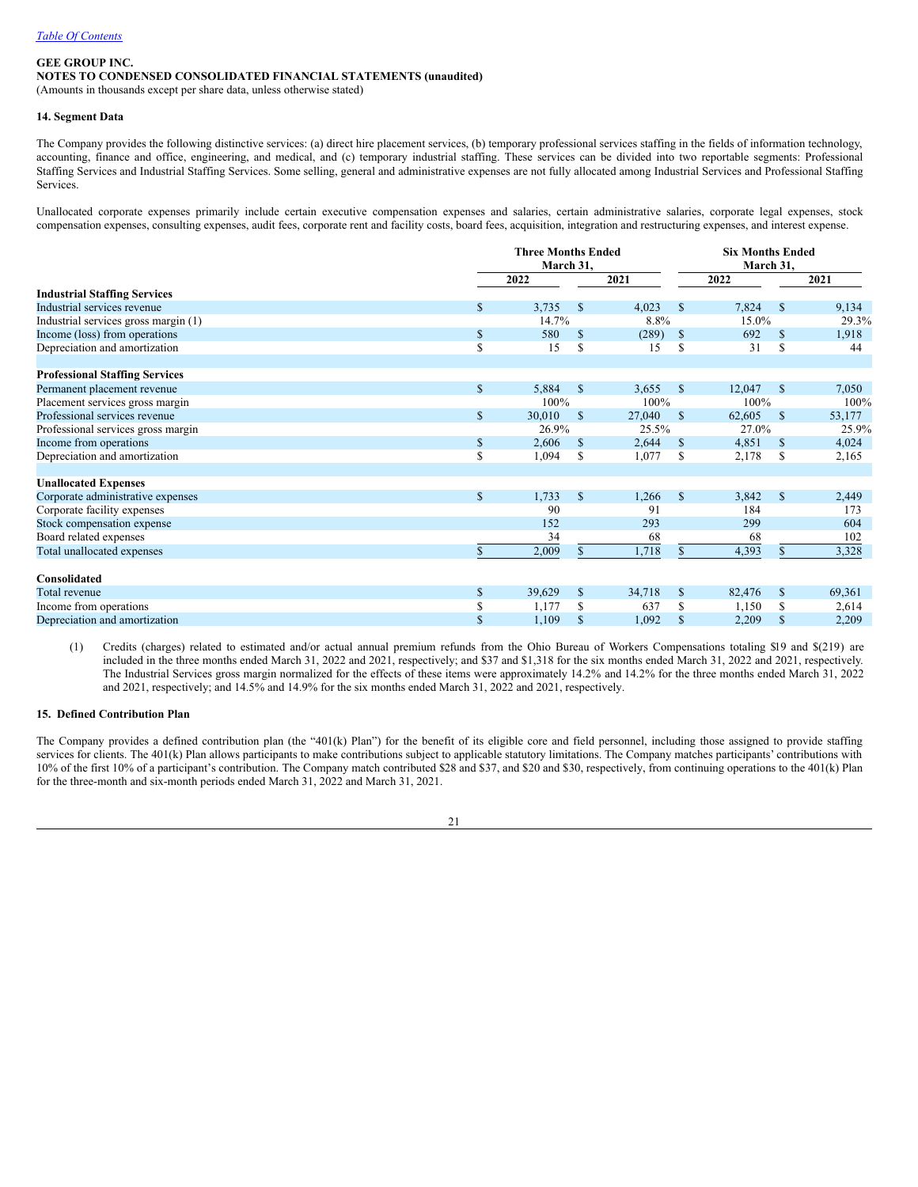GEE GROUP INC.

NOTES TO CONDENSED CONSOLIDATED FINANCIAL STATEMENTS (unaudited)

(Amounts in thousands except per share data, unless otherwise stated)

### 14. Segment Data

The Company provides the following distinctive services: (a) direct hire placement services, (b) temporary professional services staffing in the fields of information technology, accounting, finance and office, engineering, and medical, and (c) temporary industrial staffing. These services can be divided into two reportable segments: Professional Staffing Services and Industrial Staffing Services. Some selling, general and administrative expenses are not fully allocated among Industrial Services and Professional Staffing Services.

Unallocated corporate expenses primarily include certain executive compensation expenses and salaries, certain administrative salaries, corporate legal expenses, stock compensation expenses, consulting expenses, audit fees, corporate rent and facility costs, board fees, acquisition, integration and restructuring expenses, and interest expense.

| | Three Months Ended March 31, | | Six Months Ended March 31, | |
|---|---|---|---|---|
| | 2022 | 2021 | 2022 | 2021 |
| **Industrial Staffing Services** | | | | |
| Industrial services revenue | $ 3,735 | $ 4,023 | $ 7,824 | $ 9,134 |
| Industrial services gross margin (1) | 14.7% | 8.8% | 15.0% | 29.3% |
| Income (loss) from operations | $ 580 | $ (289) | $ 692 | $ 1,918 |
| Depreciation and amortization | $ 15 | $ 15 | $ 31 | $ 44 |
| **Professional Staffing Services** | | | | |
| Permanent placement revenue | $ 5,884 | $ 3,655 | $ 12,047 | $ 7,050 |
| Placement services gross margin | 100% | 100% | 100% | 100% |
| Professional services revenue | $ 30,010 | $ 27,040 | $ 62,605 | $ 53,177 |
| Professional services gross margin | 26.9% | 25.5% | 27.0% | 25.9% |
| Income from operations | $ 2,606 | $ 2,644 | $ 4,851 | $ 4,024 |
| Depreciation and amortization | $ 1,094 | $ 1,077 | $ 2,178 | $ 2,165 |
| **Unallocated Expenses** | | | | |
| Corporate administrative expenses | $ 1,733 | $ 1,266 | $ 3,842 | $ 2,449 |
| Corporate facility expenses | 90 | 91 | 184 | 173 |
| Stock compensation expense | 152 | 293 | 299 | 604 |
| Board related expenses | 34 | 68 | 68 | 102 |
| Total unallocated expenses | $ 2,009 | $ 1,718 | $ 4,393 | $ 3,328 |
| **Consolidated** | | | | |
| Total revenue | $ 39,629 | $ 34,718 | $ 82,476 | $ 69,361 |
| Income from operations | $ 1,177 | $ 637 | $ 1,150 | $ 2,614 |
| Depreciation and amortization | $ 1,109 | $ 1,092 | $ 2,209 | $ 2,209 |

(1) Credits (charges) related to estimated and/or actual annual premium refunds from the Ohio Bureau of Workers Compensations totaling $19 and $(219) are included in the three months ended March 31, 2022 and 2021, respectively; and $37 and $1,318 for the six months ended March 31, 2022 and 2021, respectively. The Industrial Services gross margin normalized for the effects of these items were approximately 14.2% and 14.2% for the three months ended March 31, 2022 and 2021, respectively; and 14.5% and 14.9% for the six months ended March 31, 2022 and 2021, respectively.

### 15. Defined Contribution Plan

The Company provides a defined contribution plan (the "401(k) Plan") for the benefit of its eligible core and field personnel, including those assigned to provide staffing services for clients. The 401(k) Plan allows participants to make contributions subject to applicable statutory limitations. The Company matches participants' contributions with 10% of the first 10% of a participant's contribution. The Company match contributed $28 and $37, and $20 and $30, respectively, from continuing operations to the 401(k) Plan for the three-month and six-month periods ended March 31, 2022 and March 31, 2021.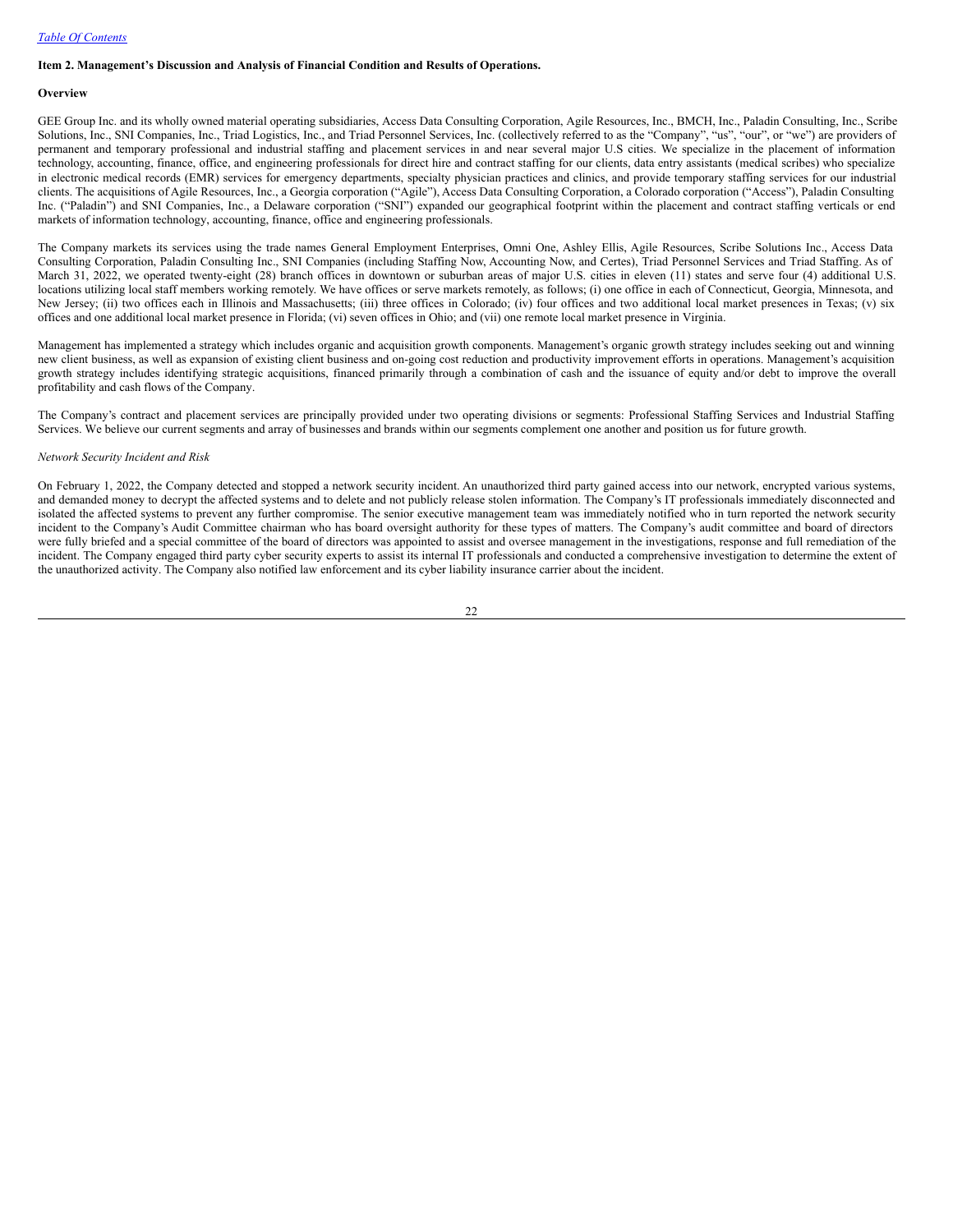## Item 2. Management's Discussion and Analysis of Financial Condition and Results of Operations.

### Overview

GEE Group Inc. and its wholly owned material operating subsidiaries, Access Data Consulting Corporation, Agile Resources, Inc., BMCH, Inc., Paladin Consulting, Inc., Scribe Solutions, Inc., SNI Companies, Inc., Triad Logistics, Inc., and Triad Personnel Services, Inc. (collectively referred to as the "Company", "us", "our", or "we") are providers of permanent and temporary professional and industrial staffing and placement services in and near several major U.S cities. We specialize in the placement of information technology, accounting, finance, office, and engineering professionals for direct hire and contract staffing for our clients, data entry assistants (medical scribes) who specialize in electronic medical records (EMR) services for emergency departments, specialty physician practices and clinics, and provide temporary staffing services for our industrial clients. The acquisitions of Agile Resources, Inc., a Georgia corporation ("Agile"), Access Data Consulting Corporation, a Colorado corporation ("Access"), Paladin Consulting Inc. ("Paladin") and SNI Companies, Inc., a Delaware corporation ("SNI") expanded our geographical footprint within the placement and contract staffing verticals or end markets of information technology, accounting, finance, office and engineering professionals.

The Company markets its services using the trade names General Employment Enterprises, Omni One, Ashley Ellis, Agile Resources, Scribe Solutions Inc., Access Data Consulting Corporation, Paladin Consulting Inc., SNI Companies (including Staffing Now, Accounting Now, and Certes), Triad Personnel Services and Triad Staffing. As of March 31, 2022, we operated twenty-eight (28) branch offices in downtown or suburban areas of major U.S. cities in eleven (11) states and serve four (4) additional U.S. locations utilizing local staff members working remotely. We have offices or serve markets remotely, as follows; (i) one office in each of Connecticut, Georgia, Minnesota, and New Jersey; (ii) two offices each in Illinois and Massachusetts; (iii) three offices in Colorado; (iv) four offices and two additional local market presences in Texas; (v) six offices and one additional local market presence in Florida; (vi) seven offices in Ohio; and (vii) one remote local market presence in Virginia.

Management has implemented a strategy which includes organic and acquisition growth components. Management's organic growth strategy includes seeking out and winning new client business, as well as expansion of existing client business and on-going cost reduction and productivity improvement efforts in operations. Management's acquisition growth strategy includes identifying strategic acquisitions, financed primarily through a combination of cash and the issuance of equity and/or debt to improve the overall profitability and cash flows of the Company.

The Company's contract and placement services are principally provided under two operating divisions or segments: Professional Staffing Services and Industrial Staffing Services. We believe our current segments and array of businesses and brands within our segments complement one another and position us for future growth.

*Network Security Incident and Risk*

On February 1, 2022, the Company detected and stopped a network security incident. An unauthorized third party gained access into our network, encrypted various systems, and demanded money to decrypt the affected systems and to delete and not publicly release stolen information. The Company's IT professionals immediately disconnected and isolated the affected systems to prevent any further compromise. The senior executive management team was immediately notified who in turn reported the network security incident to the Company's Audit Committee chairman who has board oversight authority for these types of matters. The Company's audit committee and board of directors were fully briefed and a special committee of the board of directors was appointed to assist and oversee management in the investigations, response and full remediation of the incident. The Company engaged third party cyber security experts to assist its internal IT professionals and conducted a comprehensive investigation to determine the extent of the unauthorized activity. The Company also notified law enforcement and its cyber liability insurance carrier about the incident.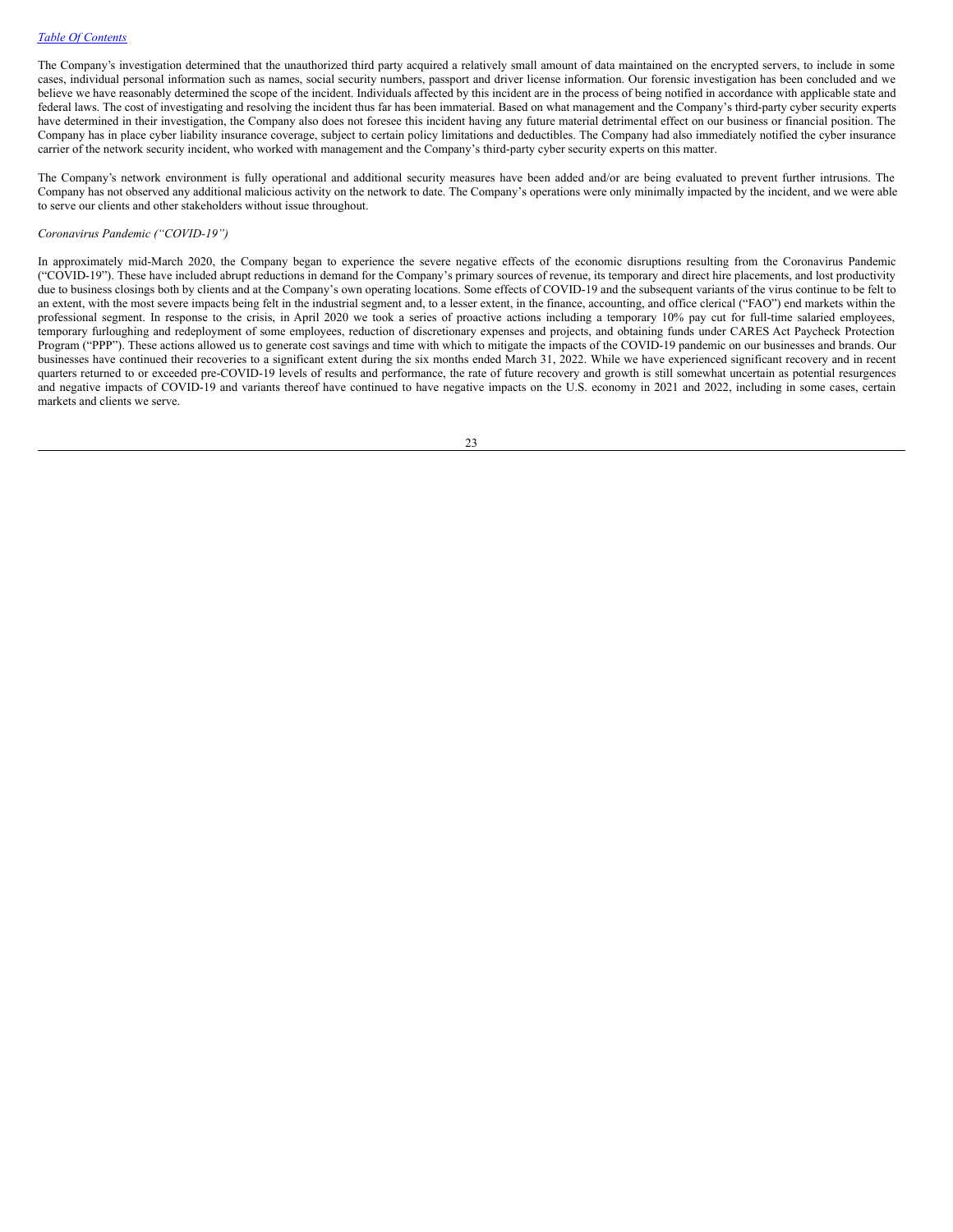The Company's investigation determined that the unauthorized third party acquired a relatively small amount of data maintained on the encrypted servers, to include in some cases, individual personal information such as names, social security numbers, passport and driver license information. Our forensic investigation has been concluded and we believe we have reasonably determined the scope of the incident. Individuals affected by this incident are in the process of being notified in accordance with applicable state and federal laws. The cost of investigating and resolving the incident thus far has been immaterial. Based on what management and the Company's third-party cyber security experts have determined in their investigation, the Company also does not foresee this incident having any future material detrimental effect on our business or financial position. The Company has in place cyber liability insurance coverage, subject to certain policy limitations and deductibles. The Company had also immediately notified the cyber insurance carrier of the network security incident, who worked with management and the Company's third-party cyber security experts on this matter.

The Company's network environment is fully operational and additional security measures have been added and/or are being evaluated to prevent further intrusions. The Company has not observed any additional malicious activity on the network to date. The Company's operations were only minimally impacted by the incident, and we were able to serve our clients and other stakeholders without issue throughout.

*Coronavirus Pandemic ("COVID-19")*

In approximately mid-March 2020, the Company began to experience the severe negative effects of the economic disruptions resulting from the Coronavirus Pandemic ("COVID-19"). These have included abrupt reductions in demand for the Company's primary sources of revenue, its temporary and direct hire placements, and lost productivity due to business closings both by clients and at the Company's own operating locations. Some effects of COVID-19 and the subsequent variants of the virus continue to be felt to an extent, with the most severe impacts being felt in the industrial segment and, to a lesser extent, in the finance, accounting, and office clerical ("FAO") end markets within the professional segment. In response to the crisis, in April 2020 we took a series of proactive actions including a temporary 10% pay cut for full-time salaried employees, temporary furloughing and redeployment of some employees, reduction of discretionary expenses and projects, and obtaining funds under CARES Act Paycheck Protection Program ("PPP"). These actions allowed us to generate cost savings and time with which to mitigate the impacts of the COVID-19 pandemic on our businesses and brands. Our businesses have continued their recoveries to a significant extent during the six months ended March 31, 2022. While we have experienced significant recovery and in recent quarters returned to or exceeded pre-COVID-19 levels of results and performance, the rate of future recovery and growth is still somewhat uncertain as potential resurgences and negative impacts of COVID-19 and variants thereof have continued to have negative impacts on the U.S. economy in 2021 and 2022, including in some cases, certain markets and clients we serve.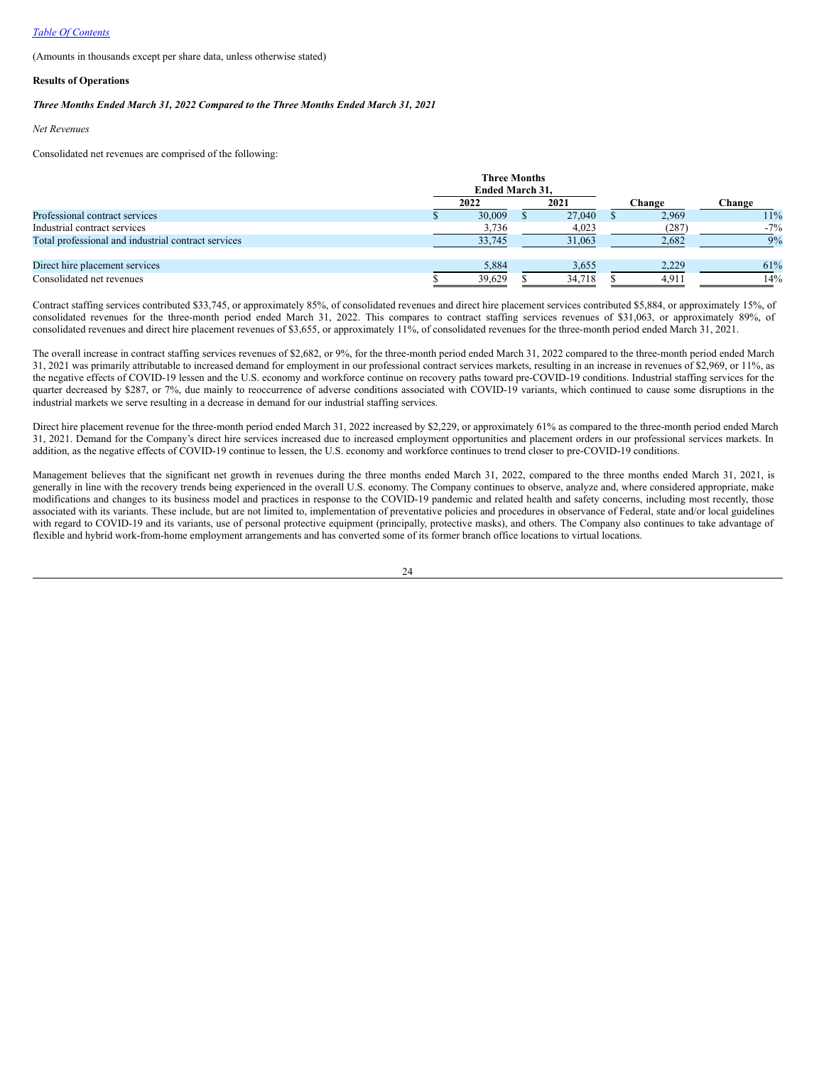[Table Of Contents](#)

(Amounts in thousands except per share data, unless otherwise stated)

**Results of Operations**

***Three Months Ended March 31, 2022 Compared to the Three Months Ended March 31, 2021***

*Net Revenues*

Consolidated net revenues are comprised of the following:

| | Three Months Ended March 31, | | | |
|---|---|---|---|---|
| | 2022 | 2021 | Change | Change |
| Professional contract services | $ 30,009 | $ 27,040 | $ 2,969 | 11% |
| Industrial contract services | 3,736 | 4,023 | (287) | -7% |
| Total professional and industrial contract services | 33,745 | 31,063 | 2,682 | 9% |
| | | | | |
| Direct hire placement services | 5,884 | 3,655 | 2,229 | 61% |
| Consolidated net revenues | $ 39,629 | $ 34,718 | $ 4,911 | 14% |

Contract staffing services contributed $33,745, or approximately 85%, of consolidated revenues and direct hire placement services contributed $5,884, or approximately 15%, of consolidated revenues for the three-month period ended March 31, 2022. This compares to contract staffing services revenues of $31,063, or approximately 89%, of consolidated revenues and direct hire placement revenues of $3,655, or approximately 11%, of consolidated revenues for the three-month period ended March 31, 2021.

The overall increase in contract staffing services revenues of $2,682, or 9%, for the three-month period ended March 31, 2022 compared to the three-month period ended March 31, 2021 was primarily attributable to increased demand for employment in our professional contract services markets, resulting in an increase in revenues of $2,969, or 11%, as the negative effects of COVID-19 lessen and the U.S. economy and workforce continue on recovery paths toward pre-COVID-19 conditions. Industrial staffing services for the quarter decreased by $287, or 7%, due mainly to reoccurrence of adverse conditions associated with COVID-19 variants, which continued to cause some disruptions in the industrial markets we serve resulting in a decrease in demand for our industrial staffing services.

Direct hire placement revenue for the three-month period ended March 31, 2022 increased by $2,229, or approximately 61% as compared to the three-month period ended March 31, 2021. Demand for the Company's direct hire services increased due to increased employment opportunities and placement orders in our professional services markets. In addition, as the negative effects of COVID-19 continue to lessen, the U.S. economy and workforce continues to trend closer to pre-COVID-19 conditions.

Management believes that the significant net growth in revenues during the three months ended March 31, 2022, compared to the three months ended March 31, 2021, is generally in line with the recovery trends being experienced in the overall U.S. economy. The Company continues to observe, analyze and, where considered appropriate, make modifications and changes to its business model and practices in response to the COVID-19 pandemic and related health and safety concerns, including most recently, those associated with its variants. These include, but are not limited to, implementation of preventative policies and procedures in observance of Federal, state and/or local guidelines with regard to COVID-19 and its variants, use of personal protective equipment (principally, protective masks), and others. The Company also continues to take advantage of flexible and hybrid work-from-home employment arrangements and has converted some of its former branch office locations to virtual locations.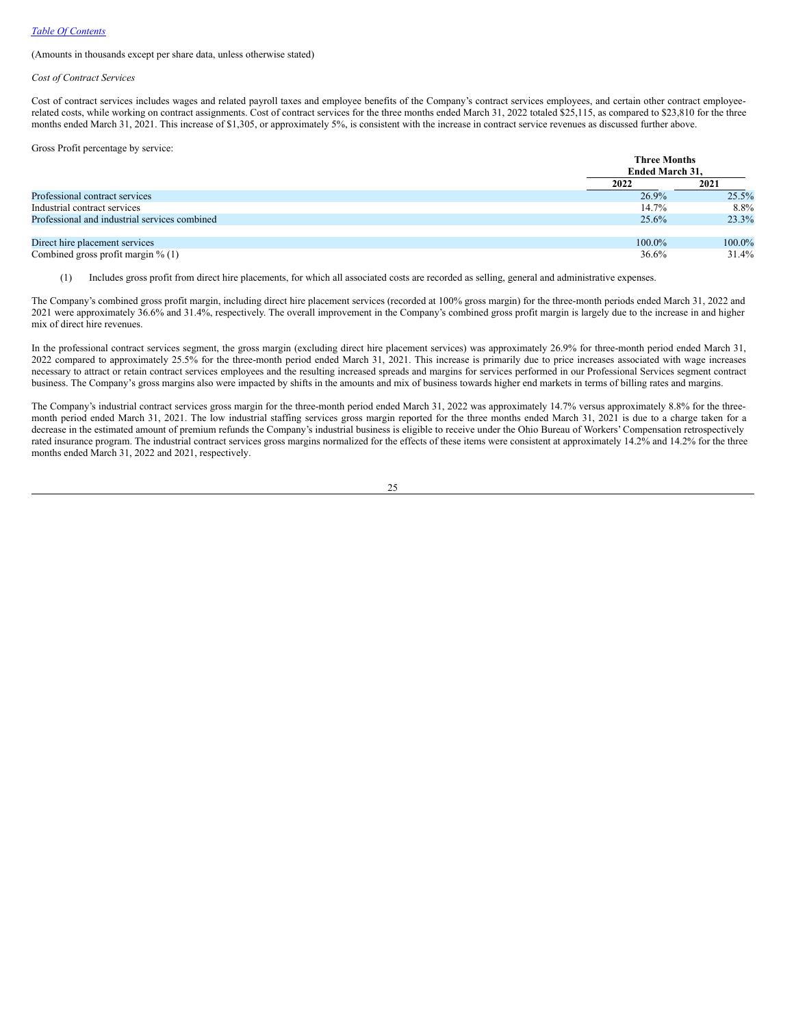(Amounts in thousands except per share data, unless otherwise stated)

*Cost of Contract Services*

Cost of contract services includes wages and related payroll taxes and employee benefits of the Company's contract services employees, and certain other contract employee-related costs, while working on contract assignments. Cost of contract services for the three months ended March 31, 2022 totaled $25,115, as compared to $23,810 for the three months ended March 31, 2021. This increase of $1,305, or approximately 5%, is consistent with the increase in contract service revenues as discussed further above.

Gross Profit percentage by service:

| | Three Months Ended March 31, | |
|---|---|---|
| | 2022 | 2021 |
| Professional contract services | 26.9% | 25.5% |
| Industrial contract services | 14.7% | 8.8% |
| Professional and industrial services combined | 25.6% | 23.3% |
| | | |
| Direct hire placement services | 100.0% | 100.0% |
| Combined gross profit margin % (1) | 36.6% | 31.4% |

(1) Includes gross profit from direct hire placements, for which all associated costs are recorded as selling, general and administrative expenses.

The Company's combined gross profit margin, including direct hire placement services (recorded at 100% gross margin) for the three-month periods ended March 31, 2022 and 2021 were approximately 36.6% and 31.4%, respectively. The overall improvement in the Company's combined gross profit margin is largely due to the increase in and higher mix of direct hire revenues.

In the professional contract services segment, the gross margin (excluding direct hire placement services) was approximately 26.9% for three-month period ended March 31, 2022 compared to approximately 25.5% for the three-month period ended March 31, 2021. This increase is primarily due to price increases associated with wage increases necessary to attract or retain contract services employees and the resulting increased spreads and margins for services performed in our Professional Services segment contract business. The Company's gross margins also were impacted by shifts in the amounts and mix of business towards higher end markets in terms of billing rates and margins.

The Company's industrial contract services gross margin for the three-month period ended March 31, 2022 was approximately 14.7% versus approximately 8.8% for the three-month period ended March 31, 2021. The low industrial staffing services gross margin reported for the three months ended March 31, 2021 is due to a charge taken for a decrease in the estimated amount of premium refunds the Company's industrial business is eligible to receive under the Ohio Bureau of Workers' Compensation retrospectively rated insurance program. The industrial contract services gross margins normalized for the effects of these items were consistent at approximately 14.2% and 14.2% for the three months ended March 31, 2022 and 2021, respectively.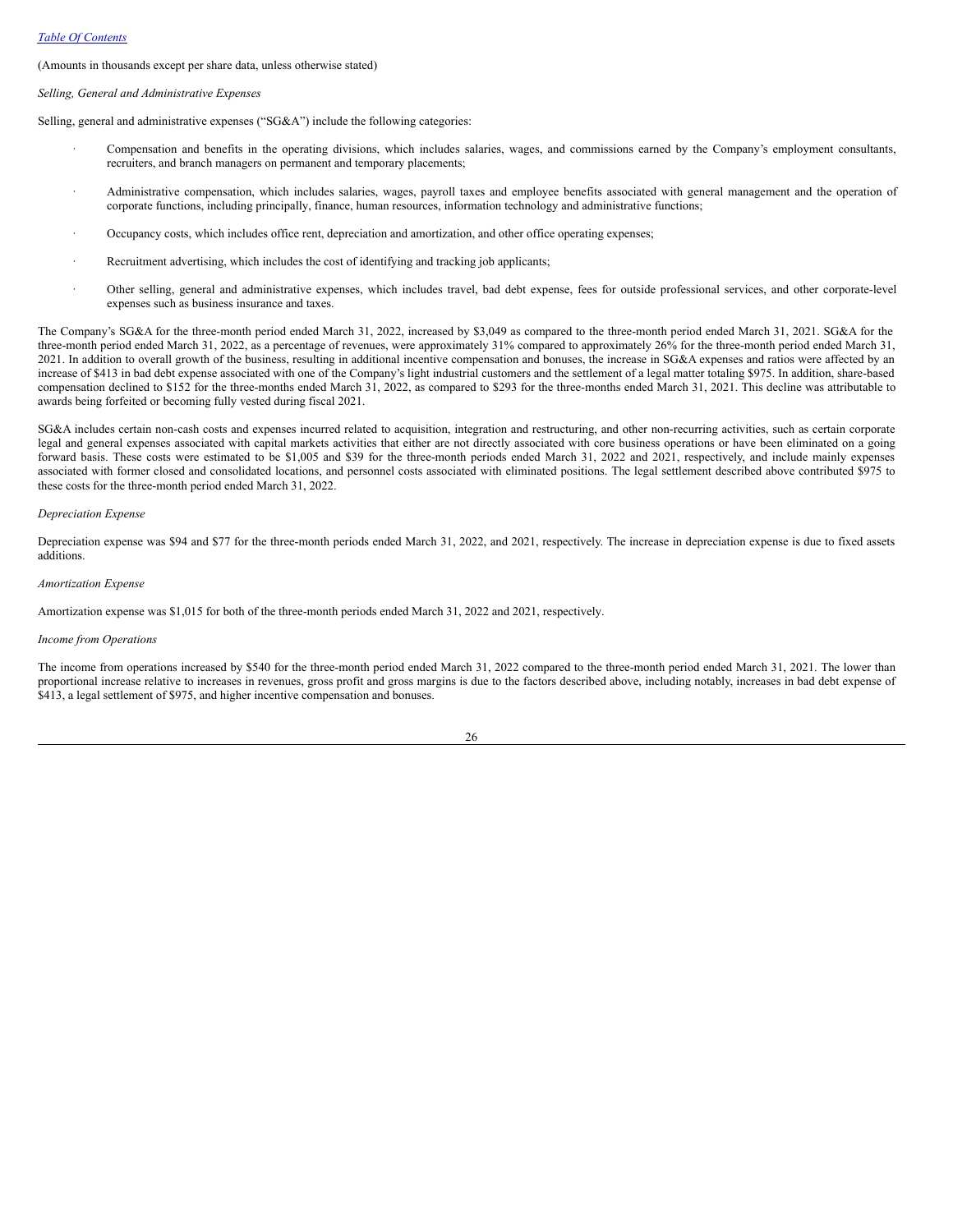(Amounts in thousands except per share data, unless otherwise stated)

*Selling, General and Administrative Expenses*

Selling, general and administrative expenses ("SG&A") include the following categories:

- Compensation and benefits in the operating divisions, which includes salaries, wages, and commissions earned by the Company's employment consultants, recruiters, and branch managers on permanent and temporary placements;
- Administrative compensation, which includes salaries, wages, payroll taxes and employee benefits associated with general management and the operation of corporate functions, including principally, finance, human resources, information technology and administrative functions;
- Occupancy costs, which includes office rent, depreciation and amortization, and other office operating expenses;
- Recruitment advertising, which includes the cost of identifying and tracking job applicants;
- Other selling, general and administrative expenses, which includes travel, bad debt expense, fees for outside professional services, and other corporate-level expenses such as business insurance and taxes.

The Company's SG&A for the three-month period ended March 31, 2022, increased by $3,049 as compared to the three-month period ended March 31, 2021. SG&A for the three-month period ended March 31, 2022, as a percentage of revenues, were approximately 31% compared to approximately 26% for the three-month period ended March 31, 2021. In addition to overall growth of the business, resulting in additional incentive compensation and bonuses, the increase in SG&A expenses and ratios were affected by an increase of $413 in bad debt expense associated with one of the Company's light industrial customers and the settlement of a legal matter totaling $975. In addition, share-based compensation declined to $152 for the three-months ended March 31, 2022, as compared to $293 for the three-months ended March 31, 2021. This decline was attributable to awards being forfeited or becoming fully vested during fiscal 2021.

SG&A includes certain non-cash costs and expenses incurred related to acquisition, integration and restructuring, and other non-recurring activities, such as certain corporate legal and general expenses associated with capital markets activities that either are not directly associated with core business operations or have been eliminated on a going forward basis. These costs were estimated to be $1,005 and $39 for the three-month periods ended March 31, 2022 and 2021, respectively, and include mainly expenses associated with former closed and consolidated locations, and personnel costs associated with eliminated positions. The legal settlement described above contributed $975 to these costs for the three-month period ended March 31, 2022.

*Depreciation Expense*

Depreciation expense was $94 and $77 for the three-month periods ended March 31, 2022, and 2021, respectively. The increase in depreciation expense is due to fixed assets additions.

*Amortization Expense*

Amortization expense was $1,015 for both of the three-month periods ended March 31, 2022 and 2021, respectively.

*Income from Operations*

The income from operations increased by $540 for the three-month period ended March 31, 2022 compared to the three-month period ended March 31, 2021. The lower than proportional increase relative to increases in revenues, gross profit and gross margins is due to the factors described above, including notably, increases in bad debt expense of $413, a legal settlement of $975, and higher incentive compensation and bonuses.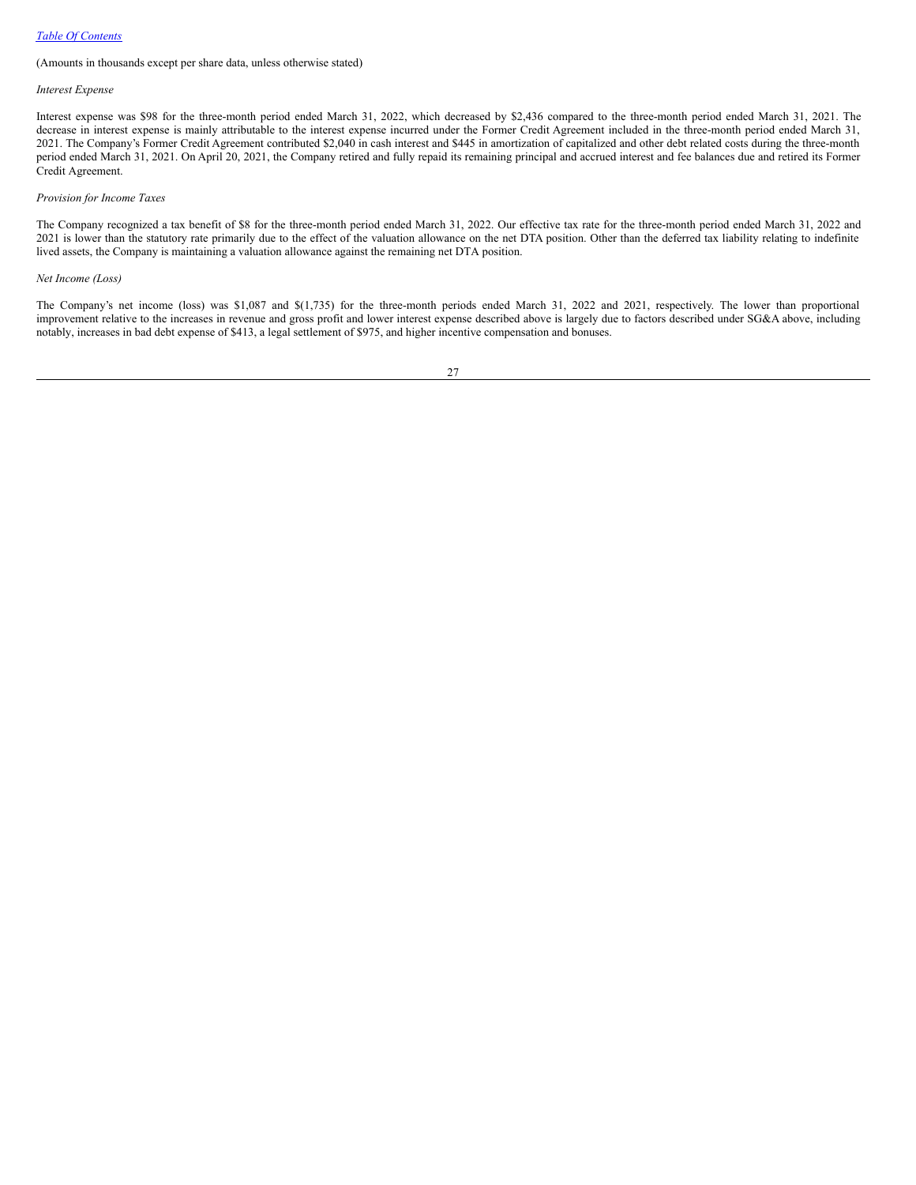(Amounts in thousands except per share data, unless otherwise stated)

*Interest Expense*

Interest expense was $98 for the three-month period ended March 31, 2022, which decreased by $2,436 compared to the three-month period ended March 31, 2021. The decrease in interest expense is mainly attributable to the interest expense incurred under the Former Credit Agreement included in the three-month period ended March 31, 2021. The Company's Former Credit Agreement contributed $2,040 in cash interest and $445 in amortization of capitalized and other debt related costs during the three-month period ended March 31, 2021. On April 20, 2021, the Company retired and fully repaid its remaining principal and accrued interest and fee balances due and retired its Former Credit Agreement.

*Provision for Income Taxes*

The Company recognized a tax benefit of $8 for the three-month period ended March 31, 2022. Our effective tax rate for the three-month period ended March 31, 2022 and 2021 is lower than the statutory rate primarily due to the effect of the valuation allowance on the net DTA position. Other than the deferred tax liability relating to indefinite lived assets, the Company is maintaining a valuation allowance against the remaining net DTA position.

*Net Income (Loss)*

The Company's net income (loss) was $1,087 and $(1,735) for the three-month periods ended March 31, 2022 and 2021, respectively. The lower than proportional improvement relative to the increases in revenue and gross profit and lower interest expense described above is largely due to factors described under SG&A above, including notably, increases in bad debt expense of $413, a legal settlement of $975, and higher incentive compensation and bonuses.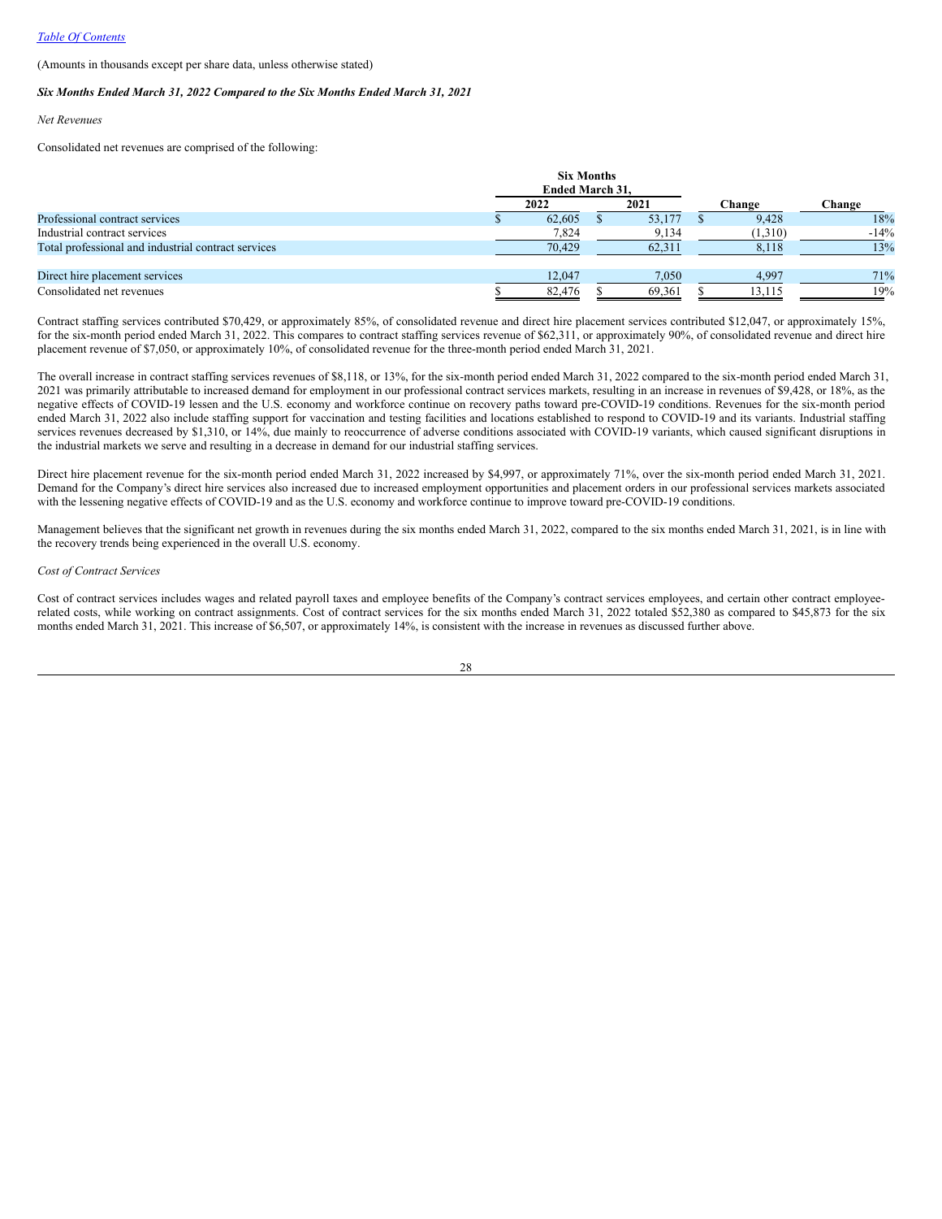(Amounts in thousands except per share data, unless otherwise stated)

***Six Months Ended March 31, 2022 Compared to the Six Months Ended March 31, 2021***

*Net Revenues*

Consolidated net revenues are comprised of the following:

| | Six Months Ended March 31, | | | |
|---|---|---|---|---|
| | 2022 | 2021 | Change | Change |
| Professional contract services | $ 62,605 | $ 53,177 | $ 9,428 | 18% |
| Industrial contract services | 7,824 | 9,134 | (1,310) | -14% |
| Total professional and industrial contract services | 70,429 | 62,311 | 8,118 | 13% |
| | | | | |
| Direct hire placement services | 12,047 | 7,050 | 4,997 | 71% |
| Consolidated net revenues | $ 82,476 | $ 69,361 | $ 13,115 | 19% |

Contract staffing services contributed $70,429, or approximately 85%, of consolidated revenue and direct hire placement services contributed $12,047, or approximately 15%, for the six-month period ended March 31, 2022. This compares to contract staffing services revenue of $62,311, or approximately 90%, of consolidated revenue and direct hire placement revenue of $7,050, or approximately 10%, of consolidated revenue for the three-month period ended March 31, 2021.

The overall increase in contract staffing services revenues of $8,118, or 13%, for the six-month period ended March 31, 2022 compared to the six-month period ended March 31, 2021 was primarily attributable to increased demand for employment in our professional contract services markets, resulting in an increase in revenues of $9,428, or 18%, as the negative effects of COVID-19 lessen and the U.S. economy and workforce continue on recovery paths toward pre-COVID-19 conditions. Revenues for the six-month period ended March 31, 2022 also include staffing support for vaccination and testing facilities and locations established to respond to COVID-19 and its variants. Industrial staffing services revenues decreased by $1,310, or 14%, due mainly to reoccurrence of adverse conditions associated with COVID-19 variants, which caused significant disruptions in the industrial markets we serve and resulting in a decrease in demand for our industrial staffing services.

Direct hire placement revenue for the six-month period ended March 31, 2022 increased by $4,997, or approximately 71%, over the six-month period ended March 31, 2021. Demand for the Company's direct hire services also increased due to increased employment opportunities and placement orders in our professional services markets associated with the lessening negative effects of COVID-19 and as the U.S. economy and workforce continue to improve toward pre-COVID-19 conditions.

Management believes that the significant net growth in revenues during the six months ended March 31, 2022, compared to the six months ended March 31, 2021, is in line with the recovery trends being experienced in the overall U.S. economy.

*Cost of Contract Services*

Cost of contract services includes wages and related payroll taxes and employee benefits of the Company's contract services employees, and certain other contract employee-related costs, while working on contract assignments. Cost of contract services for the six months ended March 31, 2022 totaled $52,380 as compared to $45,873 for the six months ended March 31, 2021. This increase of $6,507, or approximately 14%, is consistent with the increase in revenues as discussed further above.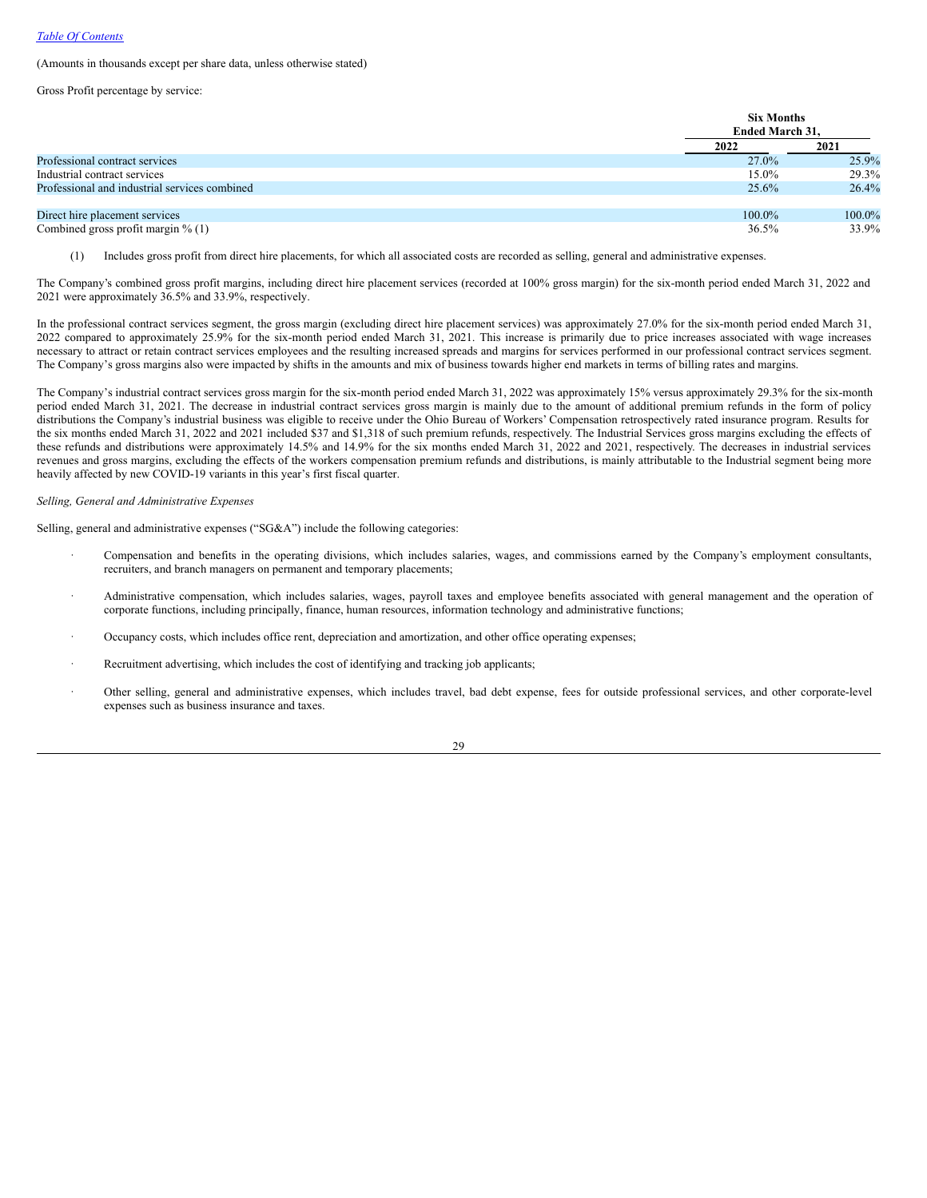(Amounts in thousands except per share data, unless otherwise stated)

Gross Profit percentage by service:

| | Six Months Ended March 31, | |
|---|---|---|
| | 2022 | 2021 |
| Professional contract services | 27.0% | 25.9% |
| Industrial contract services | 15.0% | 29.3% |
| Professional and industrial services combined | 25.6% | 26.4% |
| | | |
| Direct hire placement services | 100.0% | 100.0% |
| Combined gross profit margin % (1) | 36.5% | 33.9% |

(1) Includes gross profit from direct hire placements, for which all associated costs are recorded as selling, general and administrative expenses.

The Company's combined gross profit margins, including direct hire placement services (recorded at 100% gross margin) for the six-month period ended March 31, 2022 and 2021 were approximately 36.5% and 33.9%, respectively.

In the professional contract services segment, the gross margin (excluding direct hire placement services) was approximately 27.0% for the six-month period ended March 31, 2022 compared to approximately 25.9% for the six-month period ended March 31, 2021. This increase is primarily due to price increases associated with wage increases necessary to attract or retain contract services employees and the resulting increased spreads and margins for services performed in our professional contract services segment. The Company's gross margins also were impacted by shifts in the amounts and mix of business towards higher end markets in terms of billing rates and margins.

The Company's industrial contract services gross margin for the six-month period ended March 31, 2022 was approximately 15% versus approximately 29.3% for the six-month period ended March 31, 2021. The decrease in industrial contract services gross margin is mainly due to the amount of additional premium refunds in the form of policy distributions the Company's industrial business was eligible to receive under the Ohio Bureau of Workers' Compensation retrospectively rated insurance program. Results for the six months ended March 31, 2022 and 2021 included $37 and $1,318 of such premium refunds, respectively. The Industrial Services gross margins excluding the effects of these refunds and distributions were approximately 14.5% and 14.9% for the six months ended March 31, 2022 and 2021, respectively. The decreases in industrial services revenues and gross margins, excluding the effects of the workers compensation premium refunds and distributions, is mainly attributable to the Industrial segment being more heavily affected by new COVID-19 variants in this year's first fiscal quarter.

*Selling, General and Administrative Expenses*

Selling, general and administrative expenses ("SG&A") include the following categories:

- Compensation and benefits in the operating divisions, which includes salaries, wages, and commissions earned by the Company's employment consultants, recruiters, and branch managers on permanent and temporary placements;
- Administrative compensation, which includes salaries, wages, payroll taxes and employee benefits associated with general management and the operation of corporate functions, including principally, finance, human resources, information technology and administrative functions;
- Occupancy costs, which includes office rent, depreciation and amortization, and other office operating expenses;
- Recruitment advertising, which includes the cost of identifying and tracking job applicants;
- Other selling, general and administrative expenses, which includes travel, bad debt expense, fees for outside professional services, and other corporate-level expenses such as business insurance and taxes.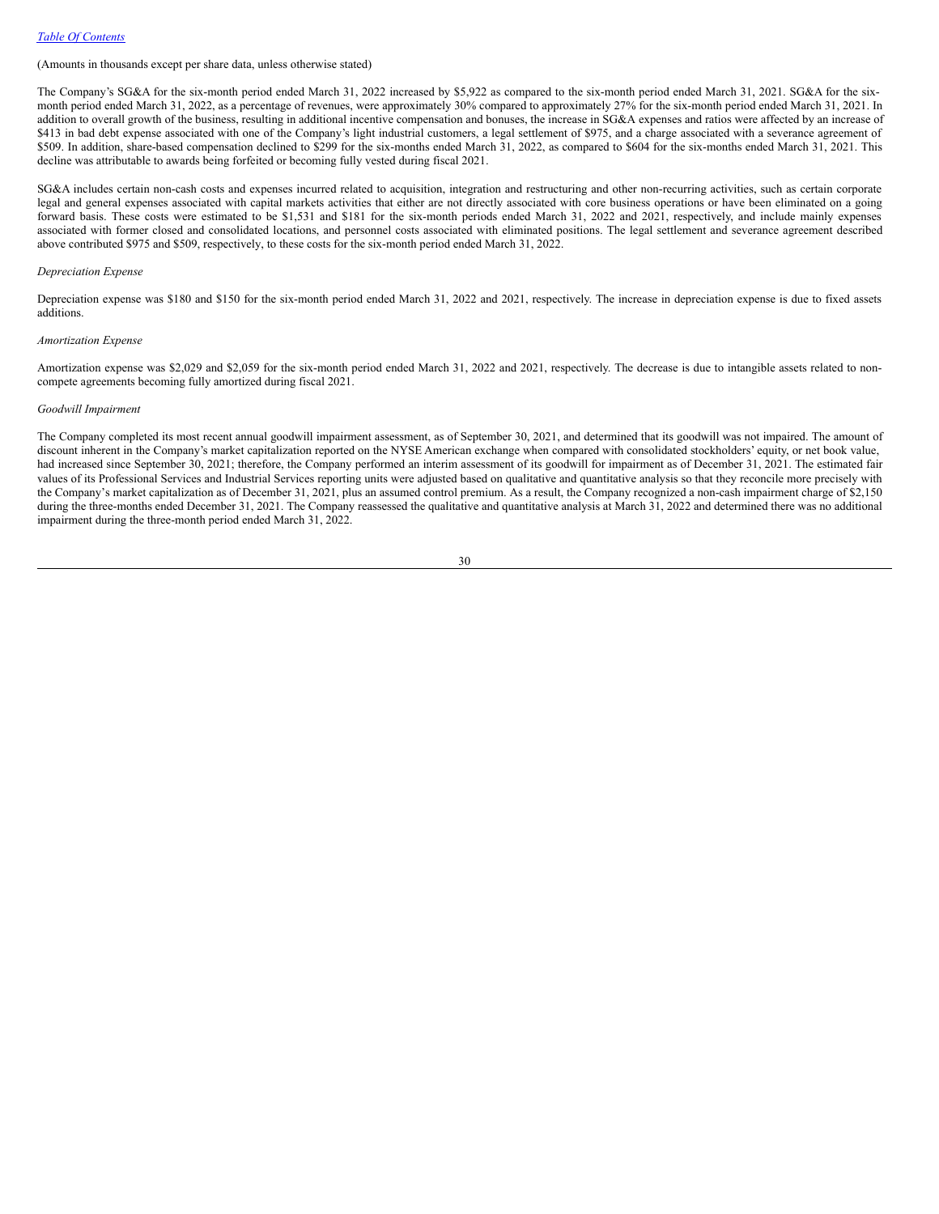(Amounts in thousands except per share data, unless otherwise stated)

The Company's SG&A for the six-month period ended March 31, 2022 increased by $5,922 as compared to the six-month period ended March 31, 2021. SG&A for the six-month period ended March 31, 2022, as a percentage of revenues, were approximately 30% compared to approximately 27% for the six-month period ended March 31, 2021. In addition to overall growth of the business, resulting in additional incentive compensation and bonuses, the increase in SG&A expenses and ratios were affected by an increase of $413 in bad debt expense associated with one of the Company's light industrial customers, a legal settlement of $975, and a charge associated with a severance agreement of $509. In addition, share-based compensation declined to $299 for the six-months ended March 31, 2022, as compared to $604 for the six-months ended March 31, 2021. This decline was attributable to awards being forfeited or becoming fully vested during fiscal 2021.

SG&A includes certain non-cash costs and expenses incurred related to acquisition, integration and restructuring and other non-recurring activities, such as certain corporate legal and general expenses associated with capital markets activities that either are not directly associated with core business operations or have been eliminated on a going forward basis. These costs were estimated to be $1,531 and $181 for the six-month periods ended March 31, 2022 and 2021, respectively, and include mainly expenses associated with former closed and consolidated locations, and personnel costs associated with eliminated positions. The legal settlement and severance agreement described above contributed $975 and $509, respectively, to these costs for the six-month period ended March 31, 2022.

*Depreciation Expense*

Depreciation expense was $180 and $150 for the six-month period ended March 31, 2022 and 2021, respectively. The increase in depreciation expense is due to fixed assets additions.

*Amortization Expense*

Amortization expense was $2,029 and $2,059 for the six-month period ended March 31, 2022 and 2021, respectively. The decrease is due to intangible assets related to non-compete agreements becoming fully amortized during fiscal 2021.

*Goodwill Impairment*

The Company completed its most recent annual goodwill impairment assessment, as of September 30, 2021, and determined that its goodwill was not impaired. The amount of discount inherent in the Company's market capitalization reported on the NYSE American exchange when compared with consolidated stockholders' equity, or net book value, had increased since September 30, 2021; therefore, the Company performed an interim assessment of its goodwill for impairment as of December 31, 2021. The estimated fair values of its Professional Services and Industrial Services reporting units were adjusted based on qualitative and quantitative analysis so that they reconcile more precisely with the Company's market capitalization as of December 31, 2021, plus an assumed control premium. As a result, the Company recognized a non-cash impairment charge of $2,150 during the three-months ended December 31, 2021. The Company reassessed the qualitative and quantitative analysis at March 31, 2022 and determined there was no additional impairment during the three-month period ended March 31, 2022.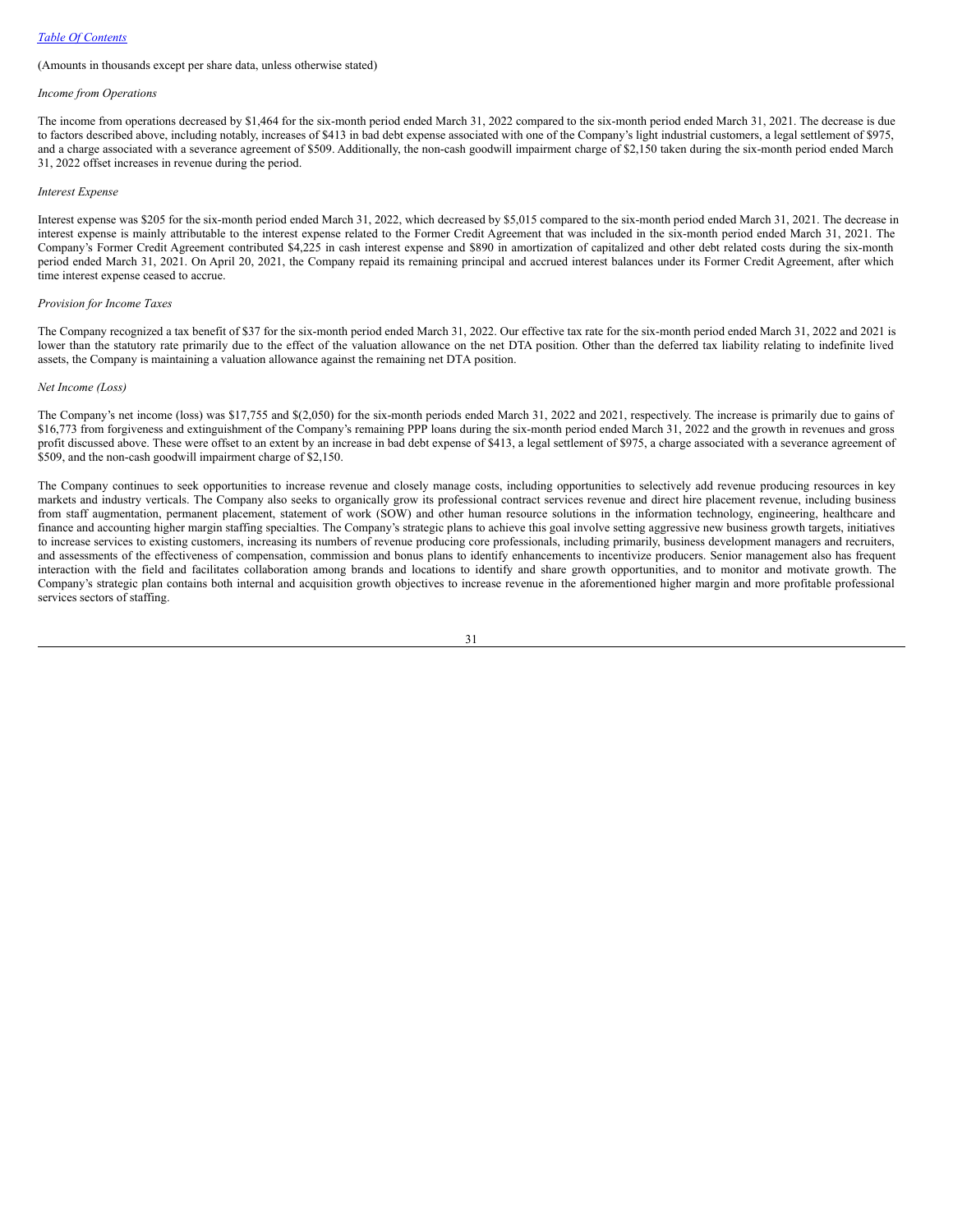(Amounts in thousands except per share data, unless otherwise stated)

*Income from Operations*

The income from operations decreased by $1,464 for the six-month period ended March 31, 2022 compared to the six-month period ended March 31, 2021. The decrease is due to factors described above, including notably, increases of $413 in bad debt expense associated with one of the Company's light industrial customers, a legal settlement of $975, and a charge associated with a severance agreement of $509. Additionally, the non-cash goodwill impairment charge of $2,150 taken during the six-month period ended March 31, 2022 offset increases in revenue during the period.

*Interest Expense*

Interest expense was $205 for the six-month period ended March 31, 2022, which decreased by $5,015 compared to the six-month period ended March 31, 2021. The decrease in interest expense is mainly attributable to the interest expense related to the Former Credit Agreement that was included in the six-month period ended March 31, 2021. The Company's Former Credit Agreement contributed $4,225 in cash interest expense and $890 in amortization of capitalized and other debt related costs during the six-month period ended March 31, 2021. On April 20, 2021, the Company repaid its remaining principal and accrued interest balances under its Former Credit Agreement, after which time interest expense ceased to accrue.

*Provision for Income Taxes*

The Company recognized a tax benefit of $37 for the six-month period ended March 31, 2022. Our effective tax rate for the six-month period ended March 31, 2022 and 2021 is lower than the statutory rate primarily due to the effect of the valuation allowance on the net DTA position. Other than the deferred tax liability relating to indefinite lived assets, the Company is maintaining a valuation allowance against the remaining net DTA position.

*Net Income (Loss)*

The Company's net income (loss) was $17,755 and $(2,050) for the six-month periods ended March 31, 2022 and 2021, respectively. The increase is primarily due to gains of $16,773 from forgiveness and extinguishment of the Company's remaining PPP loans during the six-month period ended March 31, 2022 and the growth in revenues and gross profit discussed above. These were offset to an extent by an increase in bad debt expense of $413, a legal settlement of $975, a charge associated with a severance agreement of $509, and the non-cash goodwill impairment charge of $2,150.

The Company continues to seek opportunities to increase revenue and closely manage costs, including opportunities to selectively add revenue producing resources in key markets and industry verticals. The Company also seeks to organically grow its professional contract services revenue and direct hire placement revenue, including business from staff augmentation, permanent placement, statement of work (SOW) and other human resource solutions in the information technology, engineering, healthcare and finance and accounting higher margin staffing specialties. The Company's strategic plans to achieve this goal involve setting aggressive new business growth targets, initiatives to increase services to existing customers, increasing its numbers of revenue producing core professionals, including primarily, business development managers and recruiters, and assessments of the effectiveness of compensation, commission and bonus plans to identify enhancements to incentivize producers. Senior management also has frequent interaction with the field and facilitates collaboration among brands and locations to identify and share growth opportunities, and to monitor and motivate growth. The Company's strategic plan contains both internal and acquisition growth objectives to increase revenue in the aforementioned higher margin and more profitable professional services sectors of staffing.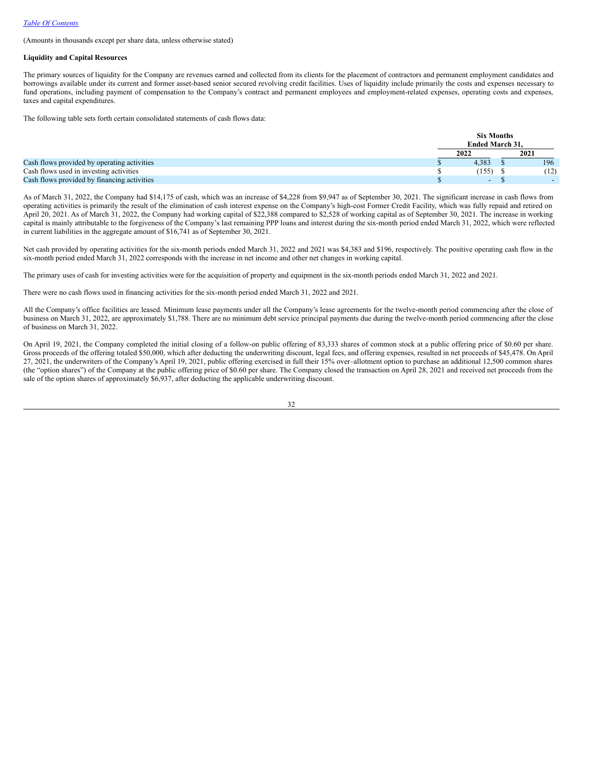(Amounts in thousands except per share data, unless otherwise stated)

**Liquidity and Capital Resources**

The primary sources of liquidity for the Company are revenues earned and collected from its clients for the placement of contractors and permanent employment candidates and borrowings available under its current and former asset-based senior secured revolving credit facilities. Uses of liquidity include primarily the costs and expenses necessary to fund operations, including payment of compensation to the Company's contract and permanent employees and employment-related expenses, operating costs and expenses, taxes and capital expenditures.

The following table sets forth certain consolidated statements of cash flows data:

| | Six Months Ended March 31, | |
|---|---|---|
| | 2022 | 2021 |
| Cash flows provided by operating activities | $ 4,383 | $ 196 |
| Cash flows used in investing activities | $ (155) | $ (12) |
| Cash flows provided by financing activities | $ - | $ - |

As of March 31, 2022, the Company had $14,175 of cash, which was an increase of $4,228 from $9,947 as of September 30, 2021. The significant increase in cash flows from operating activities is primarily the result of the elimination of cash interest expense on the Company's high-cost Former Credit Facility, which was fully repaid and retired on April 20, 2021. As of March 31, 2022, the Company had working capital of $22,388 compared to $2,528 of working capital as of September 30, 2021. The increase in working capital is mainly attributable to the forgiveness of the Company's last remaining PPP loans and interest during the six-month period ended March 31, 2022, which were reflected in current liabilities in the aggregate amount of $16,741 as of September 30, 2021.

Net cash provided by operating activities for the six-month periods ended March 31, 2022 and 2021 was $4,383 and $196, respectively. The positive operating cash flow in the six-month period ended March 31, 2022 corresponds with the increase in net income and other net changes in working capital.

The primary uses of cash for investing activities were for the acquisition of property and equipment in the six-month periods ended March 31, 2022 and 2021.

There were no cash flows used in financing activities for the six-month period ended March 31, 2022 and 2021.

All the Company's office facilities are leased. Minimum lease payments under all the Company's lease agreements for the twelve-month period commencing after the close of business on March 31, 2022, are approximately $1,788. There are no minimum debt service principal payments due during the twelve-month period commencing after the close of business on March 31, 2022.

On April 19, 2021, the Company completed the initial closing of a follow-on public offering of 83,333 shares of common stock at a public offering price of $0.60 per share. Gross proceeds of the offering totaled $50,000, which after deducting the underwriting discount, legal fees, and offering expenses, resulted in net proceeds of $45,478. On April 27, 2021, the underwriters of the Company's April 19, 2021, public offering exercised in full their 15% over–allotment option to purchase an additional 12,500 common shares (the "option shares") of the Company at the public offering price of $0.60 per share. The Company closed the transaction on April 28, 2021 and received net proceeds from the sale of the option shares of approximately $6,937, after deducting the applicable underwriting discount.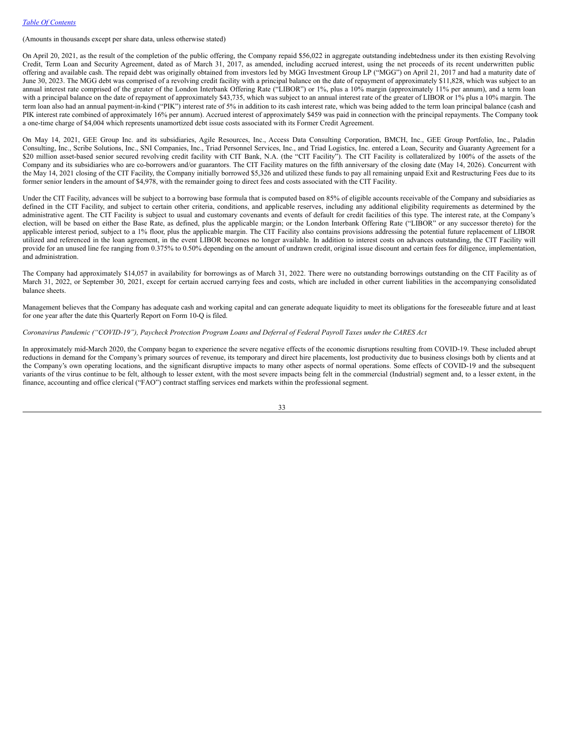(Amounts in thousands except per share data, unless otherwise stated)

On April 20, 2021, as the result of the completion of the public offering, the Company repaid $56,022 in aggregate outstanding indebtedness under its then existing Revolving Credit, Term Loan and Security Agreement, dated as of March 31, 2017, as amended, including accrued interest, using the net proceeds of its recent underwritten public offering and available cash. The repaid debt was originally obtained from investors led by MGG Investment Group LP ("MGG") on April 21, 2017 and had a maturity date of June 30, 2023. The MGG debt was comprised of a revolving credit facility with a principal balance on the date of repayment of approximately $11,828, which was subject to an annual interest rate comprised of the greater of the London Interbank Offering Rate ("LIBOR") or 1%, plus a 10% margin (approximately 11% per annum), and a term loan with a principal balance on the date of repayment of approximately $43,735, which was subject to an annual interest rate of the greater of LIBOR or 1% plus a 10% margin. The term loan also had an annual payment-in-kind ("PIK") interest rate of 5% in addition to its cash interest rate, which was being added to the term loan principal balance (cash and PIK interest rate combined of approximately 16% per annum). Accrued interest of approximately $459 was paid in connection with the principal repayments. The Company took a one-time charge of $4,004 which represents unamortized debt issue costs associated with its Former Credit Agreement.

On May 14, 2021, GEE Group Inc. and its subsidiaries, Agile Resources, Inc., Access Data Consulting Corporation, BMCH, Inc., GEE Group Portfolio, Inc., Paladin Consulting, Inc., Scribe Solutions, Inc., SNI Companies, Inc., Triad Personnel Services, Inc., and Triad Logistics, Inc. entered a Loan, Security and Guaranty Agreement for a $20 million asset-based senior secured revolving credit facility with CIT Bank, N.A. (the "CIT Facility"). The CIT Facility is collateralized by 100% of the assets of the Company and its subsidiaries who are co-borrowers and/or guarantors. The CIT Facility matures on the fifth anniversary of the closing date (May 14, 2026). Concurrent with the May 14, 2021 closing of the CIT Facility, the Company initially borrowed $5,326 and utilized these funds to pay all remaining unpaid Exit and Restructuring Fees due to its former senior lenders in the amount of $4,978, with the remainder going to direct fees and costs associated with the CIT Facility.

Under the CIT Facility, advances will be subject to a borrowing base formula that is computed based on 85% of eligible accounts receivable of the Company and subsidiaries as defined in the CIT Facility, and subject to certain other criteria, conditions, and applicable reserves, including any additional eligibility requirements as determined by the administrative agent. The CIT Facility is subject to usual and customary covenants and events of default for credit facilities of this type. The interest rate, at the Company's election, will be based on either the Base Rate, as defined, plus the applicable margin; or the London Interbank Offering Rate ("LIBOR" or any successor thereto) for the applicable interest period, subject to a 1% floor, plus the applicable margin. The CIT Facility also contains provisions addressing the potential future replacement of LIBOR utilized and referenced in the loan agreement, in the event LIBOR becomes no longer available. In addition to interest costs on advances outstanding, the CIT Facility will provide for an unused line fee ranging from 0.375% to 0.50% depending on the amount of undrawn credit, original issue discount and certain fees for diligence, implementation, and administration.

The Company had approximately $14,057 in availability for borrowings as of March 31, 2022. There were no outstanding borrowings outstanding on the CIT Facility as of March 31, 2022, or September 30, 2021, except for certain accrued carrying fees and costs, which are included in other current liabilities in the accompanying consolidated balance sheets.

Management believes that the Company has adequate cash and working capital and can generate adequate liquidity to meet its obligations for the foreseeable future and at least for one year after the date this Quarterly Report on Form 10-Q is filed.

*Coronavirus Pandemic ("COVID-19"), Paycheck Protection Program Loans and Deferral of Federal Payroll Taxes under the CARES Act*

In approximately mid-March 2020, the Company began to experience the severe negative effects of the economic disruptions resulting from COVID-19. These included abrupt reductions in demand for the Company's primary sources of revenue, its temporary and direct hire placements, lost productivity due to business closings both by clients and at the Company's own operating locations, and the significant disruptive impacts to many other aspects of normal operations. Some effects of COVID-19 and the subsequent variants of the virus continue to be felt, although to lesser extent, with the most severe impacts being felt in the commercial (Industrial) segment and, to a lesser extent, in the finance, accounting and office clerical ("FAO") contract staffing services end markets within the professional segment.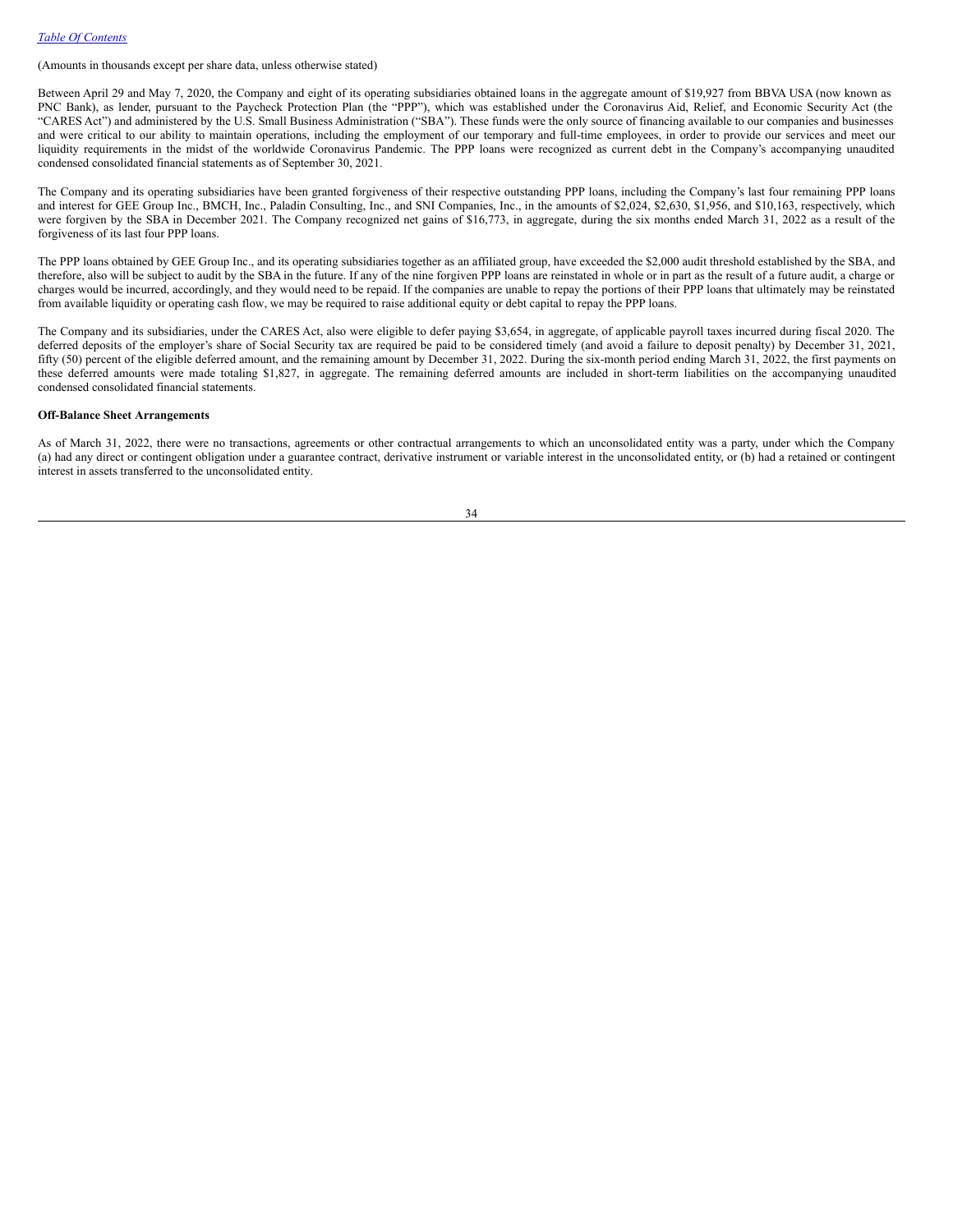(Amounts in thousands except per share data, unless otherwise stated)

Between April 29 and May 7, 2020, the Company and eight of its operating subsidiaries obtained loans in the aggregate amount of $19,927 from BBVA USA (now known as PNC Bank), as lender, pursuant to the Paycheck Protection Plan (the "PPP"), which was established under the Coronavirus Aid, Relief, and Economic Security Act (the "CARES Act") and administered by the U.S. Small Business Administration ("SBA"). These funds were the only source of financing available to our companies and businesses and were critical to our ability to maintain operations, including the employment of our temporary and full-time employees, in order to provide our services and meet our liquidity requirements in the midst of the worldwide Coronavirus Pandemic. The PPP loans were recognized as current debt in the Company's accompanying unaudited condensed consolidated financial statements as of September 30, 2021.

The Company and its operating subsidiaries have been granted forgiveness of their respective outstanding PPP loans, including the Company's last four remaining PPP loans and interest for GEE Group Inc., BMCH, Inc., Paladin Consulting, Inc., and SNI Companies, Inc., in the amounts of $2,024, $2,630, $1,956, and $10,163, respectively, which were forgiven by the SBA in December 2021. The Company recognized net gains of $16,773, in aggregate, during the six months ended March 31, 2022 as a result of the forgiveness of its last four PPP loans.

The PPP loans obtained by GEE Group Inc., and its operating subsidiaries together as an affiliated group, have exceeded the $2,000 audit threshold established by the SBA, and therefore, also will be subject to audit by the SBA in the future. If any of the nine forgiven PPP loans are reinstated in whole or in part as the result of a future audit, a charge or charges would be incurred, accordingly, and they would need to be repaid. If the companies are unable to repay the portions of their PPP loans that ultimately may be reinstated from available liquidity or operating cash flow, we may be required to raise additional equity or debt capital to repay the PPP loans.

The Company and its subsidiaries, under the CARES Act, also were eligible to defer paying $3,654, in aggregate, of applicable payroll taxes incurred during fiscal 2020. The deferred deposits of the employer's share of Social Security tax are required be paid to be considered timely (and avoid a failure to deposit penalty) by December 31, 2021, fifty (50) percent of the eligible deferred amount, and the remaining amount by December 31, 2022. During the six-month period ending March 31, 2022, the first payments on these deferred amounts were made totaling $1,827, in aggregate. The remaining deferred amounts are included in short-term liabilities on the accompanying unaudited condensed consolidated financial statements.

**Off-Balance Sheet Arrangements**

As of March 31, 2022, there were no transactions, agreements or other contractual arrangements to which an unconsolidated entity was a party, under which the Company (a) had any direct or contingent obligation under a guarantee contract, derivative instrument or variable interest in the unconsolidated entity, or (b) had a retained or contingent interest in assets transferred to the unconsolidated entity.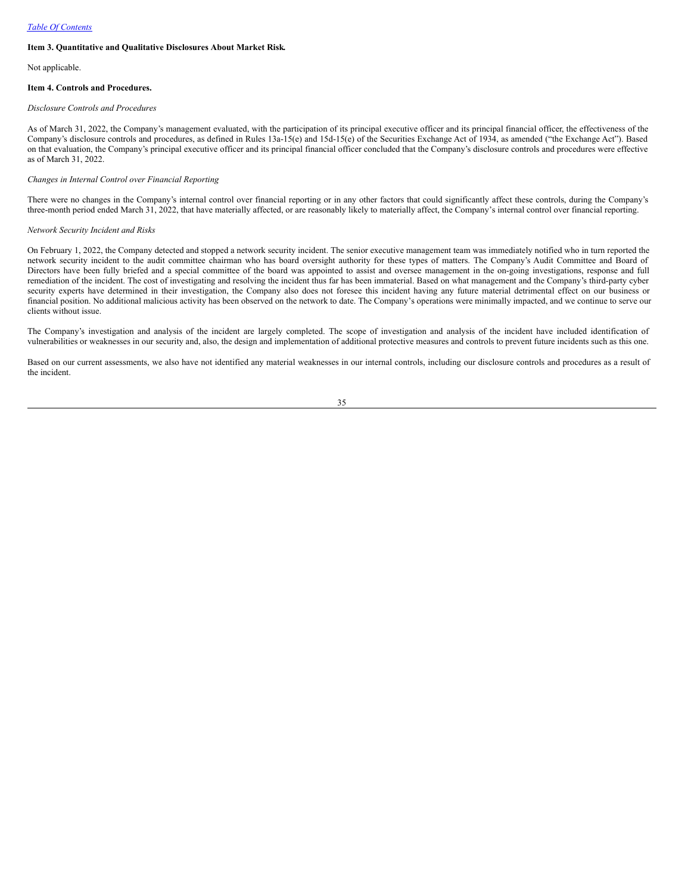[Table Of Contents](#)

**Item 3. Quantitative and Qualitative Disclosures About Market Risk.**

Not applicable.

**Item 4. Controls and Procedures.**

*Disclosure Controls and Procedures*

As of March 31, 2022, the Company's management evaluated, with the participation of its principal executive officer and its principal financial officer, the effectiveness of the Company's disclosure controls and procedures, as defined in Rules 13a-15(e) and 15d-15(e) of the Securities Exchange Act of 1934, as amended ("the Exchange Act"). Based on that evaluation, the Company's principal executive officer and its principal financial officer concluded that the Company's disclosure controls and procedures were effective as of March 31, 2022.

*Changes in Internal Control over Financial Reporting*

There were no changes in the Company's internal control over financial reporting or in any other factors that could significantly affect these controls, during the Company's three-month period ended March 31, 2022, that have materially affected, or are reasonably likely to materially affect, the Company's internal control over financial reporting.

*Network Security Incident and Risks*

On February 1, 2022, the Company detected and stopped a network security incident. The senior executive management team was immediately notified who in turn reported the network security incident to the audit committee chairman who has board oversight authority for these types of matters. The Company's Audit Committee and Board of Directors have been fully briefed and a special committee of the board was appointed to assist and oversee management in the on-going investigations, response and full remediation of the incident. The cost of investigating and resolving the incident thus far has been immaterial. Based on what management and the Company's third-party cyber security experts have determined in their investigation, the Company also does not foresee this incident having any future material detrimental effect on our business or financial position. No additional malicious activity has been observed on the network to date. The Company's operations were minimally impacted, and we continue to serve our clients without issue.

The Company's investigation and analysis of the incident are largely completed. The scope of investigation and analysis of the incident have included identification of vulnerabilities or weaknesses in our security and, also, the design and implementation of additional protective measures and controls to prevent future incidents such as this one.

Based on our current assessments, we also have not identified any material weaknesses in our internal controls, including our disclosure controls and procedures as a result of the incident.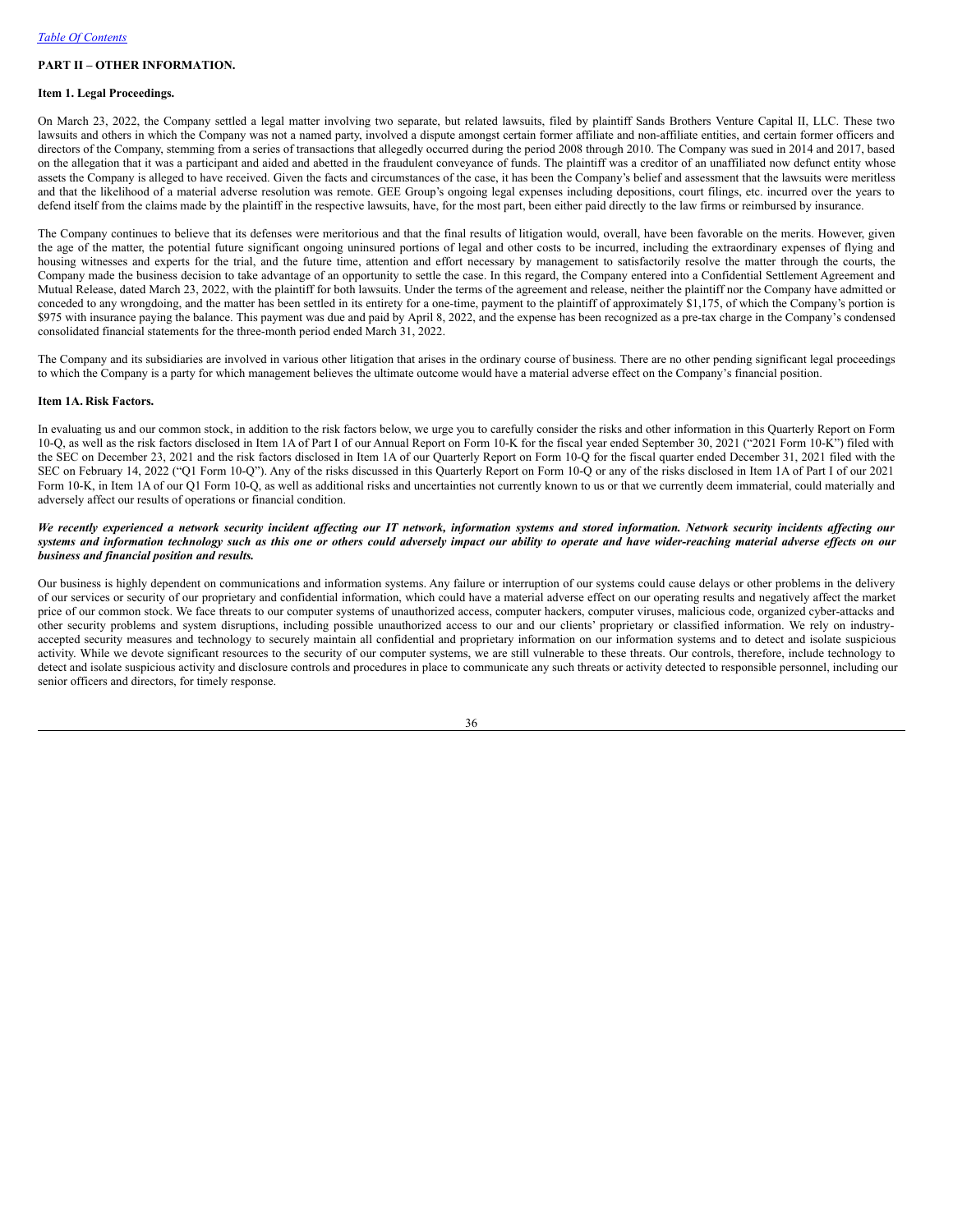## PART II – OTHER INFORMATION.

### Item 1. Legal Proceedings.

On March 23, 2022, the Company settled a legal matter involving two separate, but related lawsuits, filed by plaintiff Sands Brothers Venture Capital II, LLC. These two lawsuits and others in which the Company was not a named party, involved a dispute amongst certain former affiliate and non-affiliate entities, and certain former officers and directors of the Company, stemming from a series of transactions that allegedly occurred during the period 2008 through 2010. The Company was sued in 2014 and 2017, based on the allegation that it was a participant and aided and abetted in the fraudulent conveyance of funds. The plaintiff was a creditor of an unaffiliated now defunct entity whose assets the Company is alleged to have received. Given the facts and circumstances of the case, it has been the Company's belief and assessment that the lawsuits were meritless and that the likelihood of a material adverse resolution was remote. GEE Group's ongoing legal expenses including depositions, court filings, etc. incurred over the years to defend itself from the claims made by the plaintiff in the respective lawsuits, have, for the most part, been either paid directly to the law firms or reimbursed by insurance.

The Company continues to believe that its defenses were meritorious and that the final results of litigation would, overall, have been favorable on the merits. However, given the age of the matter, the potential future significant ongoing uninsured portions of legal and other costs to be incurred, including the extraordinary expenses of flying and housing witnesses and experts for the trial, and the future time, attention and effort necessary by management to satisfactorily resolve the matter through the courts, the Company made the business decision to take advantage of an opportunity to settle the case. In this regard, the Company entered into a Confidential Settlement Agreement and Mutual Release, dated March 23, 2022, with the plaintiff for both lawsuits. Under the terms of the agreement and release, neither the plaintiff nor the Company have admitted or conceded to any wrongdoing, and the matter has been settled in its entirety for a one-time, payment to the plaintiff of approximately $1,175, of which the Company's portion is $975 with insurance paying the balance. This payment was due and paid by April 8, 2022, and the expense has been recognized as a pre-tax charge in the Company's condensed consolidated financial statements for the three-month period ended March 31, 2022.

The Company and its subsidiaries are involved in various other litigation that arises in the ordinary course of business. There are no other pending significant legal proceedings to which the Company is a party for which management believes the ultimate outcome would have a material adverse effect on the Company's financial position.

### Item 1A. Risk Factors.

In evaluating us and our common stock, in addition to the risk factors below, we urge you to carefully consider the risks and other information in this Quarterly Report on Form 10-Q, as well as the risk factors disclosed in Item 1A of Part I of our Annual Report on Form 10-K for the fiscal year ended September 30, 2021 ("2021 Form 10-K") filed with the SEC on December 23, 2021 and the risk factors disclosed in Item 1A of our Quarterly Report on Form 10-Q for the fiscal quarter ended December 31, 2021 filed with the SEC on February 14, 2022 ("Q1 Form 10-Q"). Any of the risks discussed in this Quarterly Report on Form 10-Q or any of the risks disclosed in Item 1A of Part I of our 2021 Form 10-K, in Item 1A of our Q1 Form 10-Q, as well as additional risks and uncertainties not currently known to us or that we currently deem immaterial, could materially and adversely affect our results of operations or financial condition.

***We recently experienced a network security incident affecting our IT network, information systems and stored information. Network security incidents affecting our systems and information technology such as this one or others could adversely impact our ability to operate and have wider-reaching material adverse effects on our business and financial position and results.***

Our business is highly dependent on communications and information systems. Any failure or interruption of our systems could cause delays or other problems in the delivery of our services or security of our proprietary and confidential information, which could have a material adverse effect on our operating results and negatively affect the market price of our common stock. We face threats to our computer systems of unauthorized access, computer hackers, computer viruses, malicious code, organized cyber-attacks and other security problems and system disruptions, including possible unauthorized access to our and our clients' proprietary or classified information. We rely on industry-accepted security measures and technology to securely maintain all confidential and proprietary information on our information systems and to detect and isolate suspicious activity. While we devote significant resources to the security of our computer systems, we are still vulnerable to these threats. Our controls, therefore, include technology to detect and isolate suspicious activity and disclosure controls and procedures in place to communicate any such threats or activity detected to responsible personnel, including our senior officers and directors, for timely response.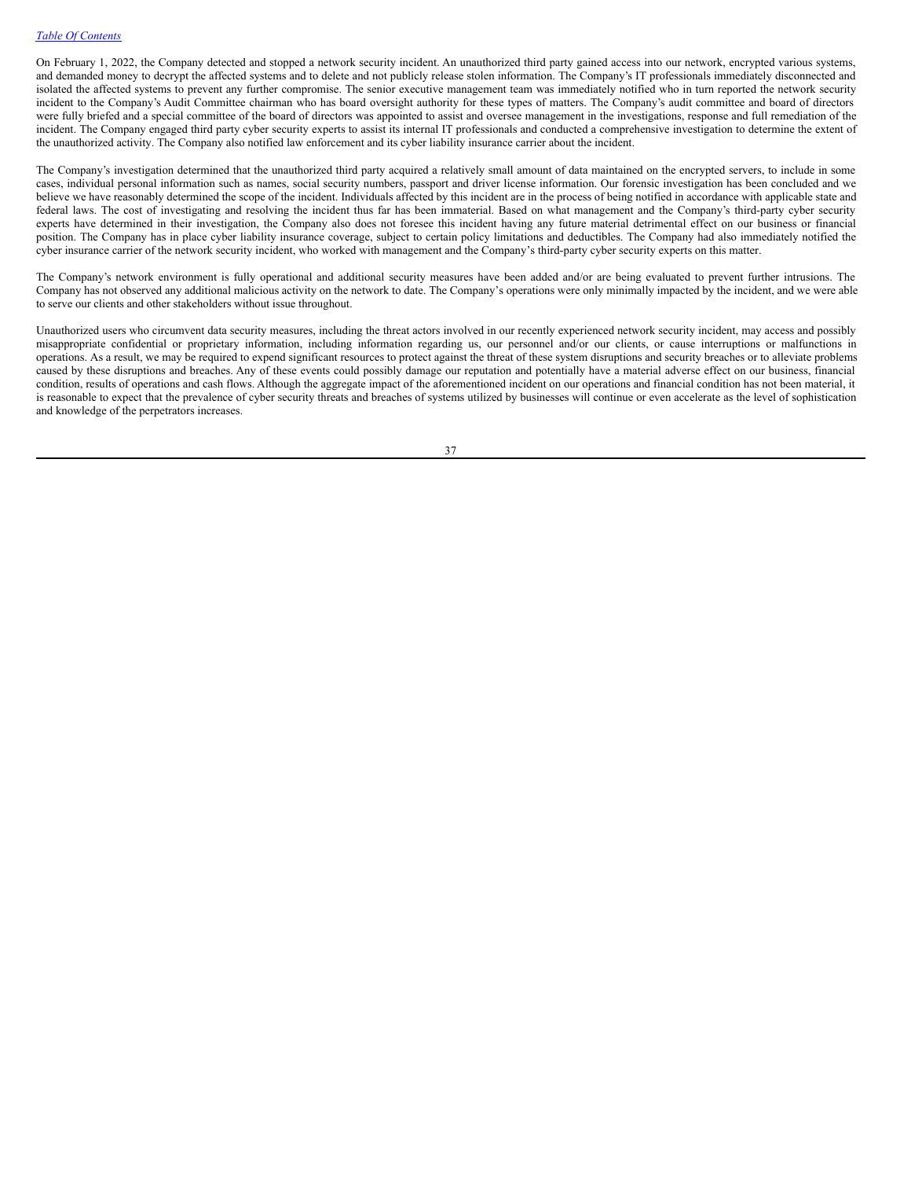On February 1, 2022, the Company detected and stopped a network security incident. An unauthorized third party gained access into our network, encrypted various systems, and demanded money to decrypt the affected systems and to delete and not publicly release stolen information. The Company's IT professionals immediately disconnected and isolated the affected systems to prevent any further compromise. The senior executive management team was immediately notified who in turn reported the network security incident to the Company's Audit Committee chairman who has board oversight authority for these types of matters. The Company's audit committee and board of directors were fully briefed and a special committee of the board of directors was appointed to assist and oversee management in the investigations, response and full remediation of the incident. The Company engaged third party cyber security experts to assist its internal IT professionals and conducted a comprehensive investigation to determine the extent of the unauthorized activity. The Company also notified law enforcement and its cyber liability insurance carrier about the incident.

The Company's investigation determined that the unauthorized third party acquired a relatively small amount of data maintained on the encrypted servers, to include in some cases, individual personal information such as names, social security numbers, passport and driver license information. Our forensic investigation has been concluded and we believe we have reasonably determined the scope of the incident. Individuals affected by this incident are in the process of being notified in accordance with applicable state and federal laws. The cost of investigating and resolving the incident thus far has been immaterial. Based on what management and the Company's third-party cyber security experts have determined in their investigation, the Company also does not foresee this incident having any future material detrimental effect on our business or financial position. The Company has in place cyber liability insurance coverage, subject to certain policy limitations and deductibles. The Company had also immediately notified the cyber insurance carrier of the network security incident, who worked with management and the Company's third-party cyber security experts on this matter.

The Company's network environment is fully operational and additional security measures have been added and/or are being evaluated to prevent further intrusions. The Company has not observed any additional malicious activity on the network to date. The Company's operations were only minimally impacted by the incident, and we were able to serve our clients and other stakeholders without issue throughout.

Unauthorized users who circumvent data security measures, including the threat actors involved in our recently experienced network security incident, may access and possibly misappropriate confidential or proprietary information, including information regarding us, our personnel and/or our clients, or cause interruptions or malfunctions in operations. As a result, we may be required to expend significant resources to protect against the threat of these system disruptions and security breaches or to alleviate problems caused by these disruptions and breaches. Any of these events could possibly damage our reputation and potentially have a material adverse effect on our business, financial condition, results of operations and cash flows. Although the aggregate impact of the aforementioned incident on our operations and financial condition has not been material, it is reasonable to expect that the prevalence of cyber security threats and breaches of systems utilized by businesses will continue or even accelerate as the level of sophistication and knowledge of the perpetrators increases.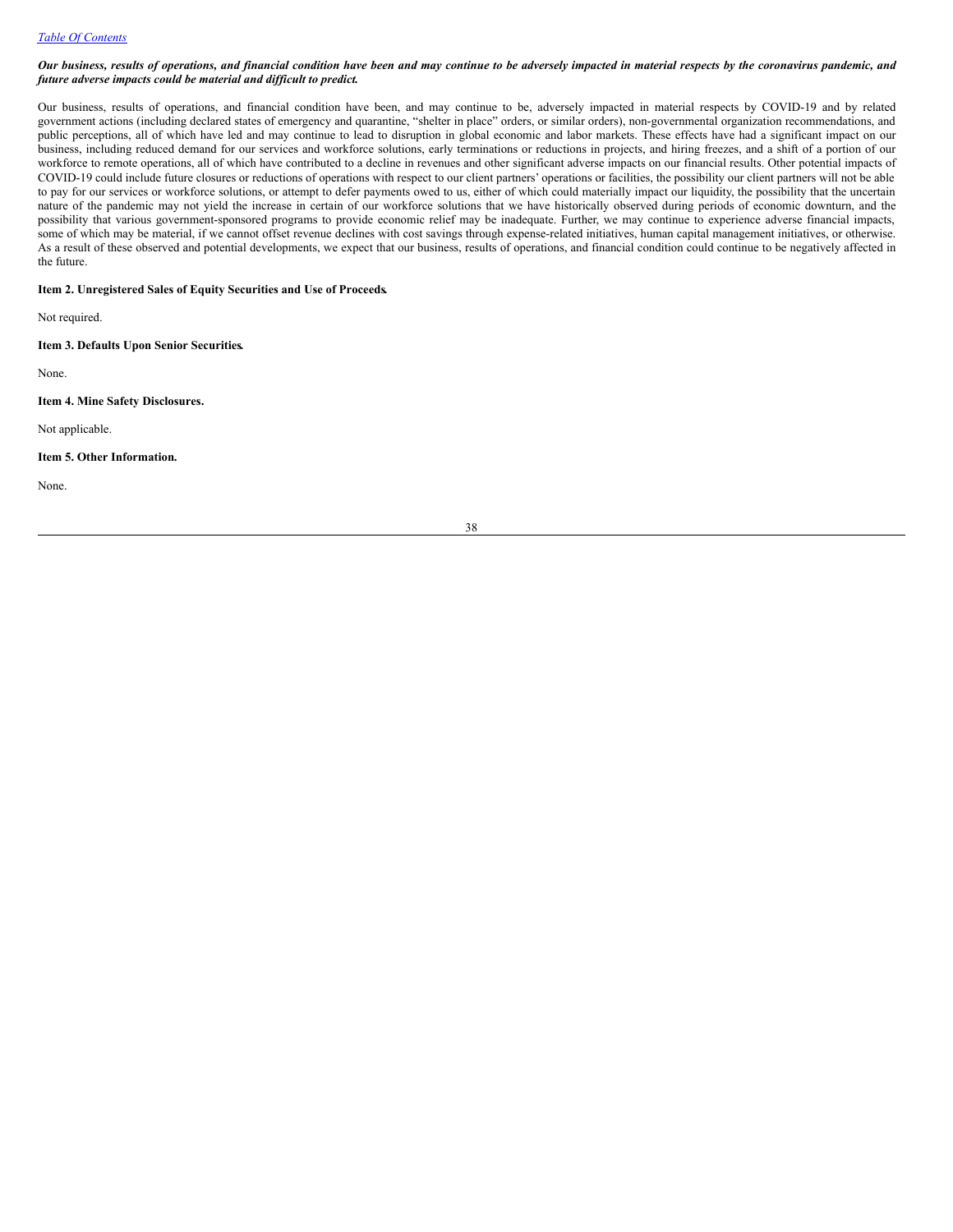***Our business, results of operations, and financial condition have been and may continue to be adversely impacted in material respects by the coronavirus pandemic, and future adverse impacts could be material and difficult to predict.***

Our business, results of operations, and financial condition have been, and may continue to be, adversely impacted in material respects by COVID-19 and by related government actions (including declared states of emergency and quarantine, "shelter in place" orders, or similar orders), non-governmental organization recommendations, and public perceptions, all of which have led and may continue to lead to disruption in global economic and labor markets. These effects have had a significant impact on our business, including reduced demand for our services and workforce solutions, early terminations or reductions in projects, and hiring freezes, and a shift of a portion of our workforce to remote operations, all of which have contributed to a decline in revenues and other significant adverse impacts on our financial results. Other potential impacts of COVID-19 could include future closures or reductions of operations with respect to our client partners' operations or facilities, the possibility our client partners will not be able to pay for our services or workforce solutions, or attempt to defer payments owed to us, either of which could materially impact our liquidity, the possibility that the uncertain nature of the pandemic may not yield the increase in certain of our workforce solutions that we have historically observed during periods of economic downturn, and the possibility that various government-sponsored programs to provide economic relief may be inadequate. Further, we may continue to experience adverse financial impacts, some of which may be material, if we cannot offset revenue declines with cost savings through expense-related initiatives, human capital management initiatives, or otherwise. As a result of these observed and potential developments, we expect that our business, results of operations, and financial condition could continue to be negatively affected in the future.

**Item 2. Unregistered Sales of Equity Securities and Use of Proceeds.**

Not required.

**Item 3. Defaults Upon Senior Securities.**

None.

**Item 4. Mine Safety Disclosures.**

Not applicable.

**Item 5. Other Information.**

None.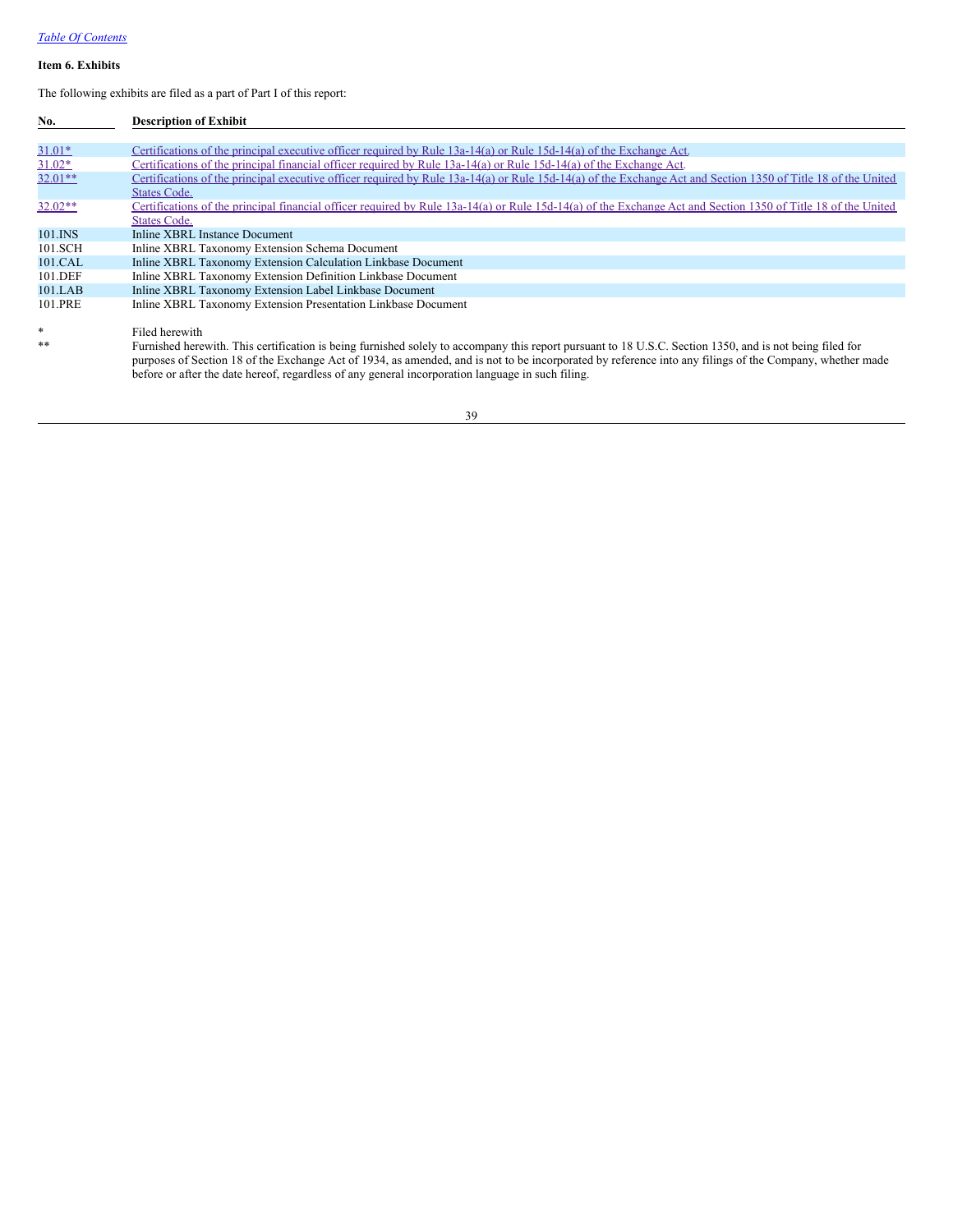*Table Of Contents*

**Item 6. Exhibits**

The following exhibits are filed as a part of Part I of this report:

| No. | Description of Exhibit |
|---|---|
| 31.01* | Certifications of the principal executive officer required by Rule 13a-14(a) or Rule 15d-14(a) of the Exchange Act. |
| 31.02* | Certifications of the principal financial officer required by Rule 13a-14(a) or Rule 15d-14(a) of the Exchange Act. |
| 32.01** | Certifications of the principal executive officer required by Rule 13a-14(a) or Rule 15d-14(a) of the Exchange Act and Section 1350 of Title 18 of the United States Code. |
| 32.02** | Certifications of the principal financial officer required by Rule 13a-14(a) or Rule 15d-14(a) of the Exchange Act and Section 1350 of Title 18 of the United States Code. |
| 101.INS | Inline XBRL Instance Document |
| 101.SCH | Inline XBRL Taxonomy Extension Schema Document |
| 101.CAL | Inline XBRL Taxonomy Extension Calculation Linkbase Document |
| 101.DEF | Inline XBRL Taxonomy Extension Definition Linkbase Document |
| 101.LAB | Inline XBRL Taxonomy Extension Label Linkbase Document |
| 101.PRE | Inline XBRL Taxonomy Extension Presentation Linkbase Document |

| | |
|---|---|
| * | Filed herewith |
| ** | Furnished herewith. This certification is being furnished solely to accompany this report pursuant to 18 U.S.C. Section 1350, and is not being filed for purposes of Section 18 of the Exchange Act of 1934, as amended, and is not to be incorporated by reference into any filings of the Company, whether made before or after the date hereof, regardless of any general incorporation language in such filing. |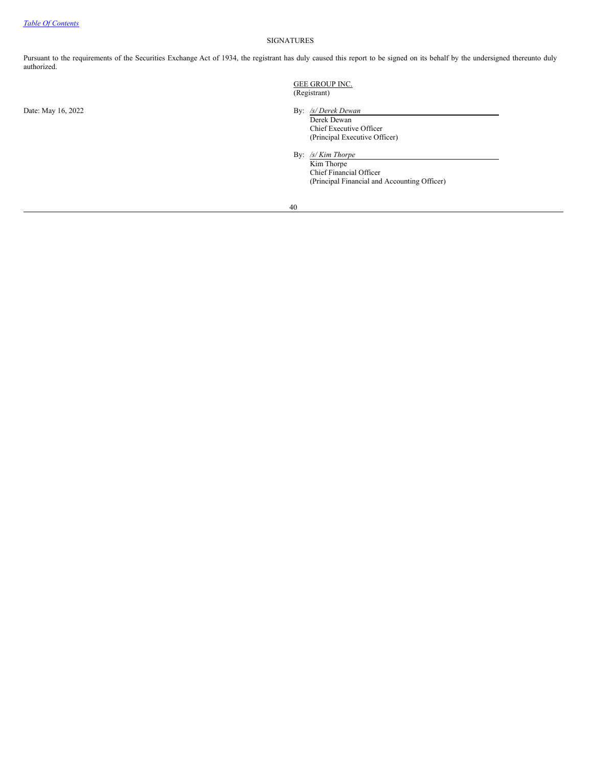[Table Of Contents](#)

SIGNATURES

Pursuant to the requirements of the Securities Exchange Act of 1934, the registrant has duly caused this report to be signed on its behalf by the undersigned thereunto duly authorized.

GEE GROUP INC.
(Registrant)

Date: May 16, 2022

By: */s/ Derek Dewan*
Derek Dewan
Chief Executive Officer
(Principal Executive Officer)

By: */s/ Kim Thorpe*
Kim Thorpe
Chief Financial Officer
(Principal Financial and Accounting Officer)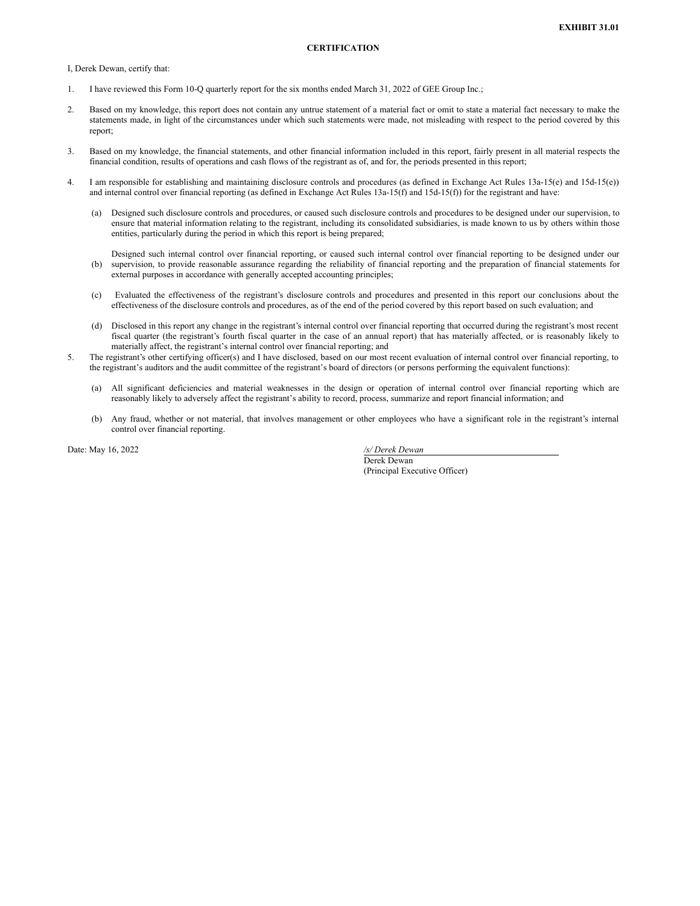**EXHIBIT 31.01**

**CERTIFICATION**

I, Derek Dewan, certify that:

1. I have reviewed this Form 10-Q quarterly report for the six months ended March 31, 2022 of GEE Group Inc.;

2. Based on my knowledge, this report does not contain any untrue statement of a material fact or omit to state a material fact necessary to make the statements made, in light of the circumstances under which such statements were made, not misleading with respect to the period covered by this report;

3. Based on my knowledge, the financial statements, and other financial information included in this report, fairly present in all material respects the financial condition, results of operations and cash flows of the registrant as of, and for, the periods presented in this report;

4. I am responsible for establishing and maintaining disclosure controls and procedures (as defined in Exchange Act Rules 13a-15(e) and 15d-15(e)) and internal control over financial reporting (as defined in Exchange Act Rules 13a-15(f) and 15d-15(f)) for the registrant and have:

   (a) Designed such disclosure controls and procedures, or caused such disclosure controls and procedures to be designed under our supervision, to ensure that material information relating to the registrant, including its consolidated subsidiaries, is made known to us by others within those entities, particularly during the period in which this report is being prepared;

   (b) Designed such internal control over financial reporting, or caused such internal control over financial reporting to be designed under our supervision, to provide reasonable assurance regarding the reliability of financial reporting and the preparation of financial statements for external purposes in accordance with generally accepted accounting principles;

   (c) Evaluated the effectiveness of the registrant's disclosure controls and procedures and presented in this report our conclusions about the effectiveness of the disclosure controls and procedures, as of the end of the period covered by this report based on such evaluation; and

   (d) Disclosed in this report any change in the registrant's internal control over financial reporting that occurred during the registrant's most recent fiscal quarter (the registrant's fourth fiscal quarter in the case of an annual report) that has materially affected, or is reasonably likely to materially affect, the registrant's internal control over financial reporting; and

5. The registrant's other certifying officer(s) and I have disclosed, based on our most recent evaluation of internal control over financial reporting, to the registrant's auditors and the audit committee of the registrant's board of directors (or persons performing the equivalent functions):

   (a) All significant deficiencies and material weaknesses in the design or operation of internal control over financial reporting which are reasonably likely to adversely affect the registrant's ability to record, process, summarize and report financial information; and

   (b) Any fraud, whether or not material, that involves management or other employees who have a significant role in the registrant's internal control over financial reporting.

Date: May 16, 2022

*/s/ Derek Dewan*
Derek Dewan
(Principal Executive Officer)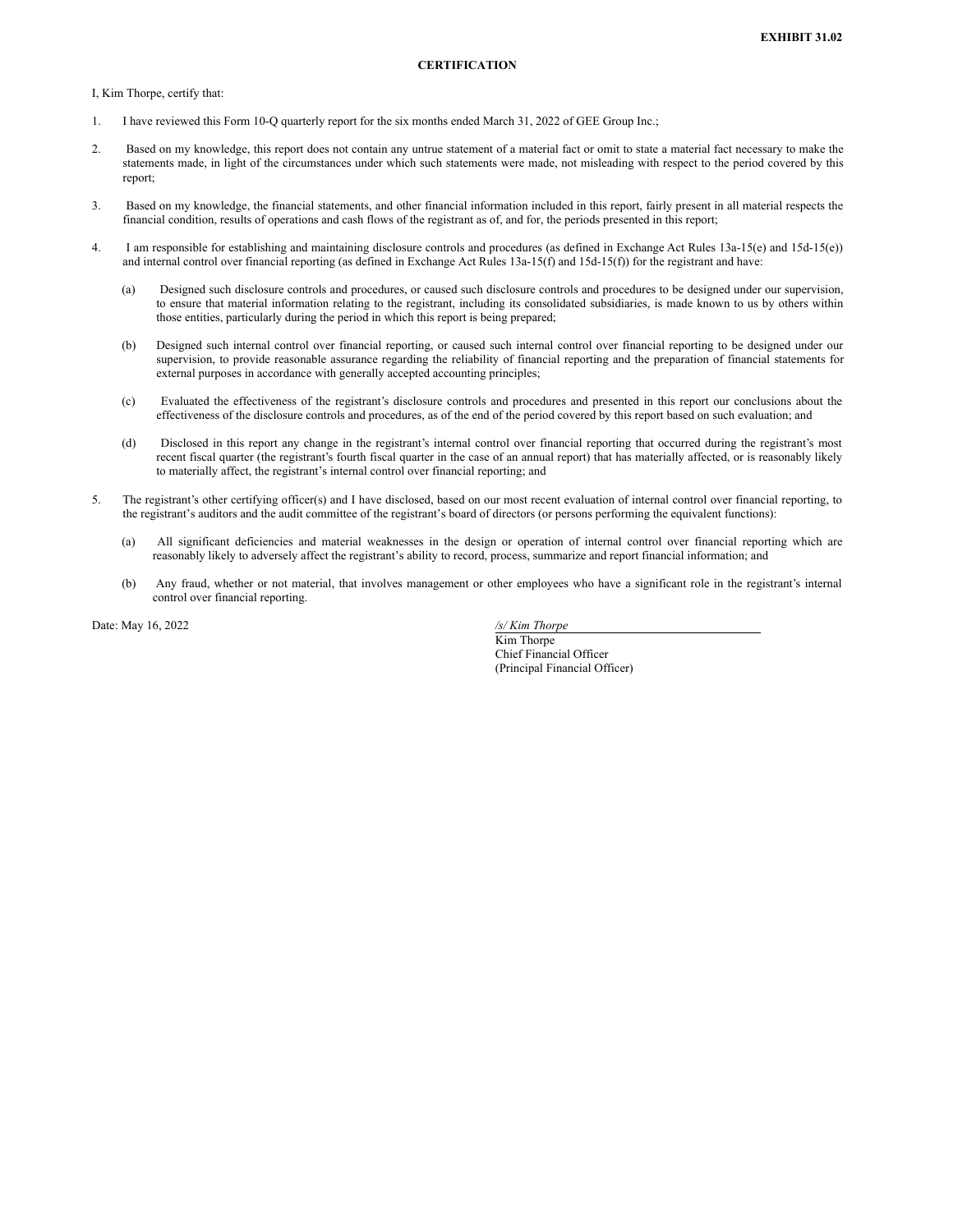**EXHIBIT 31.02**

**CERTIFICATION**

I, Kim Thorpe, certify that:

1. I have reviewed this Form 10-Q quarterly report for the six months ended March 31, 2022 of GEE Group Inc.;

2. Based on my knowledge, this report does not contain any untrue statement of a material fact or omit to state a material fact necessary to make the statements made, in light of the circumstances under which such statements were made, not misleading with respect to the period covered by this report;

3. Based on my knowledge, the financial statements, and other financial information included in this report, fairly present in all material respects the financial condition, results of operations and cash flows of the registrant as of, and for, the periods presented in this report;

4. I am responsible for establishing and maintaining disclosure controls and procedures (as defined in Exchange Act Rules 13a-15(e) and 15d-15(e)) and internal control over financial reporting (as defined in Exchange Act Rules 13a-15(f) and 15d-15(f)) for the registrant and have:

   (a) Designed such disclosure controls and procedures, or caused such disclosure controls and procedures to be designed under our supervision, to ensure that material information relating to the registrant, including its consolidated subsidiaries, is made known to us by others within those entities, particularly during the period in which this report is being prepared;

   (b) Designed such internal control over financial reporting, or caused such internal control over financial reporting to be designed under our supervision, to provide reasonable assurance regarding the reliability of financial reporting and the preparation of financial statements for external purposes in accordance with generally accepted accounting principles;

   (c) Evaluated the effectiveness of the registrant's disclosure controls and procedures and presented in this report our conclusions about the effectiveness of the disclosure controls and procedures, as of the end of the period covered by this report based on such evaluation; and

   (d) Disclosed in this report any change in the registrant's internal control over financial reporting that occurred during the registrant's most recent fiscal quarter (the registrant's fourth fiscal quarter in the case of an annual report) that has materially affected, or is reasonably likely to materially affect, the registrant's internal control over financial reporting; and

5. The registrant's other certifying officer(s) and I have disclosed, based on our most recent evaluation of internal control over financial reporting, to the registrant's auditors and the audit committee of the registrant's board of directors (or persons performing the equivalent functions):

   (a) All significant deficiencies and material weaknesses in the design or operation of internal control over financial reporting which are reasonably likely to adversely affect the registrant's ability to record, process, summarize and report financial information; and

   (b) Any fraud, whether or not material, that involves management or other employees who have a significant role in the registrant's internal control over financial reporting.

Date: May 16, 2022

*/s/ Kim Thorpe*
Kim Thorpe
Chief Financial Officer
(Principal Financial Officer)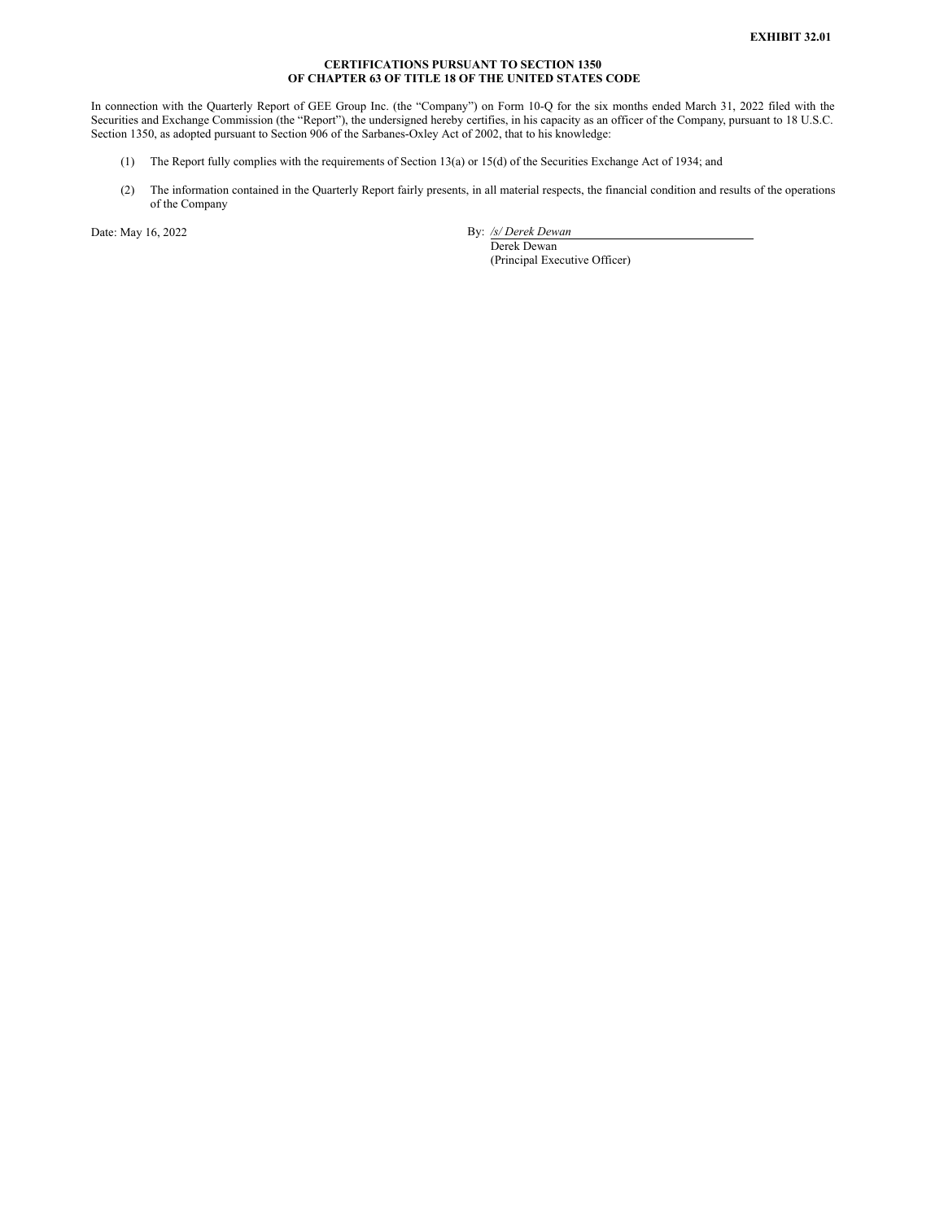**EXHIBIT 32.01**

**CERTIFICATIONS PURSUANT TO SECTION 1350**
**OF CHAPTER 63 OF TITLE 18 OF THE UNITED STATES CODE**

In connection with the Quarterly Report of GEE Group Inc. (the "Company") on Form 10-Q for the six months ended March 31, 2022 filed with the Securities and Exchange Commission (the "Report"), the undersigned hereby certifies, in his capacity as an officer of the Company, pursuant to 18 U.S.C. Section 1350, as adopted pursuant to Section 906 of the Sarbanes-Oxley Act of 2002, that to his knowledge:

(1) The Report fully complies with the requirements of Section 13(a) or 15(d) of the Securities Exchange Act of 1934; and

(2) The information contained in the Quarterly Report fairly presents, in all material respects, the financial condition and results of the operations of the Company

Date: May 16, 2022

By: */s/ Derek Dewan*
Derek Dewan
(Principal Executive Officer)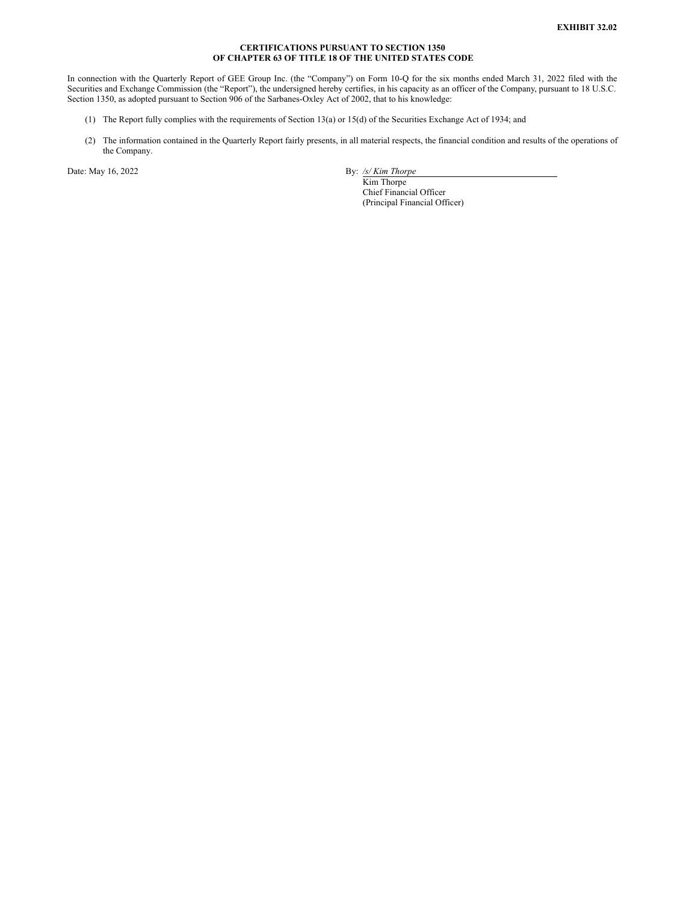**EXHIBIT 32.02**

**CERTIFICATIONS PURSUANT TO SECTION 1350**
**OF CHAPTER 63 OF TITLE 18 OF THE UNITED STATES CODE**

In connection with the Quarterly Report of GEE Group Inc. (the "Company") on Form 10-Q for the six months ended March 31, 2022 filed with the Securities and Exchange Commission (the "Report"), the undersigned hereby certifies, in his capacity as an officer of the Company, pursuant to 18 U.S.C. Section 1350, as adopted pursuant to Section 906 of the Sarbanes-Oxley Act of 2002, that to his knowledge:

(1) The Report fully complies with the requirements of Section 13(a) or 15(d) of the Securities Exchange Act of 1934; and

(2) The information contained in the Quarterly Report fairly presents, in all material respects, the financial condition and results of the operations of the Company.

Date: May 16, 2022

By: */s/ Kim Thorpe*
Kim Thorpe
Chief Financial Officer
(Principal Financial Officer)